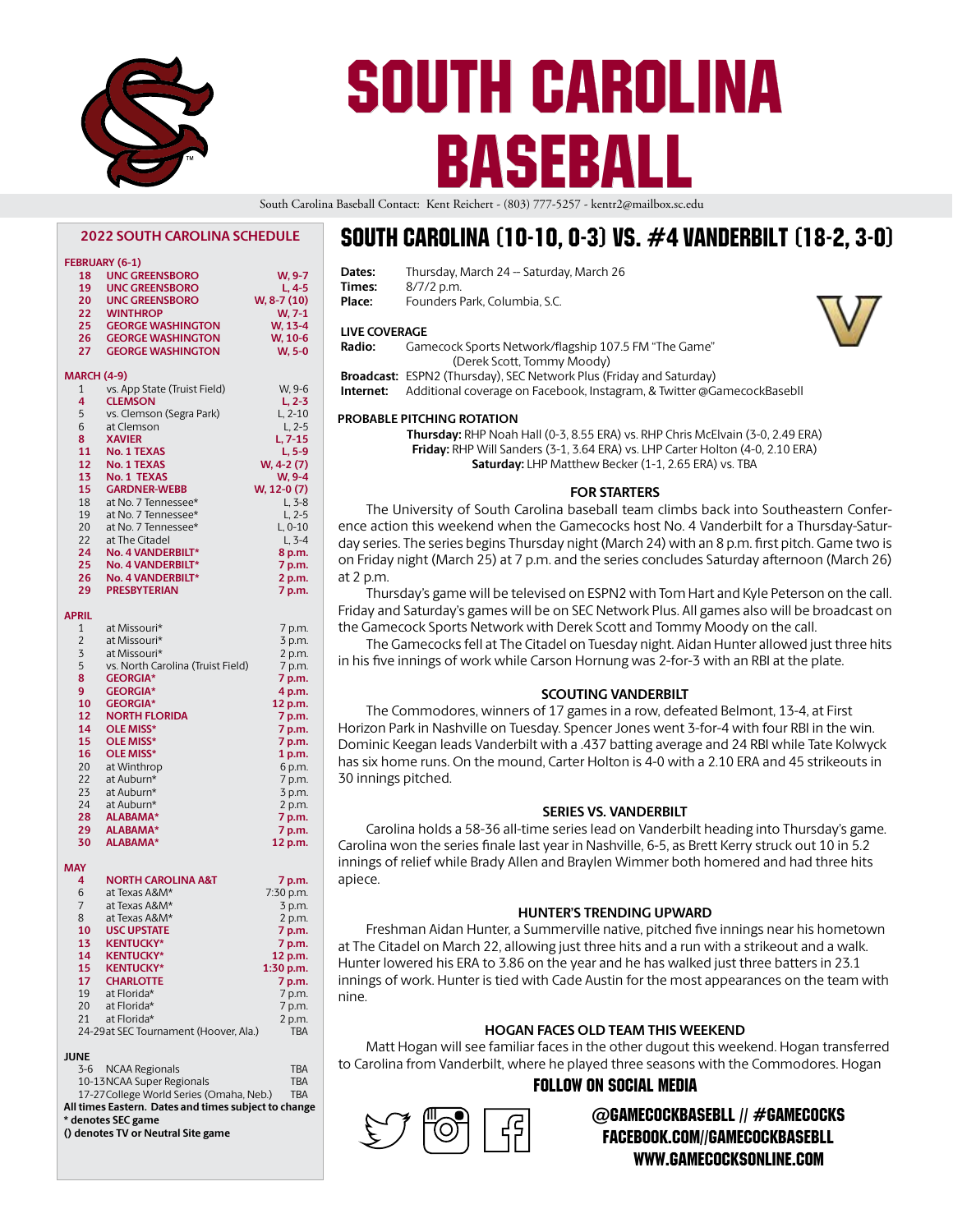# SOUTH CAROLINA BASEBALL

South Carolina Baseball Contact: Kent Reichert - (803) 777-5257 - kentr2@mailbox.sc.edu

## 2022 SOUTH CAROLINA SCHEDULE

**FEBRUARY (6-1)**

| Date | Opponent | Result/Time |
|---|---|---|
| 18 | UNC GREENSBORO | W, 9-7 |
| 19 | UNC GREENSBORO | L, 4-5 |
| 20 | UNC GREENSBORO | W, 8-7 (10) |
| 22 | WINTHROP | W, 7-1 |
| 25 | GEORGE WASHINGTON | W, 13-4 |
| 26 | GEORGE WASHINGTON | W, 10-6 |
| 27 | GEORGE WASHINGTON | W, 5-0 |

**MARCH (4-9)**

| Date | Opponent | Result/Time |
|---|---|---|
| 1 | vs. App State (Truist Field) | W, 9-6 |
| 4 | CLEMSON | L, 2-3 |
| 5 | vs. Clemson (Segra Park) | L, 2-10 |
| 6 | at Clemson | L, 2-5 |
| 8 | XAVIER | L, 7-15 |
| 11 | No. 1 TEXAS | L, 5-9 |
| 12 | No. 1 TEXAS | W, 4-2 (7) |
| 13 | No. 1 TEXAS | W, 9-4 |
| 15 | GARDNER-WEBB | W, 12-0 (7) |
| 18 | at No. 7 Tennessee* | L, 3-8 |
| 19 | at No. 7 Tennessee* | L, 2-5 |
| 20 | at No. 7 Tennessee* | L, 0-10 |
| 22 | at The Citadel | L, 3-4 |
| 24 | No. 4 VANDERBILT* | 8 p.m. |
| 25 | No. 4 VANDERBILT* | 7 p.m. |
| 26 | No. 4 VANDERBILT* | 2 p.m. |
| 29 | PRESBYTERIAN | 7 p.m. |

**APRIL**

| Date | Opponent | Result/Time |
|---|---|---|
| 1 | at Missouri* | 7 p.m. |
| 2 | at Missouri* | 3 p.m. |
| 3 | at Missouri* | 2 p.m. |
| 5 | vs. North Carolina (Truist Field) | 7 p.m. |
| 8 | GEORGIA* | 7 p.m. |
| 9 | GEORGIA* | 4 p.m. |
| 10 | GEORGIA* | 12 p.m. |
| 12 | NORTH FLORIDA | 7 p.m. |
| 14 | OLE MISS* | 7 p.m. |
| 15 | OLE MISS* | 7 p.m. |
| 16 | OLE MISS* | 1 p.m. |
| 20 | at Winthrop | 6 p.m. |
| 22 | at Auburn* | 7 p.m. |
| 23 | at Auburn* | 3 p.m. |
| 24 | at Auburn* | 2 p.m. |
| 28 | ALABAMA* | 7 p.m. |
| 29 | ALABAMA* | 7 p.m. |
| 30 | ALABAMA* | 12 p.m. |

**MAY**

| Date | Opponent | Result/Time |
|---|---|---|
| 4 | NORTH CAROLINA A&T | 7 p.m. |
| 6 | at Texas A&M* | 7:30 p.m. |
| 7 | at Texas A&M* | 3 p.m. |
| 8 | at Texas A&M* | 2 p.m. |
| 10 | USC UPSTATE | 7 p.m. |
| 13 | KENTUCKY* | 7 p.m. |
| 14 | KENTUCKY* | 12 p.m. |
| 15 | KENTUCKY* | 1:30 p.m. |
| 17 | CHARLOTTE | 7 p.m. |
| 19 | at Florida* | 7 p.m. |
| 20 | at Florida* | 7 p.m. |
| 21 | at Florida* | 2 p.m. |
| 24-29 | at SEC Tournament (Hoover, Ala.) | TBA |

**JUNE**

| Date | Event | Time |
|---|---|---|
| 3-6 | NCAA Regionals | TBA |
| 10-13 | NCAA Super Regionals | TBA |
| 17-27 | College World Series (Omaha, Neb.) | TBA |

**All times Eastern. Dates and times subject to change**
**\* denotes SEC game**
**() denotes TV or Neutral Site game**

## SOUTH CAROLINA (10-10, 0-3) VS. #4 VANDERBILT (18-2, 3-0)

**Dates:** Thursday, March 24 – Saturday, March 26
**Times:** 8/7/2 p.m.
**Place:** Founders Park, Columbia, S.C.

**LIVE COVERAGE**
**Radio:** Gamecock Sports Network/flagship 107.5 FM "The Game" (Derek Scott, Tommy Moody)
**Broadcast:** ESPN2 (Thursday), SEC Network Plus (Friday and Saturday)
**Internet:** Additional coverage on Facebook, Instagram, & Twitter @GamecockBasebll

**PROBABLE PITCHING ROTATION**
**Thursday:** RHP Noah Hall (0-3, 8.55 ERA) vs. RHP Chris McElvain (3-0, 2.49 ERA)
**Friday:** RHP Will Sanders (3-1, 3.64 ERA) vs. LHP Carter Holton (4-0, 2.10 ERA)
**Saturday:** LHP Matthew Becker (1-1, 2.65 ERA) vs. TBA

### FOR STARTERS

The University of South Carolina baseball team climbs back into Southeastern Conference action this weekend when the Gamecocks host No. 4 Vanderbilt for a Thursday-Saturday series. The series begins Thursday night (March 24) with an 8 p.m. first pitch. Game two is on Friday night (March 25) at 7 p.m. and the series concludes Saturday afternoon (March 26) at 2 p.m.

Thursday's game will be televised on ESPN2 with Tom Hart and Kyle Peterson on the call. Friday and Saturday's games will be on SEC Network Plus. All games also will be broadcast on the Gamecock Sports Network with Derek Scott and Tommy Moody on the call.

The Gamecocks fell at The Citadel on Tuesday night. Aidan Hunter allowed just three hits in his five innings of work while Carson Hornung was 2-for-3 with an RBI at the plate.

### SCOUTING VANDERBILT

The Commodores, winners of 17 games in a row, defeated Belmont, 13-4, at First Horizon Park in Nashville on Tuesday. Spencer Jones went 3-for-4 with four RBI in the win. Dominic Keegan leads Vanderbilt with a .437 batting average and 24 RBI while Tate Kolwyck has six home runs. On the mound, Carter Holton is 4-0 with a 2.10 ERA and 45 strikeouts in 30 innings pitched.

### SERIES VS. VANDERBILT

Carolina holds a 58-36 all-time series lead on Vanderbilt heading into Thursday's game. Carolina won the series finale last year in Nashville, 6-5, as Brett Kerry struck out 10 in 5.2 innings of relief while Brady Allen and Braylen Wimmer both homered and had three hits apiece.

### HUNTER'S TRENDING UPWARD

Freshman Aidan Hunter, a Summerville native, pitched five innings near his hometown at The Citadel on March 22, allowing just three hits and a run with a strikeout and a walk. Hunter lowered his ERA to 3.86 on the year and he has walked just three batters in 23.1 innings of work. Hunter is tied with Cade Austin for the most appearances on the team with nine.

### HOGAN FACES OLD TEAM THIS WEEKEND

Matt Hogan will see familiar faces in the other dugout this weekend. Hogan transferred to Carolina from Vanderbilt, where he played three seasons with the Commodores. Hogan

### FOLLOW ON SOCIAL MEDIA

**@GAMECOCKBASEBLL // #GAMECOCKS**
**FACEBOOK.COM//GAMECOCKBASEBLL**
**WWW.GAMECOCKSONLINE.COM**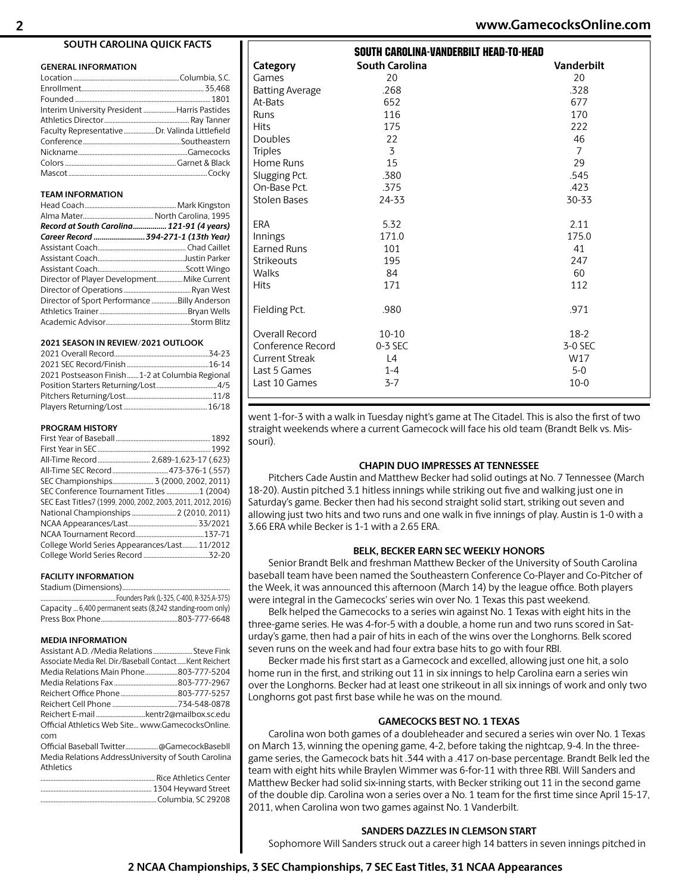## SOUTH CAROLINA QUICK FACTS

**GENERAL INFORMATION**

Location....Columbia, S.C.
Enrollment....35,468
Founded....1801
Interim University President....Harris Pastides
Athletics Director....Ray Tanner
Faculty Representative....Dr. Valinda Littlefield
Conference....Southeastern
Nickname....Gamecocks
Colors....Garnet & Black
Mascot....Cocky

**TEAM INFORMATION**

Head Coach....Mark Kingston
Alma Mater....North Carolina, 1995
***Record at South Carolina....121-91 (4 years)***
***Career Record....394-271-1 (13th Year)***
Assistant Coach....Chad Caillet
Assistant Coach....Justin Parker
Assistant Coach....Scott Wingo
Director of Player Development....Mike Current
Director of Operations....Ryan West
Director of Sport Performance....Billy Anderson
Athletics Trainer....Bryan Wells
Academic Advisor....Storm Blitz

**2021 SEASON IN REVIEW/2021 OUTLOOK**

2021 Overall Record....34-23
2021 SEC Record/Finish....16-14
2021 Postseason Finish....1-2 at Columbia Regional
Position Starters Returning/Lost....4/5
Pitchers Returning/Lost....11/8
Players Returning/Lost....16/18

**PROGRAM HISTORY**

First Year of Baseball....1892
First Year in SEC....1992
All-Time Record....2,689-1,623-17 (.623)
All-Time SEC Record....473-376-1 (.557)
SEC Championships....3 (2000, 2002, 2011)
SEC Conference Tournament Titles....1 (2004)
SEC East Titles7 (1999, 2000, 2002, 2003, 2011, 2012, 2016)
National Championships....2 (2010, 2011)
NCAA Appearances/Last....33/2021
NCAA Tournament Record....137-71
College World Series Appearances/Last....11/2012
College World Series Record....32-20

**FACILITY INFORMATION**

Stadium (Dimensions)....
....Founders Park (L-325, C-400, R-325,A-375)
Capacity ... 6,400 permanent seats (8,242 standing-room only)
Press Box Phone....803-777-6648

**MEDIA INFORMATION**

Assistant A.D. /Media Relations....Steve Fink
Associate Media Rel. Dir./Baseball Contact....Kent Reichert
Media Relations Main Phone....803-777-5204
Media Relations Fax....803-777-2967
Reichert Office Phone....803-777-5257
Reichert Cell Phone....734-548-0878
Reichert E-mail....kentr2@mailbox.sc.edu
Official Athletics Web Site... www.GamecocksOnline.com
Official Baseball Twitter....@GamecockBasebll
Media Relations AddressUniversity of South Carolina Athletics
....Rice Athletics Center
....1304 Heyward Street
....Columbia, SC 29208

## SOUTH CAROLINA-VANDERBILT HEAD-TO-HEAD

| Category | South Carolina | Vanderbilt |
|---|---|---|
| Games | 20 | 20 |
| Batting Average | .268 | .328 |
| At-Bats | 652 | 677 |
| Runs | 116 | 170 |
| Hits | 175 | 222 |
| Doubles | 22 | 46 |
| Triples | 3 | 7 |
| Home Runs | 15 | 29 |
| Slugging Pct. | .380 | .545 |
| On-Base Pct. | .375 | .423 |
| Stolen Bases | 24-33 | 30-33 |
| | | |
| ERA | 5.32 | 2.11 |
| Innings | 171.0 | 175.0 |
| Earned Runs | 101 | 41 |
| Strikeouts | 195 | 247 |
| Walks | 84 | 60 |
| Hits | 171 | 112 |
| | | |
| Fielding Pct. | .980 | .971 |
| | | |
| Overall Record | 10-10 | 18-2 |
| Conference Record | 0-3 SEC | 3-0 SEC |
| Current Streak | L4 | W17 |
| Last 5 Games | 1-4 | 5-0 |
| Last 10 Games | 3-7 | 10-0 |

went 1-for-3 with a walk in Tuesday night's game at The Citadel. This is also the first of two straight weekends where a current Gamecock will face his old team (Brandt Belk vs. Missouri).

### CHAPIN DUO IMPRESSES AT TENNESSEE

Pitchers Cade Austin and Matthew Becker had solid outings at No. 7 Tennessee (March 18-20). Austin pitched 3.1 hitless innings while striking out five and walking just one in Saturday's game. Becker then had his second straight solid start, striking out seven and allowing just two hits and two runs and one walk in five innings of play. Austin is 1-0 with a 3.66 ERA while Becker is 1-1 with a 2.65 ERA.

### BELK, BECKER EARN SEC WEEKLY HONORS

Senior Brandt Belk and freshman Matthew Becker of the University of South Carolina baseball team have been named the Southeastern Conference Co-Player and Co-Pitcher of the Week, it was announced this afternoon (March 14) by the league office. Both players were integral in the Gamecocks' series win over No. 1 Texas this past weekend.

Belk helped the Gamecocks to a series win against No. 1 Texas with eight hits in the three-game series. He was 4-for-5 with a double, a home run and two runs scored in Saturday's game, then had a pair of hits in each of the wins over the Longhorns. Belk scored seven runs on the week and had four extra base hits to go with four RBI.

Becker made his first start as a Gamecock and excelled, allowing just one hit, a solo home run in the first, and striking out 11 in six innings to help Carolina earn a series win over the Longhorns. Becker had at least one strikeout in all six innings of work and only two Longhorns got past first base while he was on the mound.

### GAMECOCKS BEST NO. 1 TEXAS

Carolina won both games of a doubleheader and secured a series win over No. 1 Texas on March 13, winning the opening game, 4-2, before taking the nightcap, 9-4. In the three-game series, the Gamecock bats hit .344 with a .417 on-base percentage. Brandt Belk led the team with eight hits while Braylen Wimmer was 6-for-11 with three RBI. Will Sanders and Matthew Becker had solid six-inning starts, with Becker striking out 11 in the second game of the double dip. Carolina won a series over a No. 1 team for the first time since April 15-17, 2011, when Carolina won two games against No. 1 Vanderbilt.

### SANDERS DAZZLES IN CLEMSON START

Sophomore Will Sanders struck out a career high 14 batters in seven innings pitched in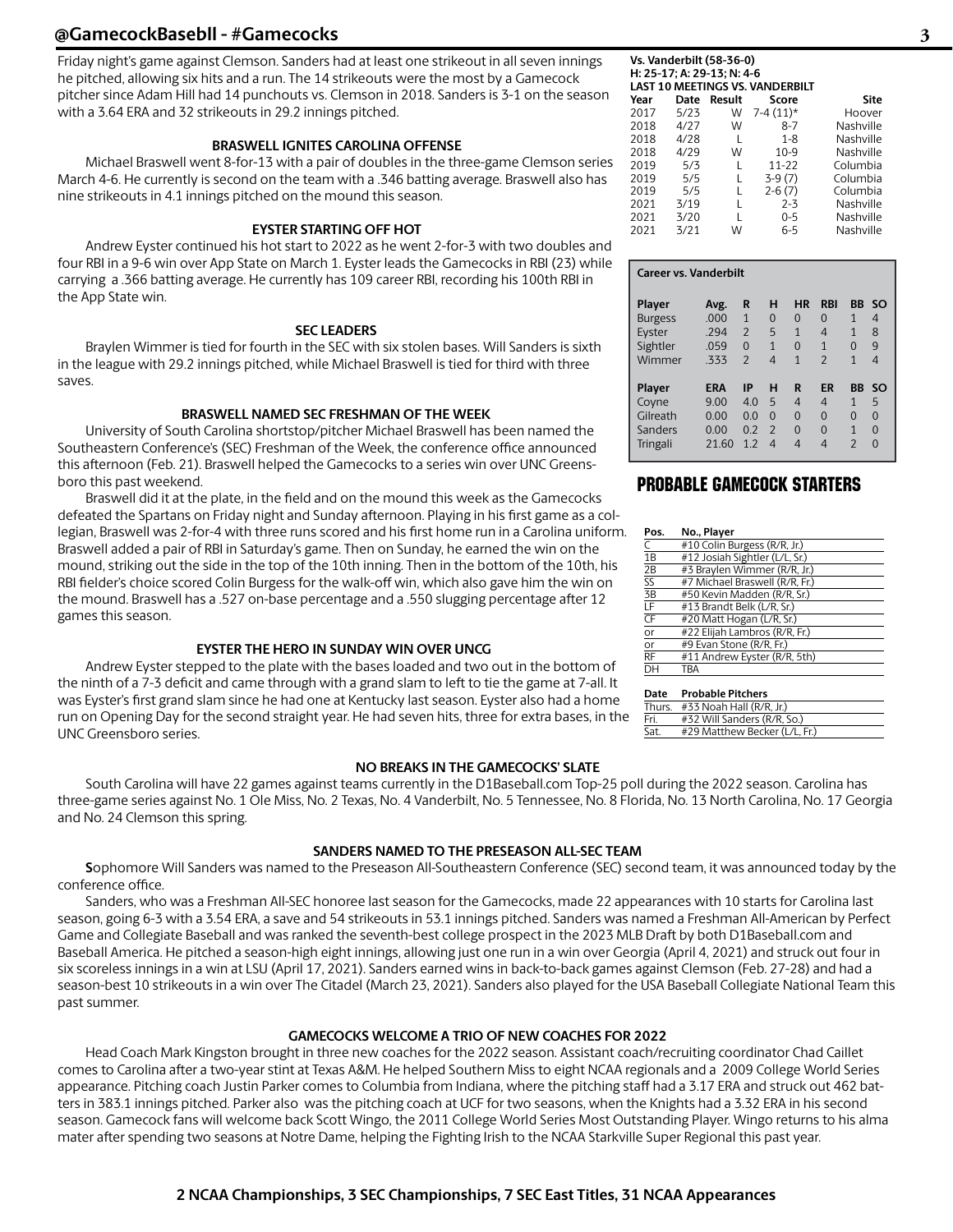Friday night's game against Clemson. Sanders had at least one strikeout in all seven innings he pitched, allowing six hits and a run. The 14 strikeouts were the most by a Gamecock pitcher since Adam Hill had 14 punchouts vs. Clemson in 2018. Sanders is 3-1 on the season with a 3.64 ERA and 32 strikeouts in 29.2 innings pitched.

### BRASWELL IGNITES CAROLINA OFFENSE

Michael Braswell went 8-for-13 with a pair of doubles in the three-game Clemson series March 4-6. He currently is second on the team with a .346 batting average. Braswell also has nine strikeouts in 4.1 innings pitched on the mound this season.

### EYSTER STARTING OFF HOT

Andrew Eyster continued his hot start to 2022 as he went 2-for-3 with two doubles and four RBI in a 9-6 win over App State on March 1. Eyster leads the Gamecocks in RBI (23) while carrying a .366 batting average. He currently has 109 career RBI, recording his 100th RBI in the App State win.

### SEC LEADERS

Braylen Wimmer is tied for fourth in the SEC with six stolen bases. Will Sanders is sixth in the league with 29.2 innings pitched, while Michael Braswell is tied for third with three saves.

### BRASWELL NAMED SEC FRESHMAN OF THE WEEK

University of South Carolina shortstop/pitcher Michael Braswell has been named the Southeastern Conference's (SEC) Freshman of the Week, the conference office announced this afternoon (Feb. 21). Braswell helped the Gamecocks to a series win over UNC Greensboro this past weekend.

Braswell did it at the plate, in the field and on the mound this week as the Gamecocks defeated the Spartans on Friday night and Sunday afternoon. Playing in his first game as a collegian, Braswell was 2-for-4 with three runs scored and his first home run in a Carolina uniform. Braswell added a pair of RBI in Saturday's game. Then on Sunday, he earned the win on the mound, striking out the side in the top of the 10th inning. Then in the bottom of the 10th, his RBI fielder's choice scored Colin Burgess for the walk-off win, which also gave him the win on the mound. Braswell has a .527 on-base percentage and a .550 slugging percentage after 12 games this season.

### EYSTER THE HERO IN SUNDAY WIN OVER UNCG

Andrew Eyster stepped to the plate with the bases loaded and two out in the bottom of the ninth of a 7-3 deficit and came through with a grand slam to left to tie the game at 7-all. It was Eyster's first grand slam since he had one at Kentucky last season. Eyster also had a home run on Opening Day for the second straight year. He had seven hits, three for extra bases, in the UNC Greensboro series.

**Vs. Vanderbilt (58-36-0)**
**H: 25-17; A: 29-13; N: 4-6**
**LAST 10 MEETINGS VS. VANDERBILT**

| Year | Date | Result | Score | Site |
|---|---|---|---|---|
| 2017 | 5/23 | W | 7-4 (11)* | Hoover |
| 2018 | 4/27 | W | 8-7 | Nashville |
| 2018 | 4/28 | L | 1-8 | Nashville |
| 2018 | 4/29 | W | 10-9 | Nashville |
| 2019 | 5/3 | L | 11-22 | Columbia |
| 2019 | 5/5 | L | 3-9 (7) | Columbia |
| 2019 | 5/5 | L | 2-6 (7) | Columbia |
| 2021 | 3/19 | L | 2-3 | Nashville |
| 2021 | 3/20 | L | 0-5 | Nashville |
| 2021 | 3/21 | W | 6-5 | Nashville |

**Career vs. Vanderbilt**

| Player | Avg. | R | H | HR | RBI | BB | SO |
|---|---|---|---|---|---|---|---|
| Burgess | .000 | 1 | 0 | 0 | 0 | 1 | 4 |
| Eyster | .294 | 2 | 5 | 1 | 4 | 1 | 8 |
| Sightler | .059 | 0 | 1 | 0 | 1 | 0 | 9 |
| Wimmer | .333 | 2 | 4 | 1 | 2 | 1 | 4 |

| Player | ERA | IP | H | R | ER | BB | SO |
|---|---|---|---|---|---|---|---|
| Coyne | 9.00 | 4.0 | 5 | 4 | 4 | 1 | 5 |
| Gilreath | 0.00 | 0.0 | 0 | 0 | 0 | 0 | 0 |
| Sanders | 0.00 | 0.2 | 2 | 0 | 0 | 1 | 0 |
| Tringali | 21.60 | 1.2 | 4 | 4 | 4 | 2 | 0 |

## PROBABLE GAMECOCK STARTERS

| Pos. | No., Player |
|---|---|
| C | #10 Colin Burgess (R/R, Jr.) |
| 1B | #12 Josiah Sightler (L/L, Sr.) |
| 2B | #3 Braylen Wimmer (R/R, Jr.) |
| SS | #7 Michael Braswell (R/R, Fr.) |
| 3B | #50 Kevin Madden (R/R, Sr.) |
| LF | #13 Brandt Belk (L/R, Sr.) |
| CF | #20 Matt Hogan (L/R, Sr.) |
| or | #22 Elijah Lambros (R/R, Fr.) |
| or | #9 Evan Stone (R/R, Fr.) |
| RF | #11 Andrew Eyster (R/R, 5th) |
| DH | TBA |

| Date | Probable Pitchers |
|---|---|
| Thurs. | #33 Noah Hall (R/R, Jr.) |
| Fri. | #32 Will Sanders (R/R, So.) |
| Sat. | #29 Matthew Becker (L/L, Fr.) |

### NO BREAKS IN THE GAMECOCKS' SLATE

South Carolina will have 22 games against teams currently in the D1Baseball.com Top-25 poll during the 2022 season. Carolina has three-game series against No. 1 Ole Miss, No. 2 Texas, No. 4 Vanderbilt, No. 5 Tennessee, No. 8 Florida, No. 13 North Carolina, No. 17 Georgia and No. 24 Clemson this spring.

### SANDERS NAMED TO THE PRESEASON ALL-SEC TEAM

**S**ophomore Will Sanders was named to the Preseason All-Southeastern Conference (SEC) second team, it was announced today by the conference office.

Sanders, who was a Freshman All-SEC honoree last season for the Gamecocks, made 22 appearances with 10 starts for Carolina last season, going 6-3 with a 3.54 ERA, a save and 54 strikeouts in 53.1 innings pitched. Sanders was named a Freshman All-American by Perfect Game and Collegiate Baseball and was ranked the seventh-best college prospect in the 2023 MLB Draft by both D1Baseball.com and Baseball America. He pitched a season-high eight innings, allowing just one run in a win over Georgia (April 4, 2021) and struck out four in six scoreless innings in a win at LSU (April 17, 2021). Sanders earned wins in back-to-back games against Clemson (Feb. 27-28) and had a season-best 10 strikeouts in a win over The Citadel (March 23, 2021). Sanders also played for the USA Baseball Collegiate National Team this past summer.

### GAMECOCKS WELCOME A TRIO OF NEW COACHES FOR 2022

Head Coach Mark Kingston brought in three new coaches for the 2022 season. Assistant coach/recruiting coordinator Chad Caillet comes to Carolina after a two-year stint at Texas A&M. He helped Southern Miss to eight NCAA regionals and a 2009 College World Series appearance. Pitching coach Justin Parker comes to Columbia from Indiana, where the pitching staff had a 3.17 ERA and struck out 462 batters in 383.1 innings pitched. Parker also was the pitching coach at UCF for two seasons, when the Knights had a 3.32 ERA in his second season. Gamecock fans will welcome back Scott Wingo, the 2011 College World Series Most Outstanding Player. Wingo returns to his alma mater after spending two seasons at Notre Dame, helping the Fighting Irish to the NCAA Starkville Super Regional this past year.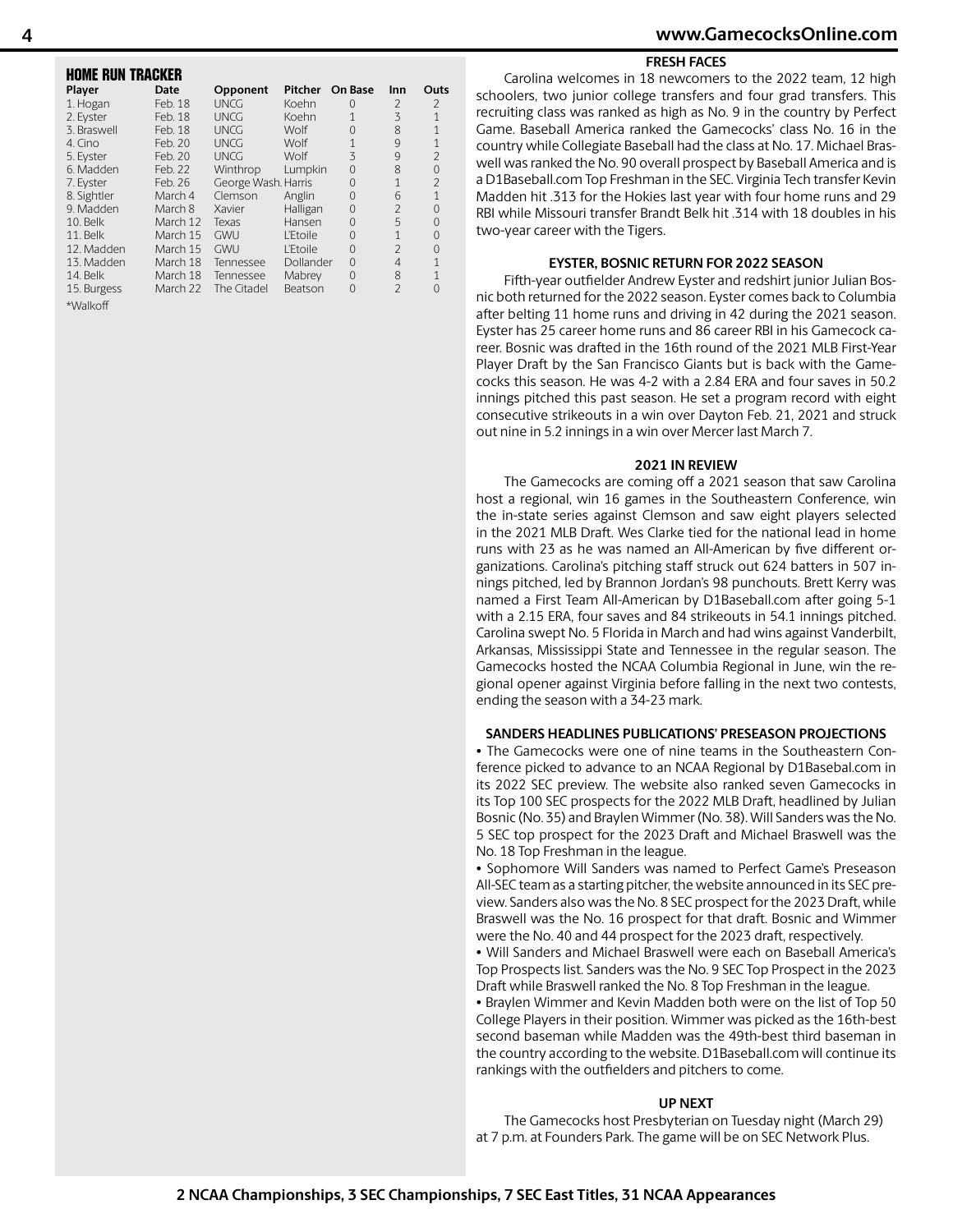## HOME RUN TRACKER

| Player | Date | Opponent | Pitcher | On Base | Inn | Outs |
|---|---|---|---|---|---|---|
| 1. Hogan | Feb. 18 | UNCG | Koehn | 0 | 2 | 2 |
| 2. Eyster | Feb. 18 | UNCG | Koehn | 1 | 3 | 1 |
| 3. Braswell | Feb. 18 | UNCG | Wolf | 0 | 8 | 1 |
| 4. Cino | Feb. 20 | UNCG | Wolf | 1 | 9 | 1 |
| 5. Eyster | Feb. 20 | UNCG | Wolf | 3 | 9 | 2 |
| 6. Madden | Feb. 22 | Winthrop | Lumpkin | 0 | 8 | 0 |
| 7. Eyster | Feb. 26 | George Wash. | Harris | 0 | 1 | 2 |
| 8. Sightler | March 4 | Clemson | Anglin | 0 | 6 | 1 |
| 9. Madden | March 8 | Xavier | Halligan | 0 | 2 | 0 |
| 10. Belk | March 12 | Texas | Hansen | 0 | 5 | 0 |
| 11. Belk | March 15 | GWU | L'Etoile | 0 | 1 | 0 |
| 12. Madden | March 15 | GWU | L'Etoile | 0 | 2 | 0 |
| 13. Madden | March 18 | Tennessee | Dollander | 0 | 4 | 1 |
| 14. Belk | March 18 | Tennessee | Mabrey | 0 | 8 | 1 |
| 15. Burgess | March 22 | The Citadel | Beatson | 0 | 2 | 0 |

*Walkoff

### FRESH FACES

Carolina welcomes in 18 newcomers to the 2022 team, 12 high schoolers, two junior college transfers and four grad transfers. This recruiting class was ranked as high as No. 9 in the country by Perfect Game. Baseball America ranked the Gamecocks' class No. 16 in the country while Collegiate Baseball had the class at No. 17. Michael Braswell was ranked the No. 90 overall prospect by Baseball America and is a D1Baseball.com Top Freshman in the SEC. Virginia Tech transfer Kevin Madden hit .313 for the Hokies last year with four home runs and 29 RBI while Missouri transfer Brandt Belk hit .314 with 18 doubles in his two-year career with the Tigers.

### EYSTER, BOSNIC RETURN FOR 2022 SEASON

Fifth-year outfielder Andrew Eyster and redshirt junior Julian Bosnic both returned for the 2022 season. Eyster comes back to Columbia after belting 11 home runs and driving in 42 during the 2021 season. Eyster has 25 career home runs and 86 career RBI in his Gamecock career. Bosnic was drafted in the 16th round of the 2021 MLB First-Year Player Draft by the San Francisco Giants but is back with the Gamecocks this season. He was 4-2 with a 2.84 ERA and four saves in 50.2 innings pitched this past season. He set a program record with eight consecutive strikeouts in a win over Dayton Feb. 21, 2021 and struck out nine in 5.2 innings in a win over Mercer last March 7.

### 2021 IN REVIEW

The Gamecocks are coming off a 2021 season that saw Carolina host a regional, win 16 games in the Southeastern Conference, win the in-state series against Clemson and saw eight players selected in the 2021 MLB Draft. Wes Clarke tied for the national lead in home runs with 23 as he was named an All-American by five different organizations. Carolina's pitching staff struck out 624 batters in 507 innings pitched, led by Brannon Jordan's 98 punchouts. Brett Kerry was named a First Team All-American by D1Baseball.com after going 5-1 with a 2.15 ERA, four saves and 84 strikeouts in 54.1 innings pitched. Carolina swept No. 5 Florida in March and had wins against Vanderbilt, Arkansas, Mississippi State and Tennessee in the regular season. The Gamecocks hosted the NCAA Columbia Regional in June, win the regional opener against Virginia before falling in the next two contests, ending the season with a 34-23 mark.

### SANDERS HEADLINES PUBLICATIONS' PRESEASON PROJECTIONS

- The Gamecocks were one of nine teams in the Southeastern Conference picked to advance to an NCAA Regional by D1Basebal.com in its 2022 SEC preview. The website also ranked seven Gamecocks in its Top 100 SEC prospects for the 2022 MLB Draft, headlined by Julian Bosnic (No. 35) and Braylen Wimmer (No. 38). Will Sanders was the No. 5 SEC top prospect for the 2023 Draft and Michael Braswell was the No. 18 Top Freshman in the league.
- Sophomore Will Sanders was named to Perfect Game's Preseason All-SEC team as a starting pitcher, the website announced in its SEC preview. Sanders also was the No. 8 SEC prospect for the 2023 Draft, while Braswell was the No. 16 prospect for that draft. Bosnic and Wimmer were the No. 40 and 44 prospect for the 2023 draft, respectively.
- Will Sanders and Michael Braswell were each on Baseball America's Top Prospects list. Sanders was the No. 9 SEC Top Prospect in the 2023 Draft while Braswell ranked the No. 8 Top Freshman in the league.
- Braylen Wimmer and Kevin Madden both were on the list of Top 50 College Players in their position. Wimmer was picked as the 16th-best second baseman while Madden was the 49th-best third baseman in the country according to the website. D1Baseball.com will continue its rankings with the outfielders and pitchers to come.

### UP NEXT

The Gamecocks host Presbyterian on Tuesday night (March 29) at 7 p.m. at Founders Park. The game will be on SEC Network Plus.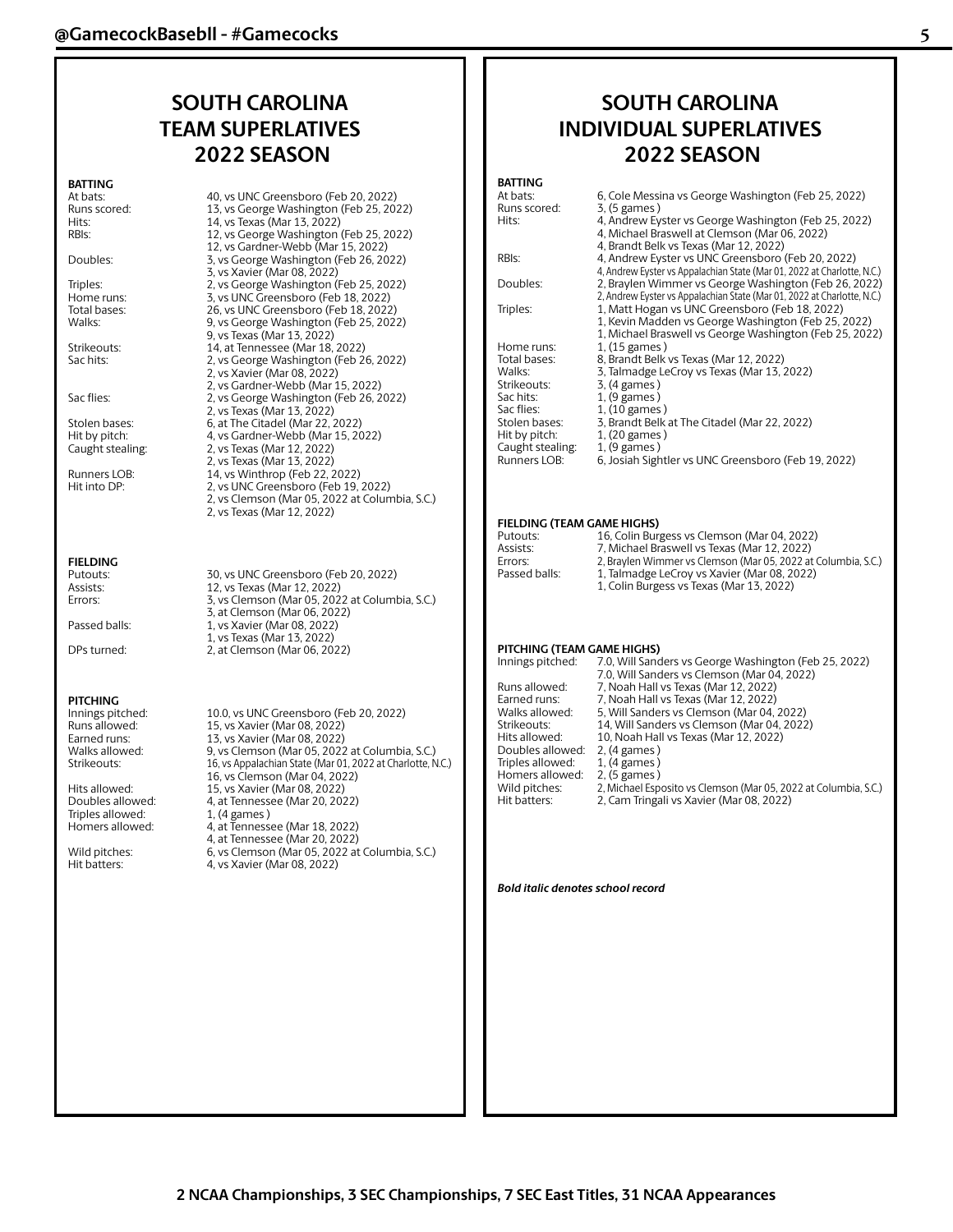## SOUTH CAROLINA TEAM SUPERLATIVES 2022 SEASON

### BATTING

| | |
|---|---|
| At bats: | 40, vs UNC Greensboro (Feb 20, 2022) |
| Runs scored: | 13, vs George Washington (Feb 25, 2022) |
| Hits: | 14, vs Texas (Mar 13, 2022) |
| RBIs: | 12, vs George Washington (Feb 25, 2022) |
| | 12, vs Gardner-Webb (Mar 15, 2022) |
| Doubles: | 3, vs George Washington (Feb 26, 2022) |
| | 3, vs Xavier (Mar 08, 2022) |
| Triples: | 2, vs George Washington (Feb 25, 2022) |
| Home runs: | 3, vs UNC Greensboro (Feb 18, 2022) |
| Total bases: | 26, vs UNC Greensboro (Feb 18, 2022) |
| Walks: | 9, vs George Washington (Feb 25, 2022) |
| | 9, vs Texas (Mar 13, 2022) |
| Strikeouts: | 14, at Tennessee (Mar 18, 2022) |
| Sac hits: | 2, vs George Washington (Feb 26, 2022) |
| | 2, vs Xavier (Mar 08, 2022) |
| | 2, vs Gardner-Webb (Mar 15, 2022) |
| Sac flies: | 2, vs George Washington (Feb 26, 2022) |
| | 2, vs Texas (Mar 13, 2022) |
| Stolen bases: | 6, at The Citadel (Mar 22, 2022) |
| Hit by pitch: | 4, vs Gardner-Webb (Mar 15, 2022) |
| Caught stealing: | 2, vs Texas (Mar 12, 2022) |
| | 2, vs Texas (Mar 13, 2022) |
| Runners LOB: | 14, vs Winthrop (Feb 22, 2022) |
| Hit into DP: | 2, vs UNC Greensboro (Feb 19, 2022) |
| | 2, vs Clemson (Mar 05, 2022 at Columbia, S.C.) |
| | 2, vs Texas (Mar 12, 2022) |

### FIELDING

| | |
|---|---|
| Putouts: | 30, vs UNC Greensboro (Feb 20, 2022) |
| Assists: | 12, vs Texas (Mar 12, 2022) |
| Errors: | 3, vs Clemson (Mar 05, 2022 at Columbia, S.C.) |
| | 3, at Clemson (Mar 06, 2022) |
| Passed balls: | 1, vs Xavier (Mar 08, 2022) |
| | 1, vs Texas (Mar 13, 2022) |
| DPs turned: | 2, at Clemson (Mar 06, 2022) |

### PITCHING

| | |
|---|---|
| Innings pitched: | 10.0, vs UNC Greensboro (Feb 20, 2022) |
| Runs allowed: | 15, vs Xavier (Mar 08, 2022) |
| Earned runs: | 13, vs Xavier (Mar 08, 2022) |
| Walks allowed: | 9, vs Clemson (Mar 05, 2022 at Columbia, S.C.) |
| Strikeouts: | 16, vs Appalachian State (Mar 01, 2022 at Charlotte, N.C.) |
| | 16, vs Clemson (Mar 04, 2022) |
| Hits allowed: | 15, vs Xavier (Mar 08, 2022) |
| Doubles allowed: | 4, at Tennessee (Mar 20, 2022) |
| Triples allowed: | 1, (4 games ) |
| Homers allowed: | 4, at Tennessee (Mar 18, 2022) |
| | 4, at Tennessee (Mar 20, 2022) |
| Wild pitches: | 6, vs Clemson (Mar 05, 2022 at Columbia, S.C.) |
| Hit batters: | 4, vs Xavier (Mar 08, 2022) |

## SOUTH CAROLINA INDIVIDUAL SUPERLATIVES 2022 SEASON

### BATTING

| | |
|---|---|
| At bats: | 6, Cole Messina vs George Washington (Feb 25, 2022) |
| Runs scored: | 3, (5 games ) |
| Hits: | 4, Andrew Eyster vs George Washington (Feb 25, 2022) |
| | 4, Michael Braswell at Clemson (Mar 06, 2022) |
| | 4, Brandt Belk vs Texas (Mar 12, 2022) |
| RBIs: | 4, Andrew Eyster vs UNC Greensboro (Feb 20, 2022) |
| | 4, Andrew Eyster vs Appalachian State (Mar 01, 2022 at Charlotte, N.C.) |
| Doubles: | 2, Braylen Wimmer vs George Washington (Feb 26, 2022) |
| | 2, Andrew Eyster vs Appalachian State (Mar 01, 2022 at Charlotte, N.C.) |
| Triples: | 1, Matt Hogan vs UNC Greensboro (Feb 18, 2022) |
| | 1, Kevin Madden vs George Washington (Feb 25, 2022) |
| | 1, Michael Braswell vs George Washington (Feb 25, 2022) |
| Home runs: | 1, (15 games ) |
| Total bases: | 8, Brandt Belk vs Texas (Mar 12, 2022) |
| Walks: | 3, Talmadge LeCroy vs Texas (Mar 13, 2022) |
| Strikeouts: | 3, (4 games ) |
| Sac hits: | 1, (9 games ) |
| Sac flies: | 1, (10 games ) |
| Stolen bases: | 3, Brandt Belk at The Citadel (Mar 22, 2022) |
| Hit by pitch: | 1, (20 games ) |
| Caught stealing: | 1, (9 games ) |
| Runners LOB: | 6, Josiah Sightler vs UNC Greensboro (Feb 19, 2022) |

### FIELDING (TEAM GAME HIGHS)

| | |
|---|---|
| Putouts: | 16, Colin Burgess vs Clemson (Mar 04, 2022) |
| Assists: | 7, Michael Braswell vs Texas (Mar 12, 2022) |
| Errors: | 2, Braylen Wimmer vs Clemson (Mar 05, 2022 at Columbia, S.C.) |
| Passed balls: | 1, Talmadge LeCroy vs Xavier (Mar 08, 2022) |
| | 1, Colin Burgess vs Texas (Mar 13, 2022) |

### PITCHING (TEAM GAME HIGHS)

| | |
|---|---|
| Innings pitched: | 7.0, Will Sanders vs George Washington (Feb 25, 2022) |
| | 7.0, Will Sanders vs Clemson (Mar 04, 2022) |
| Runs allowed: | 7, Noah Hall vs Texas (Mar 12, 2022) |
| Earned runs: | 7, Noah Hall vs Texas (Mar 12, 2022) |
| Walks allowed: | 5, Will Sanders vs Clemson (Mar 04, 2022) |
| Strikeouts: | 14, Will Sanders vs Clemson (Mar 04, 2022) |
| Hits allowed: | 10, Noah Hall vs Texas (Mar 12, 2022) |
| Doubles allowed: | 2, (4 games ) |
| Triples allowed: | 1, (4 games ) |
| Homers allowed: | 2, (5 games ) |
| Wild pitches: | 2, Michael Esposito vs Clemson (Mar 05, 2022 at Columbia, S.C.) |
| Hit batters: | 2, Cam Tringali vs Xavier (Mar 08, 2022) |

***Bold italic denotes school record***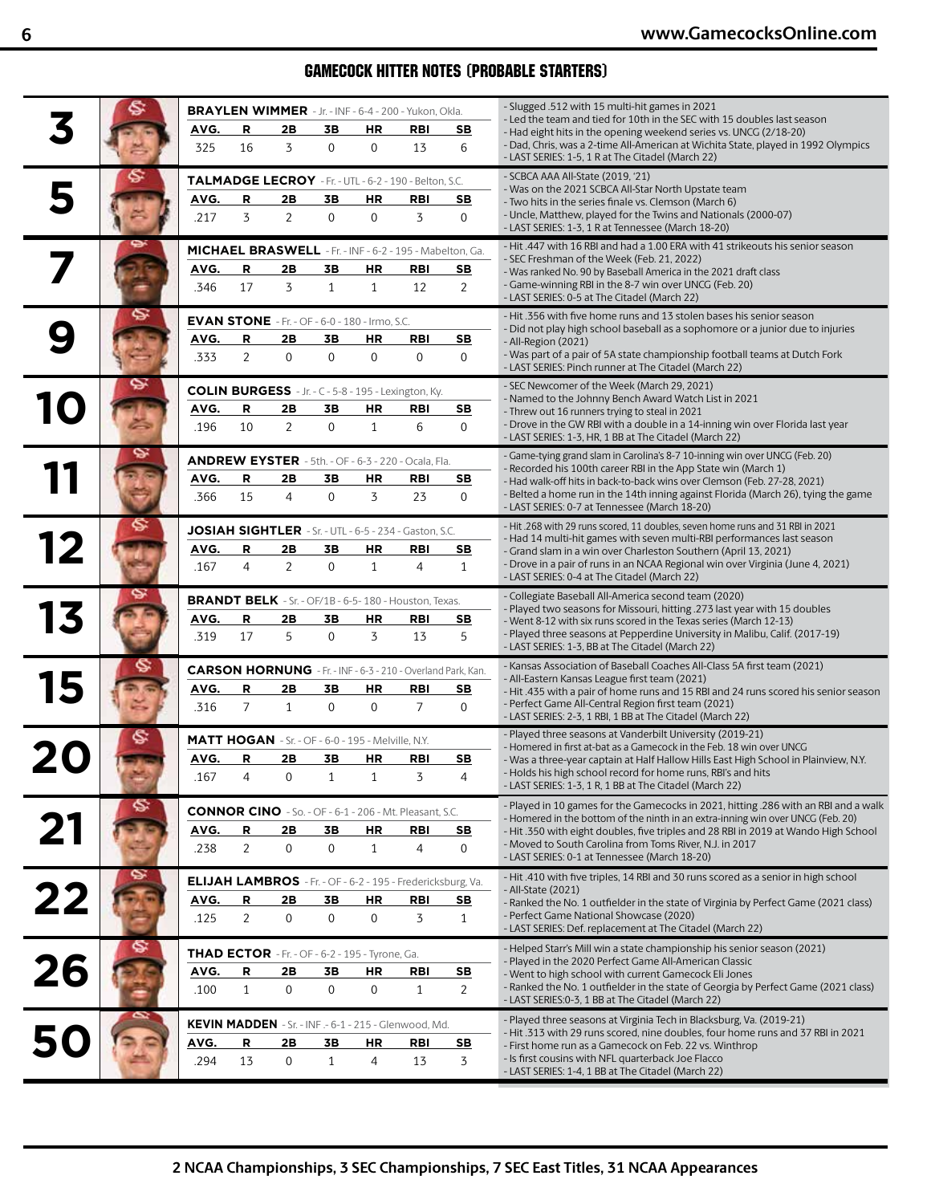## GAMECOCK HITTER NOTES (PROBABLE STARTERS)

### 3 — BRAYLEN WIMMER - Jr. - INF - 6-4 - 200 - Yukon, Okla.

| AVG. | R | 2B | 3B | HR | RBI | SB |
|---|---|---|---|---|---|---|
| 325 | 16 | 3 | 0 | 0 | 13 | 6 |

- Slugged .512 with 15 multi-hit games in 2021
- Led the team and tied for 10th in the SEC with 15 doubles last season
- Had eight hits in the opening weekend series vs. UNCG (2/18-20)
- Dad, Chris, was a 2-time All-American at Wichita State, played in 1992 Olympics
- LAST SERIES: 1-5, 1 R at The Citadel (March 22)

### 5 — TALMADGE LECROY - Fr. - UTL - 6-2 - 190 - Belton, S.C.

| AVG. | R | 2B | 3B | HR | RBI | SB |
|---|---|---|---|---|---|---|
| .217 | 3 | 2 | 0 | 0 | 3 | 0 |

- SCBCA AAA All-State (2019, '21)
- Was on the 2021 SCBCA All-Star North Upstate team
- Two hits in the series finale vs. Clemson (March 6)
- Uncle, Matthew, played for the Twins and Nationals (2000-07)
- LAST SERIES: 1-3, 1 R at Tennessee (March 18-20)

### 7 — MICHAEL BRASWELL - Fr. - INF - 6-2 - 195 - Mabelton, Ga.

| AVG. | R | 2B | 3B | HR | RBI | SB |
|---|---|---|---|---|---|---|
| .346 | 17 | 3 | 1 | 1 | 12 | 2 |

- Hit .447 with 16 RBI and had a 1.00 ERA with 41 strikeouts his senior season
- SEC Freshman of the Week (Feb. 21, 2022)
- Was ranked No. 90 by Baseball America in the 2021 draft class
- Game-winning RBI in the 8-7 win over UNCG (Feb. 20)
- LAST SERIES: 0-5 at The Citadel (March 22)

### 9 — EVAN STONE - Fr. - OF - 6-0 - 180 - Irmo, S.C.

| AVG. | R | 2B | 3B | HR | RBI | SB |
|---|---|---|---|---|---|---|
| .333 | 2 | 0 | 0 | 0 | 0 | 0 |

- Hit .356 with five home runs and 13 stolen bases his senior season
- Did not play high school baseball as a sophomore or a junior due to injuries
- All-Region (2021)
- Was part of a pair of 5A state championship football teams at Dutch Fork
- LAST SERIES: Pinch runner at The Citadel (March 22)

### 10 — COLIN BURGESS - Jr. - C - 5-8 - 195 - Lexington, Ky.

| AVG. | R | 2B | 3B | HR | RBI | SB |
|---|---|---|---|---|---|---|
| .196 | 10 | 2 | 0 | 1 | 6 | 0 |

- SEC Newcomer of the Week (March 29, 2021)
- Named to the Johnny Bench Award Watch List in 2021
- Threw out 16 runners trying to steal in 2021
- Drove in the GW RBI with a double in a 14-inning win over Florida last year
- LAST SERIES: 1-3, HR, 1 BB at The Citadel (March 22)

### 11 — ANDREW EYSTER - 5th. - OF - 6-3 - 220 - Ocala, Fla.

| AVG. | R | 2B | 3B | HR | RBI | SB |
|---|---|---|---|---|---|---|
| .366 | 15 | 4 | 0 | 3 | 23 | 0 |

- Game-tying grand slam in Carolina's 8-7 10-inning win over UNCG (Feb. 20)
- Recorded his 100th career RBI in the App State win (March 1)
- Had walk-off hits in back-to-back wins over Clemson (Feb. 27-28, 2021)
- Belted a home run in the 14th inning against Florida (March 26), tying the game
- LAST SERIES: 0-7 at Tennessee (March 18-20)

### 12 — JOSIAH SIGHTLER - Sr. - UTL - 6-5 - 234 - Gaston, S.C.

| AVG. | R | 2B | 3B | HR | RBI | SB |
|---|---|---|---|---|---|---|
| .167 | 4 | 2 | 0 | 1 | 4 | 1 |

- Hit .268 with 29 runs scored, 11 doubles, seven home runs and 31 RBI in 2021
- Had 14 multi-hit games with seven multi-RBI performances last season
- Grand slam in a win over Charleston Southern (April 13, 2021)
- Drove in a pair of runs in an NCAA Regional win over Virginia (June 4, 2021)
- LAST SERIES: 0-4 at The Citadel (March 22)

### 13 — BRANDT BELK - Sr. - OF/1B - 6-5- 180 - Houston, Texas.

| AVG. | R | 2B | 3B | HR | RBI | SB |
|---|---|---|---|---|---|---|
| .319 | 17 | 5 | 0 | 3 | 13 | 5 |

- Collegiate Baseball All-America second team (2020)
- Played two seasons for Missouri, hitting .273 last year with 15 doubles
- Went 8-12 with six runs scored in the Texas series (March 12-13)
- Played three seasons at Pepperdine University in Malibu, Calif. (2017-19)
- LAST SERIES: 1-3, BB at The Citadel (March 22)

### 15 — CARSON HORNUNG - Fr. - INF - 6-3 - 210 - Overland Park, Kan.

| AVG. | R | 2B | 3B | HR | RBI | SB |
|---|---|---|---|---|---|---|
| .316 | 7 | 1 | 0 | 0 | 7 | 0 |

- Kansas Association of Baseball Coaches All-Class 5A first team (2021)
- All-Eastern Kansas League first team (2021)
- Hit .435 with a pair of home runs and 15 RBI and 24 runs scored his senior season
- Perfect Game All-Central Region first team (2021)
- LAST SERIES: 2-3, 1 RBI, 1 BB at The Citadel (March 22)

### 20 — MATT HOGAN - Sr. - OF - 6-0 - 195 - Melville, N.Y.

| AVG. | R | 2B | 3B | HR | RBI | SB |
|---|---|---|---|---|---|---|
| .167 | 4 | 0 | 1 | 1 | 3 | 4 |

- Played three seasons at Vanderbilt University (2019-21)
- Homered in first at-bat as a Gamecock in the Feb. 18 win over UNCG
- Was a three-year captain at Half Hallow Hills East High School in Plainview, N.Y.
- Holds his high school record for home runs, RBI's and hits
- LAST SERIES: 1-3, 1 R, 1 BB at The Citadel (March 22)

### 21 — CONNOR CINO - So. - OF - 6-1 - 206 - Mt. Pleasant, S.C.

| AVG. | R | 2B | 3B | HR | RBI | SB |
|---|---|---|---|---|---|---|
| .238 | 2 | 0 | 0 | 1 | 4 | 0 |

- Played in 10 games for the Gamecocks in 2021, hitting .286 with an RBI and a walk
- Homered in the bottom of the ninth in an extra-inning win over UNCG (Feb. 20)
- Hit .350 with eight doubles, five triples and 28 RBI in 2019 at Wando High School
- Moved to South Carolina from Toms River, N.J. in 2017
- LAST SERIES: 0-1 at Tennessee (March 18-20)

### 22 — ELIJAH LAMBROS - Fr. - OF - 6-2 - 195 - Fredericksburg, Va.

| AVG. | R | 2B | 3B | HR | RBI | SB |
|---|---|---|---|---|---|---|
| .125 | 2 | 0 | 0 | 0 | 3 | 1 |

- Hit .410 with five triples, 14 RBI and 30 runs scored as a senior in high school
- All-State (2021)
- Ranked the No. 1 outfielder in the state of Virginia by Perfect Game (2021 class)
- Perfect Game National Showcase (2020)
- LAST SERIES: Def. replacement at The Citadel (March 22)

### 26 — THAD ECTOR - Fr. - OF - 6-2 - 195 - Tyrone, Ga.

| AVG. | R | 2B | 3B | HR | RBI | SB |
|---|---|---|---|---|---|---|
| .100 | 1 | 0 | 0 | 0 | 1 | 2 |

- Helped Starr's Mill win a state championship his senior season (2021)
- Played in the 2020 Perfect Game All-American Classic
- Went to high school with current Gamecock Eli Jones
- Ranked the No. 1 outfielder in the state of Georgia by Perfect Game (2021 class)
- LAST SERIES:0-3, 1 BB at The Citadel (March 22)

### 50 — KEVIN MADDEN - Sr. - INF .- 6-1 - 215 - Glenwood, Md.

| AVG. | R | 2B | 3B | HR | RBI | SB |
|---|---|---|---|---|---|---|
| .294 | 13 | 0 | 1 | 4 | 13 | 3 |

- Played three seasons at Virginia Tech in Blacksburg, Va. (2019-21)
- Hit .313 with 29 runs scored, nine doubles, four home runs and 37 RBI in 2021
- First home run as a Gamecock on Feb. 22 vs. Winthrop
- Is first cousins with NFL quarterback Joe Flacco
- LAST SERIES: 1-4, 1 BB at The Citadel (March 22)

**2 NCAA Championships, 3 SEC Championships, 7 SEC East Titles, 31 NCAA Appearances**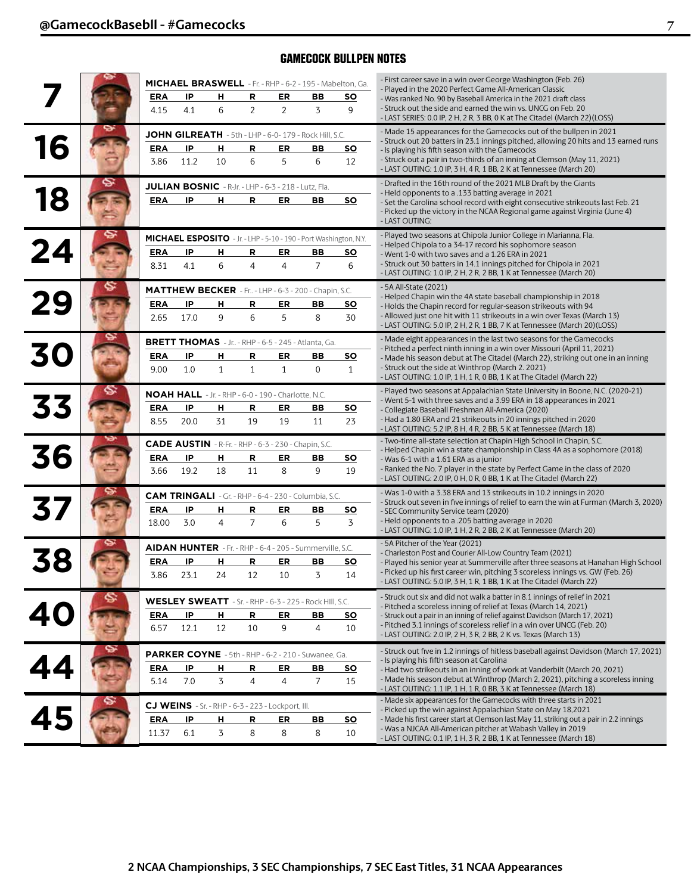## GAMECOCK BULLPEN NOTES

### 7 — MICHAEL BRASWELL - Fr. - RHP - 6-2 - 195 - Mabelton, Ga.

| ERA | IP | H | R | ER | BB | SO |
|---|---|---|---|---|---|---|
| 4.15 | 4.1 | 6 | 2 | 2 | 3 | 9 |

- First career save in a win over George Washington (Feb. 26)
- Played in the 2020 Perfect Game All-American Classic
- Was ranked No. 90 by Baseball America in the 2021 draft class
- Struck out the side and earned the win vs. UNCG on Feb. 20
- LAST SERIES: 0.0 IP, 2 H, 2 R, 3 BB, 0 K at The Citadel (March 22)(LOSS)

### 16 — JOHN GILREATH - 5th - LHP - 6-0- 179 - Rock Hill, S.C.

| ERA | IP | H | R | ER | BB | SO |
|---|---|---|---|---|---|---|
| 3.86 | 11.2 | 10 | 6 | 5 | 6 | 12 |

- Made 15 appearances for the Gamecocks out of the bullpen in 2021
- Struck out 20 batters in 23.1 innings pitched, allowing 20 hits and 13 earned runs
- Is playing his fifth season with the Gamecocks
- Struck out a pair in two-thirds of an inning at Clemson (May 11, 2021)
- LAST OUTING: 1.0 IP, 3 H, 4 R, 1 BB, 2 K at Tennessee (March 20)

### 18 — JULIAN BOSNIC - R-Jr. - LHP - 6-3 - 218 - Lutz, Fla.

| ERA | IP | H | R | ER | BB | SO |
|---|---|---|---|---|---|---|
| | | | | | | |

- Drafted in the 16th round of the 2021 MLB Draft by the Giants
- Held opponents to a .133 batting average in 2021
- Set the Carolina school record with eight consecutive strikeouts last Feb. 21
- Picked up the victory in the NCAA Regional game against Virginia (June 4)
- LAST OUTING:

### 24 — MICHAEL ESPOSITO - Jr. - LHP - 5-10 - 190 - Port Washington, N.Y.

| ERA | IP | H | R | ER | BB | SO |
|---|---|---|---|---|---|---|
| 8.31 | 4.1 | 6 | 4 | 4 | 7 | 6 |

- Played two seasons at Chipola Junior College in Marianna, Fla.
- Helped Chipola to a 34-17 record his sophomore season
- Went 1-0 with two saves and a 1.26 ERA in 2021
- Struck out 30 batters in 14.1 innings pitched for Chipola in 2021
- LAST OUTING: 1.0 IP, 2 H, 2 R, 2 BB, 1 K at Tennessee (March 20)

### 29 — MATTHEW BECKER - Fr.. - LHP - 6-3 - 200 - Chapin, S.C.

| ERA | IP | H | R | ER | BB | SO |
|---|---|---|---|---|---|---|
| 2.65 | 17.0 | 9 | 6 | 5 | 8 | 30 |

- 5A All-State (2021)
- Helped Chapin win the 4A state baseball championship in 2018
- Holds the Chapin record for regular-season strikeouts with 94
- Allowed just one hit with 11 strikeouts in a win over Texas (March 13)
- LAST OUTING: 5.0 IP, 2 H, 2 R, 1 BB, 7 K at Tennessee (March 20)(LOSS)

### 30 — BRETT THOMAS - Jr.. - RHP - 6-5 - 245 - Atlanta, Ga.

| ERA | IP | H | R | ER | BB | SO |
|---|---|---|---|---|---|---|
| 9.00 | 1.0 | 1 | 1 | 1 | 0 | 1 |

- Made eight appearances in the last two seasons for the Gamecocks
- Pitched a perfect ninth inning in a win over Missouri (April 11, 2021)
- Made his season debut at The Citadel (March 22), striking out one in an inning
- Struck out the side at Winthrop (March 2. 2021)
- LAST OUTING: 1.0 IP, 1 H, 1 R, 0 BB, 1 K at The Citadel (March 22)

### 33 — NOAH HALL - Jr. - RHP - 6-0 - 190 - Charlotte, N.C.

| ERA | IP | H | R | ER | BB | SO |
|---|---|---|---|---|---|---|
| 8.55 | 20.0 | 31 | 19 | 19 | 11 | 23 |

- Played two seasons at Appalachian State University in Boone, N.C. (2020-21)
- Went 5-1 with three saves and a 3.99 ERA in 18 appearances in 2021
- Collegiate Baseball Freshman All-America (2020)
- Had a 1.80 ERA and 21 strikeouts in 20 innings pitched in 2020
- LAST OUTING: 5.2 IP, 8 H, 4 R, 2 BB, 5 K at Tennessee (March 18)

### 36 — CADE AUSTIN - R-Fr. - RHP - 6-3 - 230 - Chapin, S.C.

| ERA | IP | H | R | ER | BB | SO |
|---|---|---|---|---|---|---|
| 3.66 | 19.2 | 18 | 11 | 8 | 9 | 19 |

- Two-time all-state selection at Chapin High School in Chapin, S.C.
- Helped Chapin win a state championship in Class 4A as a sophomore (2018)
- Was 6-1 with a 1.61 ERA as a junior
- Ranked the No. 7 player in the state by Perfect Game in the class of 2020
- LAST OUTING: 2.0 IP, 0 H, 0 R, 0 BB, 1 K at The Citadel (March 22)

### 37 — CAM TRINGALI - Gr. - RHP - 6-4 - 230 - Columbia, S.C.

| ERA | IP | H | R | ER | BB | SO |
|---|---|---|---|---|---|---|
| 18.00 | 3.0 | 4 | 7 | 6 | 5 | 3 |

- Was 1-0 with a 3.38 ERA and 13 strikeouts in 10.2 innings in 2020
- Struck out seven in five innings of relief to earn the win at Furman (March 3, 2020)
- SEC Community Service team (2020)
- Held opponents to a .205 batting average in 2020
- LAST OUTING: 1.0 IP, 1 H, 2 R, 2 BB, 2 K at Tennessee (March 20)

### 38 — AIDAN HUNTER - Fr. - RHP - 6-4 - 205 - Summerville, S.C.

| ERA | IP | H | R | ER | BB | SO |
|---|---|---|---|---|---|---|
| 3.86 | 23.1 | 24 | 12 | 10 | 3 | 14 |

- 5A Pitcher of the Year (2021)
- Charleston Post and Courier All-Low Country Team (2021)
- Played his senior year at Summerville after three seasons at Hanahan High School
- Picked up his first career win, pitching 3 scoreless innings vs. GW (Feb. 26)
- LAST OUTING: 5.0 IP, 3 H, 1 R, 1 BB, 1 K at The Citadel (March 22)

### 40 — WESLEY SWEATT - Sr. - RHP - 6-3 - 225 - Rock HIll, S.C.

| ERA | IP | H | R | ER | BB | SO |
|---|---|---|---|---|---|---|
| 6.57 | 12.1 | 12 | 10 | 9 | 4 | 10 |

- Struck out six and did not walk a batter in 8.1 innings of relief in 2021
- Pitched a scoreless inning of relief at Texas (March 14, 2021)
- Struck out a pair in an inning of relief against Davidson (March 17, 2021)
- Pitched 3.1 innings of scoreless relief in a win over UNCG (Feb. 20)
- LAST OUTING: 2.0 IP, 2 H, 3 R, 2 BB, 2 K vs. Texas (March 13)

### 44 — PARKER COYNE - 5th - RHP - 6-2 - 210 - Suwanee, Ga.

| ERA | IP | H | R | ER | BB | SO |
|---|---|---|---|---|---|---|
| 5.14 | 7.0 | 3 | 4 | 4 | 7 | 15 |

- Struck out five in 1.2 innings of hitless baseball against Davidson (March 17, 2021)
- Is playing his fifth season at Carolina
- Had two strikeouts in an inning of work at Vanderbilt (March 20, 2021)
- Made his season debut at Winthrop (March 2, 2021), pitching a scoreless inning
- LAST OUTING: 1.1 IP, 1 H, 1 R, 0 BB, 3 K at Tennessee (March 18)

### 45 — CJ WEINS - Sr. - RHP - 6-3 - 223 - Lockport, Ill.

| ERA | IP | H | R | ER | BB | SO |
|---|---|---|---|---|---|---|
| 11.37 | 6.1 | 3 | 8 | 8 | 8 | 10 |

- Made six appearances for the Gamecocks with three starts in 2021
- Picked up the win against Appalachian State on May 18,2021
- Made his first career start at Clemson last May 11, striking out a pair in 2.2 innings
- Was a NJCAA All-American pitcher at Wabash Valley in 2019
- LAST OUTING: 0.1 IP, 1 H, 3 R, 2 BB, 1 K at Tennessee (March 18)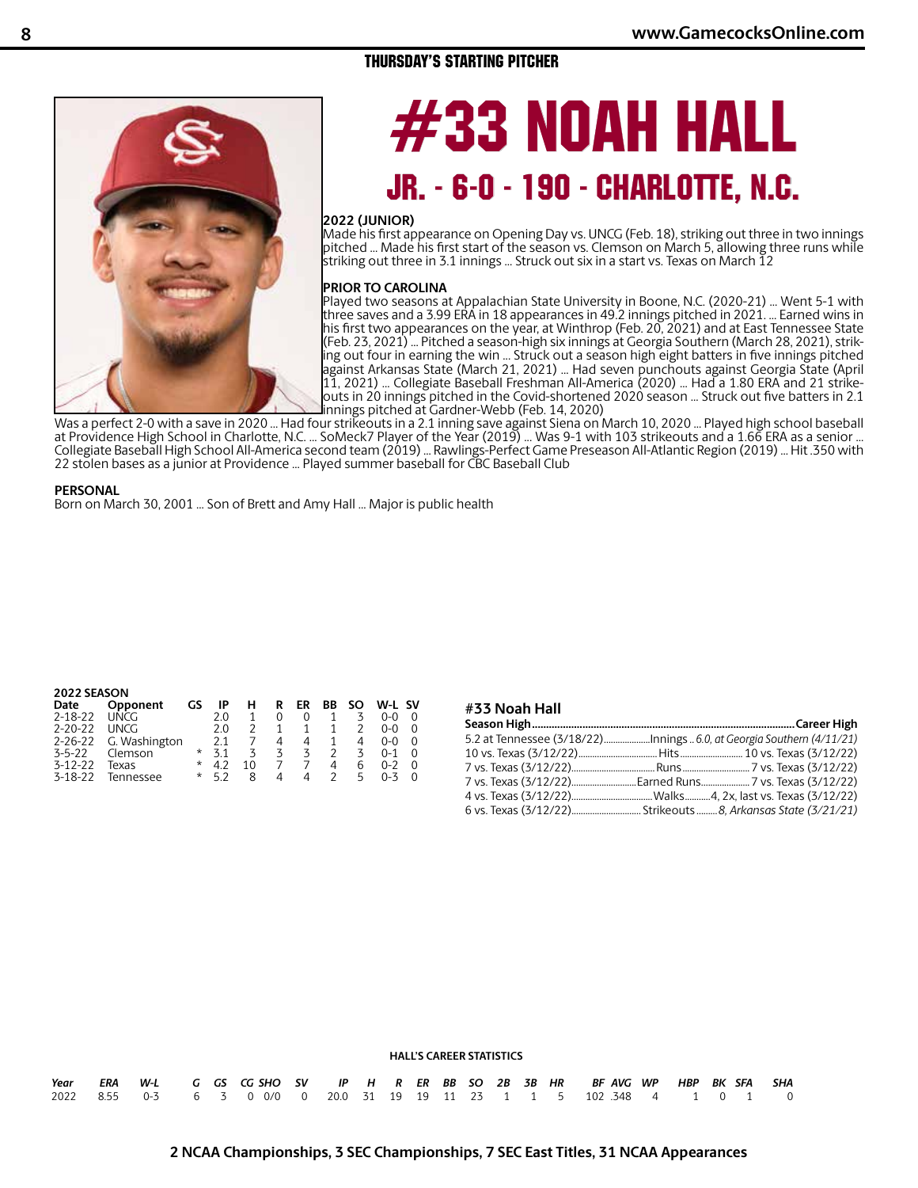## THURSDAY'S STARTING PITCHER

# #33 NOAH HALL

## JR. - 6-0 - 190 - CHARLOTTE, N.C.

**2022 (JUNIOR)**
Made his first appearance on Opening Day vs. UNCG (Feb. 18), striking out three in two innings pitched ... Made his first start of the season vs. Clemson on March 5, allowing three runs while striking out three in 3.1 innings ... Struck out six in a start vs. Texas on March 12

**PRIOR TO CAROLINA**
Played two seasons at Appalachian State University in Boone, N.C. (2020-21) ... Went 5-1 with three saves and a 3.99 ERA in 18 appearances in 49.2 innings pitched in 2021. ... Earned wins in his first two appearances on the year, at Winthrop (Feb. 20, 2021) and at East Tennessee State (Feb. 23, 2021) ... Pitched a season-high six innings at Georgia Southern (March 28, 2021), striking out four in earning the win ... Struck out a season high eight batters in five innings pitched against Arkansas State (March 21, 2021) ... Had seven punchouts against Georgia State (April 11, 2021) ... Collegiate Baseball Freshman All-America (2020) ... Had a 1.80 ERA and 21 strikeouts in 20 innings pitched in the Covid-shortened 2020 season ... Struck out five batters in 2.1 innings pitched at Gardner-Webb (Feb. 14, 2020)
Was a perfect 2-0 with a save in 2020 ... Had four strikeouts in a 2.1 inning save against Siena on March 10, 2020 ... Played high school baseball at Providence High School in Charlotte, N.C. ... SoMeck7 Player of the Year (2019) ... Was 9-1 with 103 strikeouts and a 1.66 ERA as a senior ... Collegiate Baseball High School All-America second team (2019) ... Rawlings-Perfect Game Preseason All-Atlantic Region (2019) ... Hit .350 with 22 stolen bases as a junior at Providence ... Played summer baseball for CBC Baseball Club

**PERSONAL**
Born on March 30, 2001 ... Son of Brett and Amy Hall ... Major is public health

**2022 SEASON**

| Date | Opponent | GS | IP | H | R | ER | BB | SO | W-L | SV |
|---|---|---|---|---|---|---|---|---|---|---|
| 2-18-22 | UNCG | | 2.0 | 1 | 0 | 0 | 1 | 3 | 0-0 | 0 |
| 2-20-22 | UNCG | | 2.0 | 2 | 1 | 1 | 1 | 2 | 0-0 | 0 |
| 2-26-22 | G. Washington | | 2.1 | 7 | 4 | 4 | 1 | 4 | 0-0 | 0 |
| 3-5-22 | Clemson | * | 3.1 | 3 | 3 | 3 | 2 | 3 | 0-1 | 0 |
| 3-12-22 | Texas | * | 4.2 | 10 | 7 | 7 | 4 | 6 | 0-2 | 0 |
| 3-18-22 | Tennessee | * | 5.2 | 8 | 4 | 4 | 2 | 5 | 0-3 | 0 |

**#33 Noah Hall**

| Season High | | Career High |
|---|---|---|
| 5.2 at Tennessee (3/18/22) | Innings | *6.0, at Georgia Southern (4/11/21)* |
| 10 vs. Texas (3/12/22) | Hits | 10 vs. Texas (3/12/22) |
| 7 vs. Texas (3/12/22) | Runs | 7 vs. Texas (3/12/22) |
| 7 vs. Texas (3/12/22) | Earned Runs | 7 vs. Texas (3/12/22) |
| 4 vs. Texas (3/12/22) | Walks | 4, 2x, last vs. Texas (3/12/22) |
| 6 vs. Texas (3/12/22) | Strikeouts | *8, Arkansas State (3/21/21)* |

**HALL'S CAREER STATISTICS**

| Year | ERA | W-L | G | GS | CG | SHO | SV | IP | H | R | ER | BB | SO | 2B | 3B | HR | BF | AVG | WP | HBP | BK | SFA | SHA |
|---|---|---|---|---|---|---|---|---|---|---|---|---|---|---|---|---|---|---|---|---|---|---|---|
| 2022 | 8.55 | 0-3 | 6 | 3 | 0 | 0/0 | 0 | 20.0 | 31 | 19 | 19 | 11 | 23 | 1 | 1 | 5 | 102 | .348 | 4 | 1 | 0 | 1 | 0 |

**2 NCAA Championships, 3 SEC Championships, 7 SEC East Titles, 31 NCAA Appearances**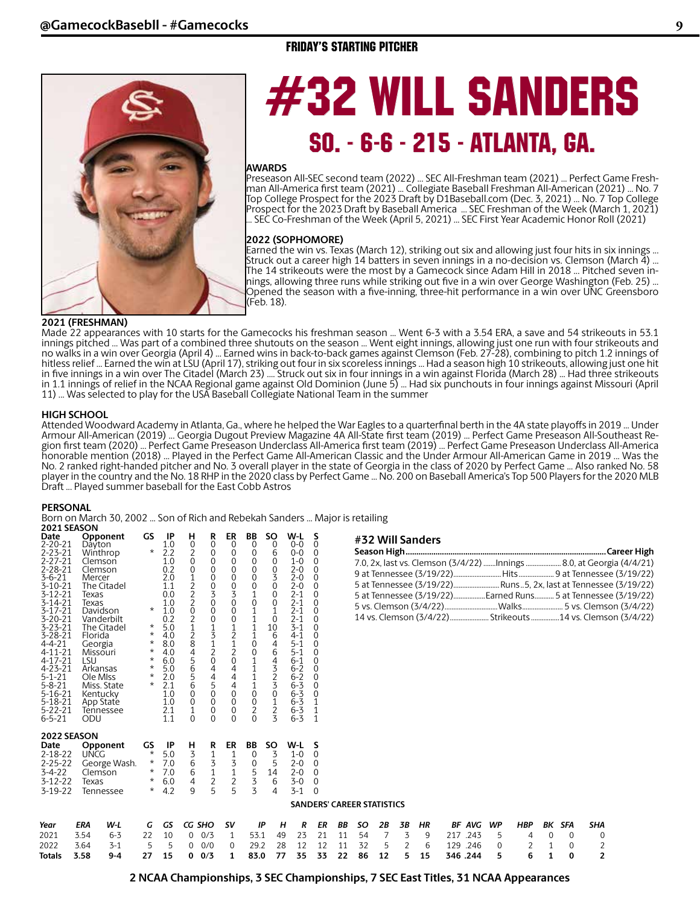## FRIDAY'S STARTING PITCHER

# #32 WILL SANDERS

## SO. - 6-6 - 215 - ATLANTA, GA.

**AWARDS**

Preseason All-SEC second team (2022) ... SEC All-Freshman team (2021) ... Perfect Game Freshman All-America first team (2021) ... Collegiate Baseball Freshman All-American (2021) ... No. 7 Top College Prospect for the 2023 Draft by D1Baseball.com (Dec. 3, 2021) ... No. 7 Top College Prospect for the 2023 Draft by Baseball America ... SEC Freshman of the Week (March 1, 2021) ... SEC Co-Freshman of the Week (April 5, 2021) ... SEC First Year Academic Honor Roll (2021)

**2022 (SOPHOMORE)**

Earned the win vs. Texas (March 12), striking out six and allowing just four hits in six innings ... Struck out a career high 14 batters in seven innings in a no-decision vs. Clemson (March 4) ... The 14 strikeouts were the most by a Gamecock since Adam Hill in 2018 ... Pitched seven innings, allowing three runs while striking out five in a win over George Washington (Feb. 25) ... Opened the season with a five-inning, three-hit performance in a win over UNC Greensboro (Feb. 18).

**2021 (FRESHMAN)**

Made 22 appearances with 10 starts for the Gamecocks his freshman season ... Went 6-3 with a 3.54 ERA, a save and 54 strikeouts in 53.1 innings pitched ... Was part of a combined three shutouts on the season ... Went eight innings, allowing just one run with four strikeouts and no walks in a win over Georgia (April 4) ... Earned wins in back-to-back games against Clemson (Feb. 27-28), combining to pitch 1.2 innings of hitless relief ... Earned the win at LSU (April 17), striking out four in six scoreless innings ... Had a season high 10 strikeouts, allowing just one hit in five innings in a win over The Citadel (March 23) .... Struck out six in four innings in a win against Florida (March 28) ... Had three strikeouts in 1.1 innings of relief in the NCAA Regional game against Old Dominion (June 5) ... Had six punchouts in four innings against Missouri (April 11) ... Was selected to play for the USA Baseball Collegiate National Team in the summer

**HIGH SCHOOL**

Attended Woodward Academy in Atlanta, Ga., where he helped the War Eagles to a quarterfinal berth in the 4A state playoffs in 2019 ... Under Armour All-American (2019) ... Georgia Dugout Preview Magazine 4A All-State first team (2019) ... Perfect Game Preseason All-Southeast Region first team (2020) ... Perfect Game Preseason Underclass All-America first team (2019) ... Perfect Game Preseason Underclass All-America honorable mention (2018) ... Played in the Perfect Game All-American Classic and the Under Armour All-American Game in 2019 ... Was the No. 2 ranked right-handed pitcher and No. 3 overall player in the state of Georgia in the class of 2020 by Perfect Game ... Also ranked No. 58 player in the country and the No. 18 RHP in the 2020 class by Perfect Game ... No. 200 on Baseball America's Top 500 Players for the 2020 MLB Draft ... Played summer baseball for the East Cobb Astros

**PERSONAL**

Born on March 30, 2002 ... Son of Rich and Rebekah Sanders ... Major is retailing

**2021 SEASON**

| Date | Opponent | GS | IP | H | R | ER | BB | SO | W-L | S |
|---|---|---|---|---|---|---|---|---|---|---|
| 2-20-21 | Dayton | | 1.0 | 0 | 0 | 0 | 0 | 0 | 0-0 | 0 |
| 2-23-21 | Winthrop | * | 2.2 | 2 | 0 | 0 | 0 | 6 | 0-0 | 0 |
| 2-27-21 | Clemson | | 1.0 | 0 | 0 | 0 | 0 | 0 | 1-0 | 0 |
| 2-28-21 | Clemson | | 0.2 | 0 | 0 | 0 | 0 | 0 | 2-0 | 0 |
| 3-6-21 | Mercer | | 2.0 | 1 | 0 | 0 | 0 | 3 | 2-0 | 0 |
| 3-10-21 | The Citadel | | 1.1 | 2 | 0 | 0 | 0 | 0 | 2-0 | 0 |
| 3-12-21 | Texas | | 0.0 | 2 | 3 | 3 | 1 | 0 | 2-1 | 0 |
| 3-14-21 | Texas | | 1.0 | 2 | 0 | 0 | 0 | 0 | 2-1 | 0 |
| 3-17-21 | Davidson | * | 1.0 | 0 | 0 | 0 | 1 | 1 | 2-1 | 0 |
| 3-20-21 | Vanderbilt | | 0.2 | 2 | 0 | 0 | 1 | 0 | 2-1 | 0 |
| 3-23-21 | The Citadel | * | 5.0 | 1 | 1 | 1 | 1 | 10 | 3-1 | 0 |
| 3-28-21 | Florida | * | 4.0 | 2 | 3 | 2 | 1 | 6 | 4-1 | 0 |
| 4-4-21 | Georgia | * | 8.0 | 8 | 1 | 1 | 0 | 4 | 5-1 | 0 |
| 4-11-21 | Missouri | * | 4.0 | 4 | 2 | 2 | 0 | 6 | 5-1 | 0 |
| 4-17-21 | LSU | * | 6.0 | 5 | 0 | 0 | 1 | 4 | 6-1 | 0 |
| 4-23-21 | Arkansas | * | 5.0 | 6 | 4 | 4 | 1 | 3 | 6-2 | 0 |
| 5-1-21 | Ole Miss | * | 2.0 | 5 | 4 | 4 | 1 | 2 | 6-2 | 0 |
| 5-8-21 | Miss. State | * | 2.1 | 6 | 5 | 4 | 1 | 3 | 6-3 | 0 |
| 5-16-21 | Kentucky | | 1.0 | 0 | 0 | 0 | 0 | 0 | 6-3 | 0 |
| 5-18-21 | App State | | 1.0 | 0 | 0 | 0 | 0 | 1 | 6-3 | 1 |
| 5-22-21 | Tennessee | | 2.1 | 1 | 0 | 0 | 2 | 2 | 6-3 | 1 |
| 6-5-21 | ODU | | 1.1 | 0 | 0 | 0 | 0 | 3 | 6-3 | 1 |

**2022 SEASON**

| Date | Opponent | GS | IP | H | R | ER | BB | SO | W-L | S |
|---|---|---|---|---|---|---|---|---|---|---|
| 2-18-22 | UNCG | * | 5.0 | 3 | 1 | 1 | 0 | 3 | 1-0 | 0 |
| 2-25-22 | George Wash. | * | 7.0 | 6 | 3 | 3 | 0 | 5 | 2-0 | 0 |
| 3-4-22 | Clemson | * | 7.0 | 6 | 1 | 1 | 5 | 14 | 2-0 | 0 |
| 3-12-22 | Texas | * | 6.0 | 4 | 2 | 2 | 3 | 6 | 3-0 | 0 |
| 3-19-22 | Tennessee | * | 4.2 | 9 | 5 | 5 | 3 | 4 | 3-1 | 0 |

**#32 Will Sanders**

| Season High | | Career High |
|---|---|---|
| 7.0, 2x, last vs. Clemson (3/4/22) | Innings | 8.0, at Georgia (4/4/21) |
| 9 at Tennessee (3/19/22) | Hits | 9 at Tennessee (3/19/22) |
| 5 at Tennessee (3/19/22) | Runs | 5, 2x, last at Tennessee (3/19/22) |
| 5 at Tennessee (3/19/22) | Earned Runs | 5 at Tennessee (3/19/22) |
| 5 vs. Clemson (3/4/22) | Walks | 5 vs. Clemson (3/4/22) |
| 14 vs. Clemson (3/4/22) | Strikeouts | 14 vs. Clemson (3/4/22) |

**SANDERS' CAREER STATISTICS**

| Year | ERA | W-L | G | GS | CG | SHO | SV | IP | H | R | ER | BB | SO | 2B | 3B | HR | BF | AVG | WP | HBP | BK | SFA | SHA |
|---|---|---|---|---|---|---|---|---|---|---|---|---|---|---|---|---|---|---|---|---|---|---|---|
| 2021 | 3.54 | 6-3 | 22 | 10 | 0 | 0/3 | 1 | 53.1 | 49 | 23 | 21 | 11 | 54 | 7 | 3 | 9 | 217 | .243 | 5 | 4 | 0 | 0 | 0 |
| 2022 | 3.64 | 3-1 | 5 | 5 | 0 | 0/0 | 0 | 29.2 | 28 | 12 | 12 | 11 | 32 | 5 | 2 | 6 | 129 | .246 | 0 | 2 | 1 | 0 | 2 |
| **Totals** | **3.58** | **9-4** | **27** | **15** | **0** | **0/3** | **1** | **83.0** | **77** | **35** | **33** | **22** | **86** | **12** | **5** | **15** | **346** | **.244** | **5** | **6** | **1** | **0** | **2** |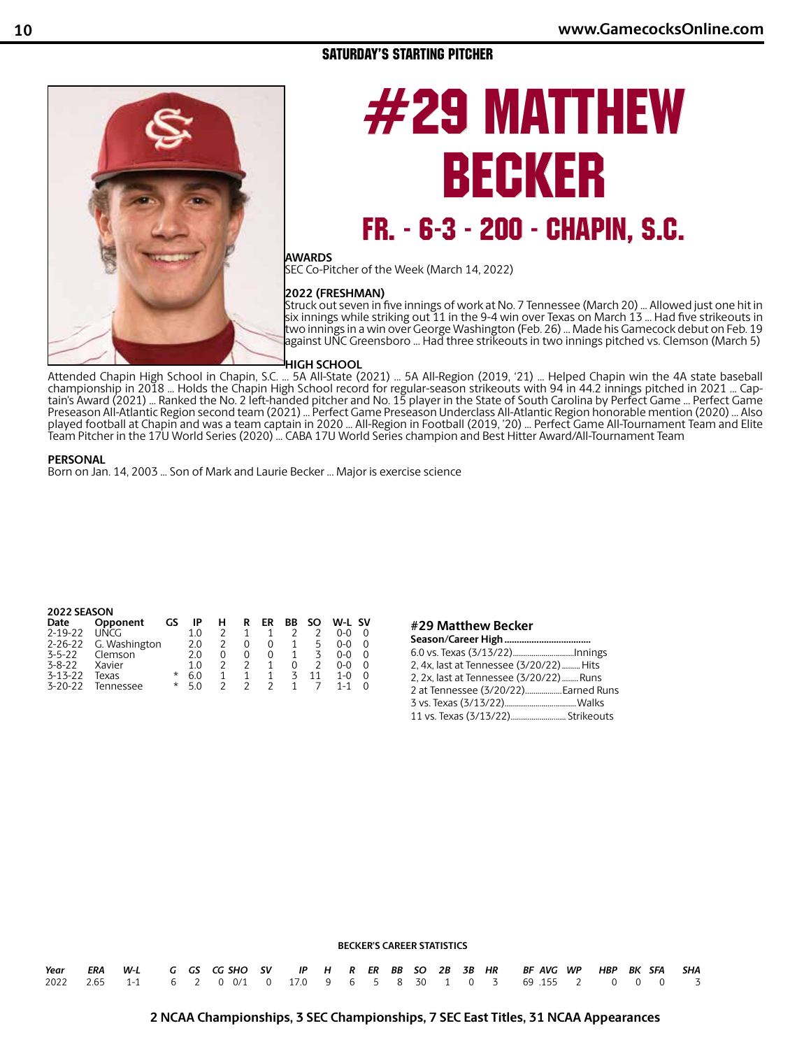## SATURDAY'S STARTING PITCHER

# #29 MATTHEW BECKER

## FR. - 6-3 - 200 - CHAPIN, S.C.

**AWARDS**

SEC Co-Pitcher of the Week (March 14, 2022)

**2022 (FRESHMAN)**

Struck out seven in five innings of work at No. 7 Tennessee (March 20) ... Allowed just one hit in six innings while striking out 11 in the 9-4 win over Texas on March 13 ... Had five strikeouts in two innings in a win over George Washington (Feb. 26) ... Made his Gamecock debut on Feb. 19 against UNC Greensboro ... Had three strikeouts in two innings pitched vs. Clemson (March 5)

**HIGH SCHOOL**

Attended Chapin High School in Chapin, S.C. ... 5A All-State (2021) ... 5A All-Region (2019, '21) ... Helped Chapin win the 4A state baseball championship in 2018 ... Holds the Chapin High School record for regular-season strikeouts with 94 in 44.2 innings pitched in 2021 ... Captain's Award (2021) ... Ranked the No. 2 left-handed pitcher and No. 15 player in the State of South Carolina by Perfect Game ... Perfect Game Preseason All-Atlantic Region second team (2021) ... Perfect Game Preseason Underclass All-Atlantic Region honorable mention (2020) ... Also played football at Chapin and was a team captain in 2020 ... All-Region in Football (2019, '20) ... Perfect Game All-Tournament Team and Elite Team Pitcher in the 17U World Series (2020) ... CABA 17U World Series champion and Best Hitter Award/All-Tournament Team

**PERSONAL**

Born on Jan. 14, 2003 ... Son of Mark and Laurie Becker ... Major is exercise science

**2022 SEASON**

| Date | Opponent | GS | IP | H | R | ER | BB | SO | W-L | SV |
|---|---|---|---|---|---|---|---|---|---|---|
| 2-19-22 | UNCG | | 1.0 | 2 | 1 | 1 | 2 | 2 | 0-0 | 0 |
| 2-26-22 | G. Washington | | 2.0 | 2 | 0 | 0 | 1 | 5 | 0-0 | 0 |
| 3-5-22 | Clemson | | 2.0 | 0 | 0 | 0 | 1 | 3 | 0-0 | 0 |
| 3-8-22 | Xavier | | 1.0 | 2 | 2 | 1 | 0 | 2 | 0-0 | 0 |
| 3-13-22 | Texas | * | 6.0 | 1 | 1 | 1 | 3 | 11 | 1-0 | 0 |
| 3-20-22 | Tennessee | * | 5.0 | 2 | 2 | 2 | 1 | 7 | 1-1 | 0 |

**#29 Matthew Becker**

| Season/Career High | |
|---|---|
| 6.0 vs. Texas (3/13/22) | Innings |
| 2, 4x, last at Tennessee (3/20/22) | Hits |
| 2, 2x, last at Tennessee (3/20/22) | Runs |
| 2 at Tennessee (3/20/22) | Earned Runs |
| 3 vs. Texas (3/13/22) | Walks |
| 11 vs. Texas (3/13/22) | Strikeouts |

**BECKER'S CAREER STATISTICS**

| Year | ERA | W-L | G | GS | CG | SHO | SV | IP | H | R | ER | BB | SO | 2B | 3B | HR | BF | AVG | WP | HBP | BK | SFA | SHA |
|---|---|---|---|---|---|---|---|---|---|---|---|---|---|---|---|---|---|---|---|---|---|---|---|
| 2022 | 2.65 | 1-1 | 6 | 2 | 0 | 0/1 | 0 | 17.0 | 9 | 6 | 5 | 8 | 30 | 1 | 0 | 3 | 69 | .155 | 2 | 0 | 0 | 0 | 3 |

2 NCAA Championships, 3 SEC Championships, 7 SEC East Titles, 31 NCAA Appearances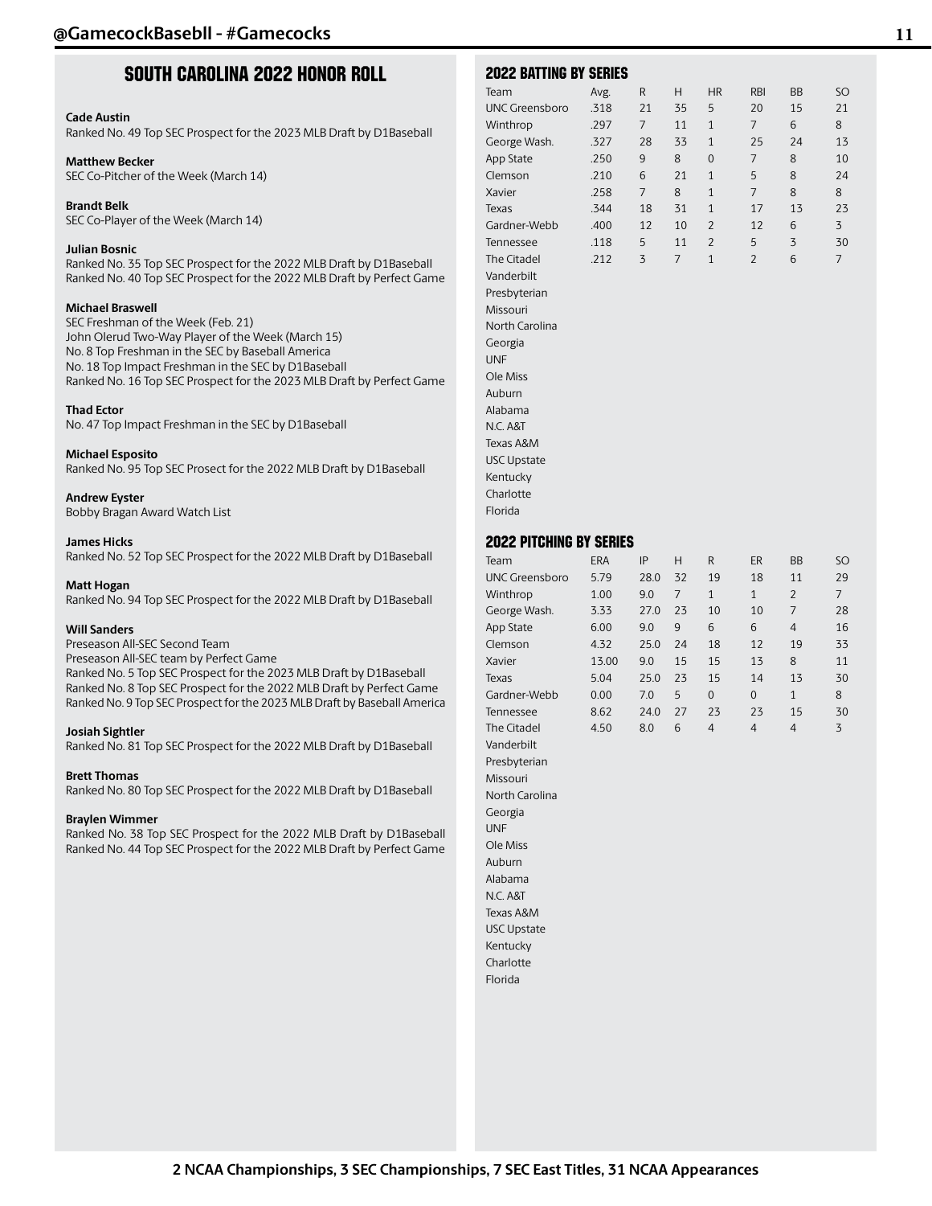## SOUTH CAROLINA 2022 HONOR ROLL

**Cade Austin**
Ranked No. 49 Top SEC Prospect for the 2023 MLB Draft by D1Baseball

**Matthew Becker**
SEC Co-Pitcher of the Week (March 14)

**Brandt Belk**
SEC Co-Player of the Week (March 14)

**Julian Bosnic**
Ranked No. 35 Top SEC Prospect for the 2022 MLB Draft by D1Baseball
Ranked No. 40 Top SEC Prospect for the 2022 MLB Draft by Perfect Game

**Michael Braswell**
SEC Freshman of the Week (Feb. 21)
John Olerud Two-Way Player of the Week (March 15)
No. 8 Top Freshman in the SEC by Baseball America
No. 18 Top Impact Freshman in the SEC by D1Baseball
Ranked No. 16 Top SEC Prospect for the 2023 MLB Draft by Perfect Game

**Thad Ector**
No. 47 Top Impact Freshman in the SEC by D1Baseball

**Michael Esposito**
Ranked No. 95 Top SEC Prosect for the 2022 MLB Draft by D1Baseball

**Andrew Eyster**
Bobby Bragan Award Watch List

**James Hicks**
Ranked No. 52 Top SEC Prospect for the 2022 MLB Draft by D1Baseball

**Matt Hogan**
Ranked No. 94 Top SEC Prospect for the 2022 MLB Draft by D1Baseball

**Will Sanders**
Preseason All-SEC Second Team
Preseason All-SEC team by Perfect Game
Ranked No. 5 Top SEC Prospect for the 2023 MLB Draft by D1Baseball
Ranked No. 8 Top SEC Prospect for the 2022 MLB Draft by Perfect Game
Ranked No. 9 Top SEC Prospect for the 2023 MLB Draft by Baseball America

**Josiah Sightler**
Ranked No. 81 Top SEC Prospect for the 2022 MLB Draft by D1Baseball

**Brett Thomas**
Ranked No. 80 Top SEC Prospect for the 2022 MLB Draft by D1Baseball

**Braylen Wimmer**
Ranked No. 38 Top SEC Prospect for the 2022 MLB Draft by D1Baseball
Ranked No. 44 Top SEC Prospect for the 2022 MLB Draft by Perfect Game

## 2022 BATTING BY SERIES

| Team | Avg. | R | H | HR | RBI | BB | SO |
|---|---|---|---|---|---|---|---|
| UNC Greensboro | .318 | 21 | 35 | 5 | 20 | 15 | 21 |
| Winthrop | .297 | 7 | 11 | 1 | 7 | 6 | 8 |
| George Wash. | .327 | 28 | 33 | 1 | 25 | 24 | 13 |
| App State | .250 | 9 | 8 | 0 | 7 | 8 | 10 |
| Clemson | .210 | 6 | 21 | 1 | 5 | 8 | 24 |
| Xavier | .258 | 7 | 8 | 1 | 7 | 8 | 8 |
| Texas | .344 | 18 | 31 | 1 | 17 | 13 | 23 |
| Gardner-Webb | .400 | 12 | 10 | 2 | 12 | 6 | 3 |
| Tennessee | .118 | 5 | 11 | 2 | 5 | 3 | 30 |
| The Citadel | .212 | 3 | 7 | 1 | 2 | 6 | 7 |
| Vanderbilt | | | | | | | |
| Presbyterian | | | | | | | |
| Missouri | | | | | | | |
| North Carolina | | | | | | | |
| Georgia | | | | | | | |
| UNF | | | | | | | |
| Ole Miss | | | | | | | |
| Auburn | | | | | | | |
| Alabama | | | | | | | |
| N.C. A&T | | | | | | | |
| Texas A&M | | | | | | | |
| USC Upstate | | | | | | | |
| Kentucky | | | | | | | |
| Charlotte | | | | | | | |
| Florida | | | | | | | |

## 2022 PITCHING BY SERIES

| Team | ERA | IP | H | R | ER | BB | SO |
|---|---|---|---|---|---|---|---|
| UNC Greensboro | 5.79 | 28.0 | 32 | 19 | 18 | 11 | 29 |
| Winthrop | 1.00 | 9.0 | 7 | 1 | 1 | 2 | 7 |
| George Wash. | 3.33 | 27.0 | 23 | 10 | 10 | 7 | 28 |
| App State | 6.00 | 9.0 | 9 | 6 | 6 | 4 | 16 |
| Clemson | 4.32 | 25.0 | 24 | 18 | 12 | 19 | 33 |
| Xavier | 13.00 | 9.0 | 15 | 15 | 13 | 8 | 11 |
| Texas | 5.04 | 25.0 | 23 | 15 | 14 | 13 | 30 |
| Gardner-Webb | 0.00 | 7.0 | 5 | 0 | 0 | 1 | 8 |
| Tennessee | 8.62 | 24.0 | 27 | 23 | 23 | 15 | 30 |
| The Citadel | 4.50 | 8.0 | 6 | 4 | 4 | 4 | 3 |
| Vanderbilt | | | | | | | |
| Presbyterian | | | | | | | |
| Missouri | | | | | | | |
| North Carolina | | | | | | | |
| Georgia | | | | | | | |
| UNF | | | | | | | |
| Ole Miss | | | | | | | |
| Auburn | | | | | | | |
| Alabama | | | | | | | |
| N.C. A&T | | | | | | | |
| Texas A&M | | | | | | | |
| USC Upstate | | | | | | | |
| Kentucky | | | | | | | |
| Charlotte | | | | | | | |
| Florida | | | | | | | |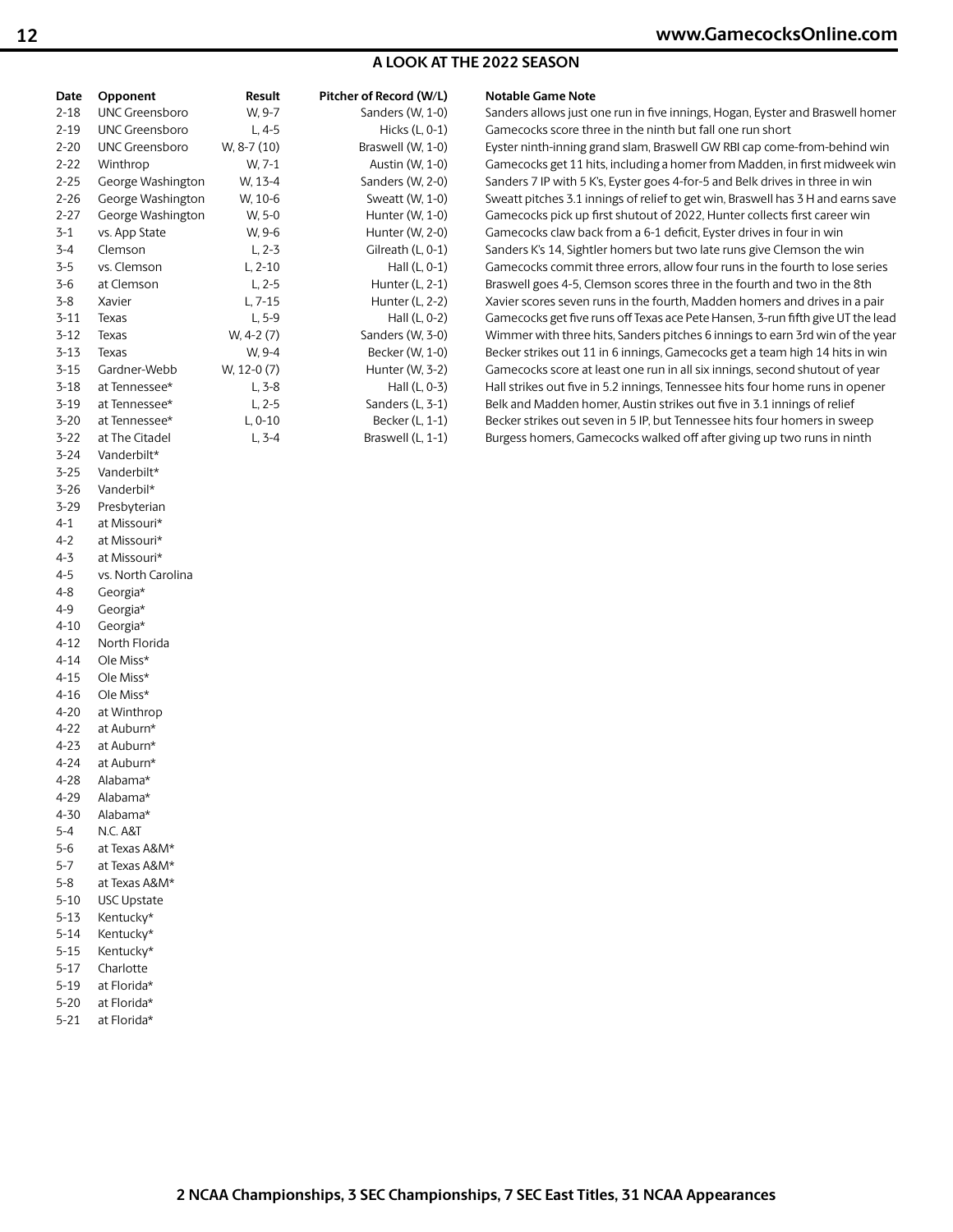## A LOOK AT THE 2022 SEASON

| Date | Opponent | Result | Pitcher of Record (W/L) | Notable Game Note |
|---|---|---|---|---|
| 2-18 | UNC Greensboro | W, 9-7 | Sanders (W, 1-0) | Sanders allows just one run in five innings, Hogan, Eyster and Braswell homer |
| 2-19 | UNC Greensboro | L, 4-5 | Hicks (L, 0-1) | Gamecocks score three in the ninth but fall one run short |
| 2-20 | UNC Greensboro | W, 8-7 (10) | Braswell (W, 1-0) | Eyster ninth-inning grand slam, Braswell GW RBI cap come-from-behind win |
| 2-22 | Winthrop | W, 7-1 | Austin (W, 1-0) | Gamecocks get 11 hits, including a homer from Madden, in first midweek win |
| 2-25 | George Washington | W, 13-4 | Sanders (W, 2-0) | Sanders 7 IP with 5 K's, Eyster goes 4-for-5 and Belk drives in three in win |
| 2-26 | George Washington | W, 10-6 | Sweatt (W, 1-0) | Sweatt pitches 3.1 innings of relief to get win, Braswell has 3 H and earns save |
| 2-27 | George Washington | W, 5-0 | Hunter (W, 1-0) | Gamecocks pick up first shutout of 2022, Hunter collects first career win |
| 3-1 | vs. App State | W, 9-6 | Hunter (W, 2-0) | Gamecocks claw back from a 6-1 deficit, Eyster drives in four in win |
| 3-4 | Clemson | L, 2-3 | Gilreath (L, 0-1) | Sanders K's 14, Sightler homers but two late runs give Clemson the win |
| 3-5 | vs. Clemson | L, 2-10 | Hall (L, 0-1) | Gamecocks commit three errors, allow four runs in the fourth to lose series |
| 3-6 | at Clemson | L, 2-5 | Hunter (L, 2-1) | Braswell goes 4-5, Clemson scores three in the fourth and two in the 8th |
| 3-8 | Xavier | L, 7-15 | Hunter (L, 2-2) | Xavier scores seven runs in the fourth, Madden homers and drives in a pair |
| 3-11 | Texas | L, 5-9 | Hall (L, 0-2) | Gamecocks get five runs off Texas ace Pete Hansen, 3-run fifth give UT the lead |
| 3-12 | Texas | W, 4-2 (7) | Sanders (W, 3-0) | Wimmer with three hits, Sanders pitches 6 innings to earn 3rd win of the year |
| 3-13 | Texas | W, 9-4 | Becker (W, 1-0) | Becker strikes out 11 in 6 innings, Gamecocks get a team high 14 hits in win |
| 3-15 | Gardner-Webb | W, 12-0 (7) | Hunter (W, 3-2) | Gamecocks score at least one run in all six innings, second shutout of year |
| 3-18 | at Tennessee* | L, 3-8 | Hall (L, 0-3) | Hall strikes out five in 5.2 innings, Tennessee hits four home runs in opener |
| 3-19 | at Tennessee* | L, 2-5 | Sanders (L, 3-1) | Belk and Madden homer, Austin strikes out five in 3.1 innings of relief |
| 3-20 | at Tennessee* | L, 0-10 | Becker (L, 1-1) | Becker strikes out seven in 5 IP, but Tennessee hits four homers in sweep |
| 3-22 | at The Citadel | L, 3-4 | Braswell (L, 1-1) | Burgess homers, Gamecocks walked off after giving up two runs in ninth |
| 3-24 | Vanderbilt* | | | |
| 3-25 | Vanderbilt* | | | |
| 3-26 | Vanderbil* | | | |
| 3-29 | Presbyterian | | | |
| 4-1 | at Missouri* | | | |
| 4-2 | at Missouri* | | | |
| 4-3 | at Missouri* | | | |
| 4-5 | vs. North Carolina | | | |
| 4-8 | Georgia* | | | |
| 4-9 | Georgia* | | | |
| 4-10 | Georgia* | | | |
| 4-12 | North Florida | | | |
| 4-14 | Ole Miss* | | | |
| 4-15 | Ole Miss* | | | |
| 4-16 | Ole Miss* | | | |
| 4-20 | at Winthrop | | | |
| 4-22 | at Auburn* | | | |
| 4-23 | at Auburn* | | | |
| 4-24 | at Auburn* | | | |
| 4-28 | Alabama* | | | |
| 4-29 | Alabama* | | | |
| 4-30 | Alabama* | | | |
| 5-4 | N.C. A&T | | | |
| 5-6 | at Texas A&M* | | | |
| 5-7 | at Texas A&M* | | | |
| 5-8 | at Texas A&M* | | | |
| 5-10 | USC Upstate | | | |
| 5-13 | Kentucky* | | | |
| 5-14 | Kentucky* | | | |
| 5-15 | Kentucky* | | | |
| 5-17 | Charlotte | | | |
| 5-19 | at Florida* | | | |
| 5-20 | at Florida* | | | |
| 5-21 | at Florida* | | | |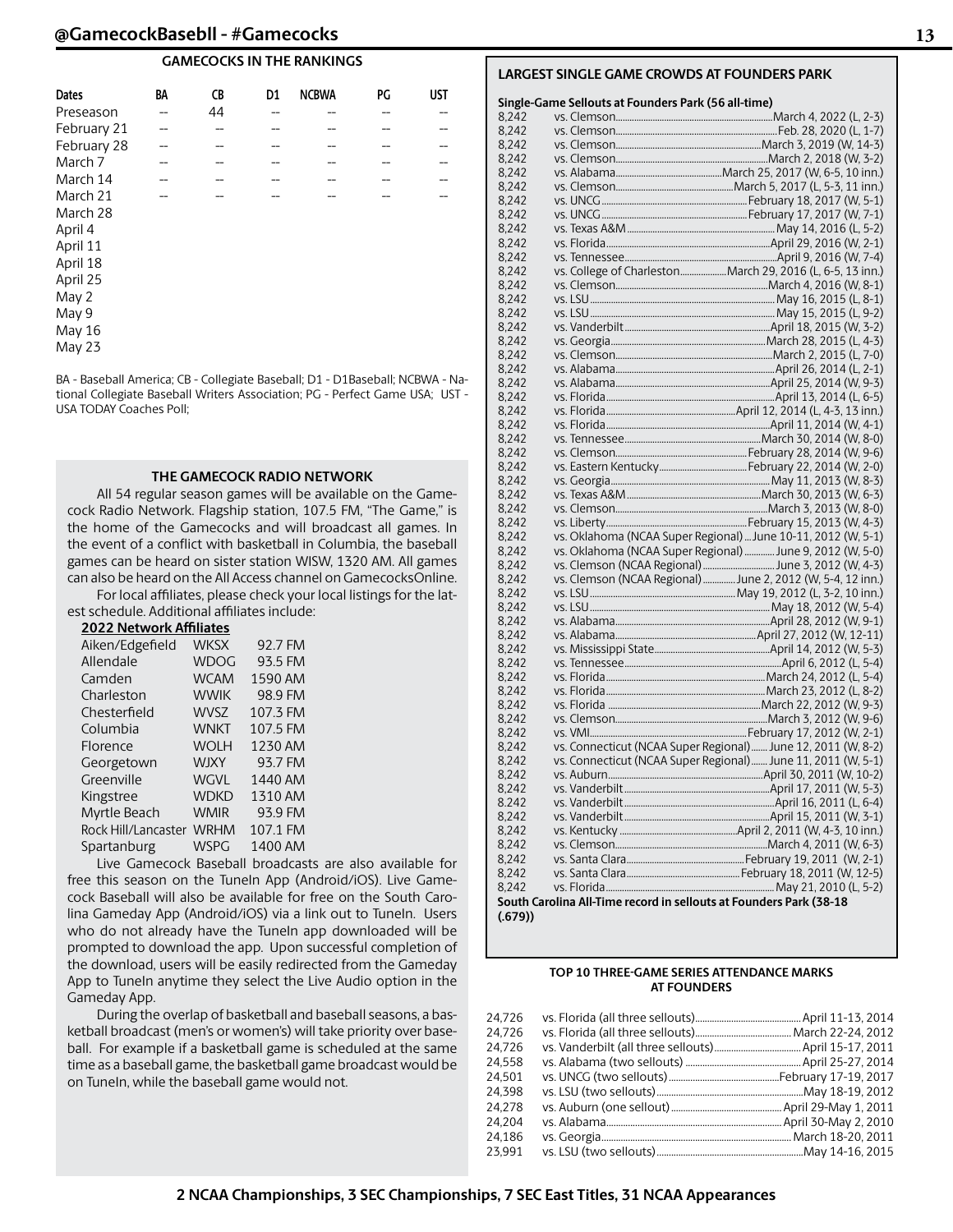## GAMECOCKS IN THE RANKINGS

| Dates | BA | CB | D1 | NCBWA | PG | UST |
|---|---|---|---|---|---|---|
| Preseason | -- | 44 | -- | -- | -- | -- |
| February 21 | -- | -- | -- | -- | -- | -- |
| February 28 | -- | -- | -- | -- | -- | -- |
| March 7 | -- | -- | -- | -- | -- | -- |
| March 14 | -- | -- | -- | -- | -- | -- |
| March 21 | -- | -- | -- | -- | -- | -- |
| March 28 | | | | | | |
| April 4 | | | | | | |
| April 11 | | | | | | |
| April 18 | | | | | | |
| April 25 | | | | | | |
| May 2 | | | | | | |
| May 9 | | | | | | |
| May 16 | | | | | | |
| May 23 | | | | | | |

BA - Baseball America; CB - Collegiate Baseball; D1 - D1Baseball; NCBWA - National Collegiate Baseball Writers Association; PG - Perfect Game USA; UST - USA TODAY Coaches Poll;

## THE GAMECOCK RADIO NETWORK

All 54 regular season games will be available on the Gamecock Radio Network. Flagship station, 107.5 FM, "The Game," is the home of the Gamecocks and will broadcast all games. In the event of a conflict with basketball in Columbia, the baseball games can be heard on sister station WISW, 1320 AM. All games can also be heard on the All Access channel on GamecocksOnline.

For local affiliates, please check your local listings for the latest schedule. Additional affiliates include:

**2022 Network Affiliates**

| | | |
|---|---|---|
| Aiken/Edgefield | WKSX | 92.7 FM |
| Allendale | WDOG | 93.5 FM |
| Camden | WCAM | 1590 AM |
| Charleston | WWIK | 98.9 FM |
| Chesterfield | WVSZ | 107.3 FM |
| Columbia | WNKT | 107.5 FM |
| Florence | WOLH | 1230 AM |
| Georgetown | WJXY | 93.7 FM |
| Greenville | WGVL | 1440 AM |
| Kingstree | WDKD | 1310 AM |
| Myrtle Beach | WMIR | 93.9 FM |
| Rock Hill/Lancaster | WRHM | 107.1 FM |
| Spartanburg | WSPG | 1400 AM |

Live Gamecock Baseball broadcasts are also available for free this season on the TuneIn App (Android/iOS). Live Gamecock Baseball will also be available for free on the South Carolina Gameday App (Android/iOS) via a link out to TuneIn. Users who do not already have the TuneIn app downloaded will be prompted to download the app. Upon successful completion of the download, users will be easily redirected from the Gameday App to TuneIn anytime they select the Live Audio option in the Gameday App.

During the overlap of basketball and baseball seasons, a basketball broadcast (men's or women's) will take priority over baseball. For example if a basketball game is scheduled at the same time as a baseball game, the basketball game broadcast would be on TuneIn, while the baseball game would not.

## LARGEST SINGLE GAME CROWDS AT FOUNDERS PARK

**Single-Game Sellouts at Founders Park (56 all-time)**

| Crowd | Opponent | Date (Result) |
|---|---|---|
| 8,242 | vs. Clemson | March 4, 2022 (L, 2-3) |
| 8,242 | vs. Clemson | Feb. 28, 2020 (L, 1-7) |
| 8,242 | vs. Clemson | March 3, 2019 (W, 14-3) |
| 8,242 | vs. Clemson | March 2, 2018 (W, 3-2) |
| 8,242 | vs. Alabama | March 25, 2017 (W, 6-5, 10 inn.) |
| 8,242 | vs. Clemson | March 5, 2017 (L, 5-3, 11 inn.) |
| 8,242 | vs. UNCG | February 18, 2017 (W, 5-1) |
| 8,242 | vs. UNCG | February 17, 2017 (W, 7-1) |
| 8,242 | vs. Texas A&M | May 14, 2016 (L, 5-2) |
| 8,242 | vs. Florida | April 29, 2016 (W, 2-1) |
| 8,242 | vs. Tennessee | April 9, 2016 (W, 7-4) |
| 8,242 | vs. College of Charleston | March 29, 2016 (L, 6-5, 13 inn.) |
| 8,242 | vs. Clemson | March 4, 2016 (W, 8-1) |
| 8,242 | vs. LSU | May 16, 2015 (L, 8-1) |
| 8,242 | vs. LSU | May 15, 2015 (L, 9-2) |
| 8,242 | vs. Vanderbilt | April 18, 2015 (W, 3-2) |
| 8,242 | vs. Georgia | March 28, 2015 (L, 4-3) |
| 8,242 | vs. Clemson | March 2, 2015 (L, 7-0) |
| 8,242 | vs. Alabama | April 26, 2014 (L, 2-1) |
| 8,242 | vs. Alabama | April 25, 2014 (W, 9-3) |
| 8,242 | vs. Florida | April 13, 2014 (L, 6-5) |
| 8,242 | vs. Florida | April 12, 2014 (L, 4-3, 13 inn.) |
| 8,242 | vs. Florida | April 11, 2014 (W, 4-1) |
| 8,242 | vs. Tennessee | March 30, 2014 (W, 8-0) |
| 8,242 | vs. Clemson | February 28, 2014 (W, 9-6) |
| 8,242 | vs. Eastern Kentucky | February 22, 2014 (W, 2-0) |
| 8,242 | vs. Georgia | May 11, 2013 (W, 8-3) |
| 8,242 | vs. Texas A&M | March 30, 2013 (W, 6-3) |
| 8,242 | vs. Clemson | March 3, 2013 (W, 8-0) |
| 8,242 | vs. Liberty | February 15, 2013 (W, 4-3) |
| 8,242 | vs. Oklahoma (NCAA Super Regional) | June 10-11, 2012 (W, 5-1) |
| 8,242 | vs. Oklahoma (NCAA Super Regional) | June 9, 2012 (W, 5-0) |
| 8,242 | vs. Clemson (NCAA Regional) | June 3, 2012 (W, 4-3) |
| 8,242 | vs. Clemson (NCAA Regional) | June 2, 2012 (W, 5-4, 12 inn.) |
| 8,242 | vs. LSU | May 19, 2012 (L, 3-2, 10 inn.) |
| 8,242 | vs. LSU | May 18, 2012 (W, 5-4) |
| 8,242 | vs. Alabama | April 28, 2012 (W, 9-1) |
| 8,242 | vs. Alabama | April 27, 2012 (W, 12-11) |
| 8,242 | vs. Mississippi State | April 14, 2012 (W, 5-3) |
| 8,242 | vs. Tennessee | April 6, 2012 (L, 5-4) |
| 8,242 | vs. Florida | March 24, 2012 (L, 5-4) |
| 8,242 | vs. Florida | March 23, 2012 (L, 8-2) |
| 8,242 | vs. Florida | March 22, 2012 (W, 9-3) |
| 8,242 | vs. Clemson | March 3, 2012 (W, 9-6) |
| 8,242 | vs. VMI | February 17, 2012 (W, 2-1) |
| 8,242 | vs. Connecticut (NCAA Super Regional) | June 12, 2011 (W, 8-2) |
| 8,242 | vs. Connecticut (NCAA Super Regional) | June 11, 2011 (W, 5-1) |
| 8,242 | vs. Auburn | April 30, 2011 (W, 10-2) |
| 8,242 | vs. Vanderbilt | April 17, 2011 (W, 5-3) |
| 8,242 | vs. Vanderbilt | April 16, 2011 (L, 6-4) |
| 8,242 | vs. Vanderbilt | April 15, 2011 (W, 3-1) |
| 8,242 | vs. Kentucky | April 2, 2011 (W, 4-3, 10 inn.) |
| 8,242 | vs. Clemson | March 4, 2011 (W, 6-3) |
| 8,242 | vs. Santa Clara | February 19, 2011 (W, 2-1) |
| 8,242 | vs. Santa Clara | February 18, 2011 (W, 12-5) |
| 8,242 | vs. Florida | May 21, 2010 (L, 5-2) |

**South Carolina All-Time record in sellouts at Founders Park (38-18 (.679))**

## TOP 10 THREE-GAME SERIES ATTENDANCE MARKS AT FOUNDERS

| Attendance | Opponent | Dates |
|---|---|---|
| 24,726 | vs. Florida (all three sellouts) | April 11-13, 2014 |
| 24,726 | vs. Florida (all three sellouts) | March 22-24, 2012 |
| 24,726 | vs. Vanderbilt (all three sellouts) | April 15-17, 2011 |
| 24,558 | vs. Alabama (two sellouts) | April 25-27, 2014 |
| 24,501 | vs. UNCG (two sellouts) | February 17-19, 2017 |
| 24,398 | vs. LSU (two sellouts) | May 18-19, 2012 |
| 24,278 | vs. Auburn (one sellout) | April 29-May 1, 2011 |
| 24,204 | vs. Alabama | April 30-May 2, 2010 |
| 24,186 | vs. Georgia | March 18-20, 2011 |
| 23,991 | vs. LSU (two sellouts) | May 14-16, 2015 |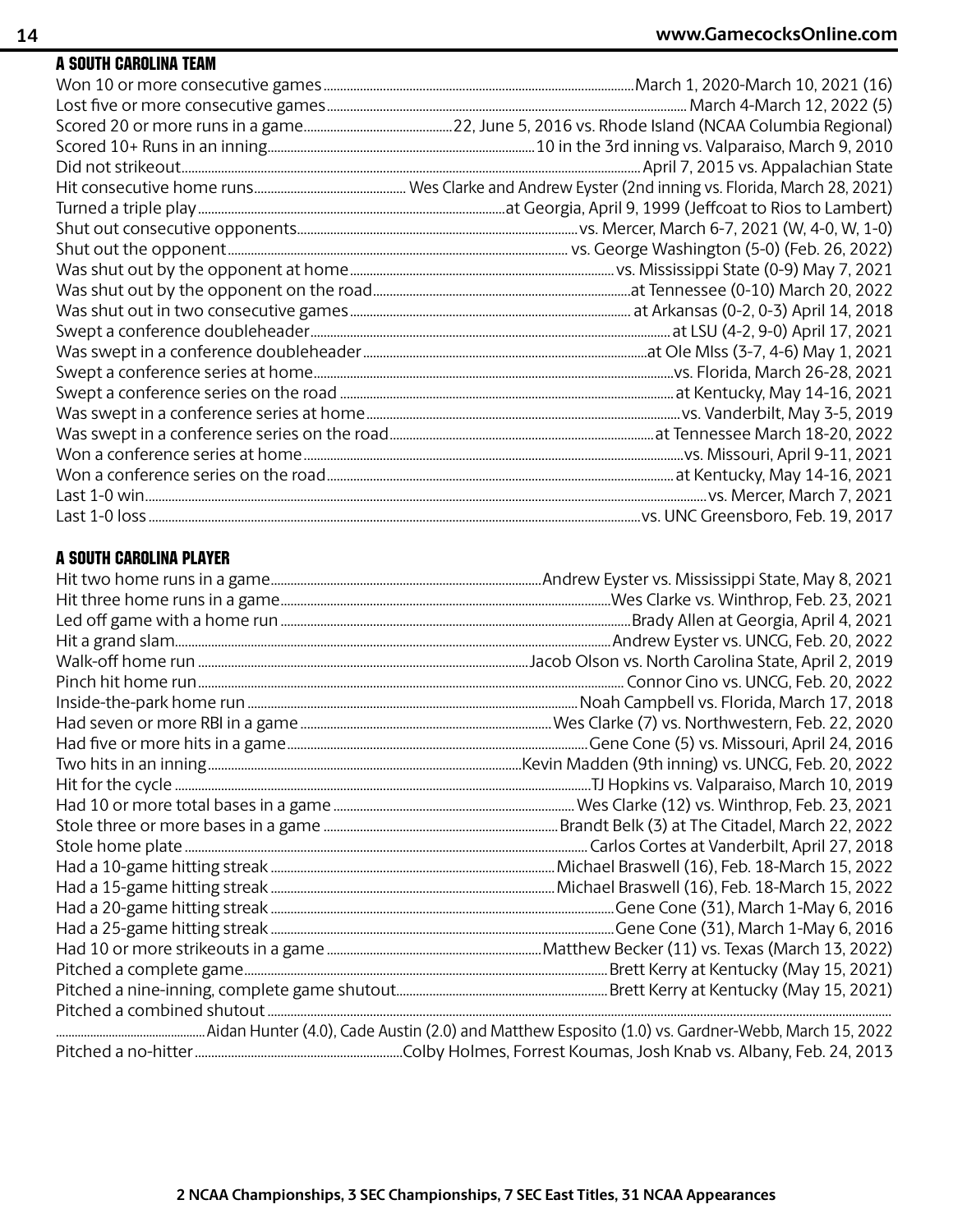## A SOUTH CAROLINA TEAM

| | |
|---|---|
| Won 10 or more consecutive games | March 1, 2020-March 10, 2021 (16) |
| Lost five or more consecutive games | March 4-March 12, 2022 (5) |
| Scored 20 or more runs in a game | 22, June 5, 2016 vs. Rhode Island (NCAA Columbia Regional) |
| Scored 10+ Runs in an inning | 10 in the 3rd inning vs. Valparaiso, March 9, 2010 |
| Did not strikeout | April 7, 2015 vs. Appalachian State |
| Hit consecutive home runs | Wes Clarke and Andrew Eyster (2nd inning vs. Florida, March 28, 2021) |
| Turned a triple play | at Georgia, April 9, 1999 (Jeffcoat to Rios to Lambert) |
| Shut out consecutive opponents | vs. Mercer, March 6-7, 2021 (W, 4-0, W, 1-0) |
| Shut out the opponent | vs. George Washington (5-0) (Feb. 26, 2022) |
| Was shut out by the opponent at home | vs. Mississippi State (0-9) May 7, 2021 |
| Was shut out by the opponent on the road | at Tennessee (0-10) March 20, 2022 |
| Was shut out in two consecutive games | at Arkansas (0-2, 0-3) April 14, 2018 |
| Swept a conference doubleheader | at LSU (4-2, 9-0) April 17, 2021 |
| Was swept in a conference doubleheader | at Ole MIss (3-7, 4-6) May 1, 2021 |
| Swept a conference series at home | vs. Florida, March 26-28, 2021 |
| Swept a conference series on the road | at Kentucky, May 14-16, 2021 |
| Was swept in a conference series at home | vs. Vanderbilt, May 3-5, 2019 |
| Was swept in a conference series on the road | at Tennessee March 18-20, 2022 |
| Won a conference series at home | vs. Missouri, April 9-11, 2021 |
| Won a conference series on the road | at Kentucky, May 14-16, 2021 |
| Last 1-0 win | vs. Mercer, March 7, 2021 |
| Last 1-0 loss | vs. UNC Greensboro, Feb. 19, 2017 |

## A SOUTH CAROLINA PLAYER

| | |
|---|---|
| Hit two home runs in a game | Andrew Eyster vs. Mississippi State, May 8, 2021 |
| Hit three home runs in a game | Wes Clarke vs. Winthrop, Feb. 23, 2021 |
| Led off game with a home run | Brady Allen at Georgia, April 4, 2021 |
| Hit a grand slam | Andrew Eyster vs. UNCG, Feb. 20, 2022 |
| Walk-off home run | Jacob Olson vs. North Carolina State, April 2, 2019 |
| Pinch hit home run | Connor Cino vs. UNCG, Feb. 20, 2022 |
| Inside-the-park home run | Noah Campbell vs. Florida, March 17, 2018 |
| Had seven or more RBI in a game | Wes Clarke (7) vs. Northwestern, Feb. 22, 2020 |
| Had five or more hits in a game | Gene Cone (5) vs. Missouri, April 24, 2016 |
| Two hits in an inning | Kevin Madden (9th inning) vs. UNCG, Feb. 20, 2022 |
| Hit for the cycle | TJ Hopkins vs. Valparaiso, March 10, 2019 |
| Had 10 or more total bases in a game | Wes Clarke (12) vs. Winthrop, Feb. 23, 2021 |
| Stole three or more bases in a game | Brandt Belk (3) at The Citadel, March 22, 2022 |
| Stole home plate | Carlos Cortes at Vanderbilt, April 27, 2018 |
| Had a 10-game hitting streak | Michael Braswell (16), Feb. 18-March 15, 2022 |
| Had a 15-game hitting streak | Michael Braswell (16), Feb. 18-March 15, 2022 |
| Had a 20-game hitting streak | Gene Cone (31), March 1-May 6, 2016 |
| Had a 25-game hitting streak | Gene Cone (31), March 1-May 6, 2016 |
| Had 10 or more strikeouts in a game | Matthew Becker (11) vs. Texas (March 13, 2022) |
| Pitched a complete game | Brett Kerry at Kentucky (May 15, 2021) |
| Pitched a nine-inning, complete game shutout | Brett Kerry at Kentucky (May 15, 2021) |
| Pitched a combined shutout | Aidan Hunter (4.0), Cade Austin (2.0) and Matthew Esposito (1.0) vs. Gardner-Webb, March 15, 2022 |
| Pitched a no-hitter | Colby Holmes, Forrest Koumas, Josh Knab vs. Albany, Feb. 24, 2013 |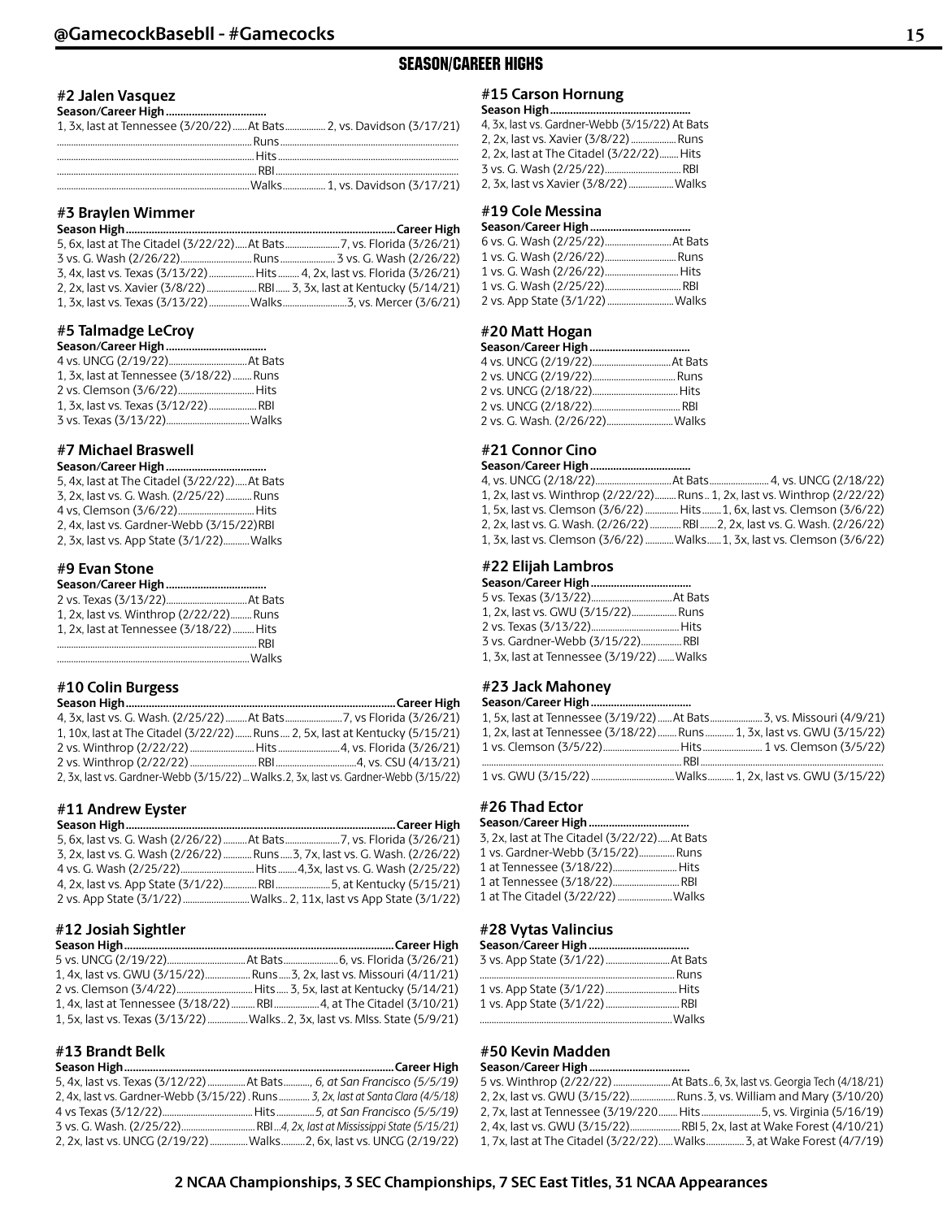## SEASON/CAREER HIGHS

### #2 Jalen Vasquez

| Season/Career High | | |
|---|---|---|
| 1, 3x, last at Tennessee (3/20/22) | At Bats | 2, vs. Davidson (3/17/21) |
| | Runs | |
| | Hits | |
| | RBI | |
| | Walks | 1, vs. Davidson (3/17/21) |

### #3 Braylen Wimmer

| Season High | | Career High |
|---|---|---|
| 5, 6x, last at The Citadel (3/22/22) | At Bats | 7, vs. Florida (3/26/21) |
| 3 vs. G. Wash (2/26/22) | Runs | 3 vs. G. Wash (2/26/22) |
| 3, 4x, last vs. Texas (3/13/22) | Hits | 4, 2x, last vs. Florida (3/26/21) |
| 2, 2x, last vs. Xavier (3/8/22) | RBI | 3, 3x, last at Kentucky (5/14/21) |
| 1, 3x, last vs. Texas (3/13/22) | Walks | 3, vs. Mercer (3/6/21) |

### #5 Talmadge LeCroy

| Season/Career High | |
|---|---|
| 4 vs. UNCG (2/19/22) | At Bats |
| 1, 3x, last at Tennessee (3/18/22) | Runs |
| 2 vs. Clemson (3/6/22) | Hits |
| 1, 3x, last vs. Texas (3/12/22) | RBI |
| 3 vs. Texas (3/13/22) | Walks |

### #7 Michael Braswell

| Season/Career High | |
|---|---|
| 5, 4x, last at The Citadel (3/22/22) | At Bats |
| 3, 2x, last vs. G. Wash. (2/25/22) | Runs |
| 4 vs, Clemson (3/6/22) | Hits |
| 2, 4x, last vs. Gardner-Webb (3/15/22) | RBI |
| 2, 3x, last vs. App State (3/1/22) | Walks |

### #9 Evan Stone

| Season/Career High | |
|---|---|
| 2 vs. Texas (3/13/22) | At Bats |
| 1, 2x, last vs. Winthrop (2/22/22) | Runs |
| 1, 2x, last at Tennessee (3/18/22) | Hits |
| | RBI |
| | Walks |

### #10 Colin Burgess

| Season High | | Career High |
|---|---|---|
| 4, 3x, last vs. G. Wash. (2/25/22) | At Bats | 7, vs Florida (3/26/21) |
| 1, 10x, last at The Citadel (3/22/22) | Runs | 2, 5x, last at Kentucky (5/15/21) |
| 2 vs. Winthrop (2/22/22) | Hits | 4, vs. Florida (3/26/21) |
| 2 vs. Winthrop (2/22/22) | RBI | 4, vs. CSU (4/13/21) |
| 2, 3x, last vs. Gardner-Webb (3/15/22) | Walks | 2, 3x, last vs. Gardner-Webb (3/15/22) |

### #11 Andrew Eyster

| Season High | | Career High |
|---|---|---|
| 5, 6x, last vs. G. Wash (2/26/22) | At Bats | 7, vs. Florida (3/26/21) |
| 3, 2x, last vs. G. Wash (2/26/22) | Runs | 3, 7x, last vs. G. Wash. (2/26/22) |
| 4 vs. G. Wash (2/25/22) | Hits | 4,3x, last vs. G. Wash (2/25/22) |
| 4, 2x, last vs. App State (3/1/22) | RBI | 5, at Kentucky (5/15/21) |
| 2 vs. App State (3/1/22) | Walks | 2, 11x, last vs App State (3/1/22) |

### #12 Josiah Sightler

| Season High | | Career High |
|---|---|---|
| 5 vs. UNCG (2/19/22) | At Bats | 6, vs. Florida (3/26/21) |
| 1, 4x, last vs. GWU (3/15/22) | Runs | 3, 2x, last vs. Missouri (4/11/21) |
| 2 vs. Clemson (3/4/22) | Hits | 3, 5x, last at Kentucky (5/14/21) |
| 1, 4x, last at Tennessee (3/18/22) | RBI | 4, at The Citadel (3/10/21) |
| 1, 5x, last vs. Texas (3/13/22) | Walks | 2, 3x, last vs. MIss. State (5/9/21) |

### #13 Brandt Belk

| Season High | | Career High |
|---|---|---|
| 5, 4x, last vs. Texas (3/12/22) | At Bats | *6, at San Francisco (5/5/19)* |
| 2, 4x, last vs. Gardner-Webb (3/15/22) | Runs | *3, 2x, last at Santa Clara (4/5/18)* |
| 4 vs Texas (3/12/22) | Hits | *5, at San Francisco (5/5/19)* |
| 3 vs. G. Wash. (2/25/22) | RBI | *4, 2x, last at Mississippi State (5/15/21)* |
| 2, 2x, last vs. UNCG (2/19/22) | Walks | 2, 6x, last vs. UNCG (2/19/22) |

### #15 Carson Hornung

| Season High | |
|---|---|
| 4, 3x, last vs. Gardner-Webb (3/15/22) | At Bats |
| 2, 2x, last vs. Xavier (3/8/22) | Runs |
| 2, 2x, last at The Citadel (3/22/22) | Hits |
| 3 vs. G. Wash (2/25/22) | RBI |
| 2, 3x, last vs Xavier (3/8/22) | Walks |

### #19 Cole Messina

| Season/Career High | |
|---|---|
| 6 vs. G. Wash (2/25/22) | At Bats |
| 1 vs. G. Wash (2/26/22) | Runs |
| 1 vs. G. Wash (2/26/22) | Hits |
| 1 vs. G. Wash (2/25/22) | RBI |
| 2 vs. App State (3/1/22) | Walks |

### #20 Matt Hogan

| Season/Career High | |
|---|---|
| 4 vs. UNCG (2/19/22) | At Bats |
| 2 vs. UNCG (2/19/22) | Runs |
| 2 vs. UNCG (2/18/22) | Hits |
| 2 vs. UNCG (2/18/22) | RBI |
| 2 vs. G. Wash. (2/26/22) | Walks |

### #21 Connor Cino

| Season/Career High | | |
|---|---|---|
| 4, vs. UNCG (2/18/22) | At Bats | 4, vs. UNCG (2/18/22) |
| 1, 2x, last vs. Winthrop (2/22/22) | Runs | 1, 2x, last vs. Winthrop (2/22/22) |
| 1, 5x, last vs. Clemson (3/6/22) | Hits | 1, 6x, last vs. Clemson (3/6/22) |
| 2, 2x, last vs. G. Wash. (2/26/22) | RBI | 2, 2x, last vs. G. Wash. (2/26/22) |
| 1, 3x, last vs. Clemson (3/6/22) | Walks | 1, 3x, last vs. Clemson (3/6/22) |

### #22 Elijah Lambros

| Season/Career High | |
|---|---|
| 5 vs. Texas (3/13/22) | At Bats |
| 1, 2x, last vs. GWU (3/15/22) | Runs |
| 2 vs. Texas (3/13/22) | Hits |
| 3 vs. Gardner-Webb (3/15/22) | RBI |
| 1, 3x, last at Tennessee (3/19/22) | Walks |

### #23 Jack Mahoney

| Season/Career High | | |
|---|---|---|
| 1, 5x, last at Tennessee (3/19/22) | At Bats | 3, vs. Missouri (4/9/21) |
| 1, 2x, last at Tennessee (3/18/22) | Runs | 1, 3x, last vs. GWU (3/15/22) |
| 1 vs. Clemson (3/5/22) | Hits | 1 vs. Clemson (3/5/22) |
| | RBI | |
| 1 vs. GWU (3/15/22) | Walks | 1, 2x, last vs. GWU (3/15/22) |

### #26 Thad Ector

| Season/Career High | |
|---|---|
| 3, 2x, last at The Citadel (3/22/22) | At Bats |
| 1 vs. Gardner-Webb (3/15/22) | Runs |
| 1 at Tennessee (3/18/22) | Hits |
| 1 at Tennessee (3/18/22) | RBI |
| 1 at The Citadel (3/22/22) | Walks |

### #28 Vytas Valincius

| Season/Career High | |
|---|---|
| 3 vs. App State (3/1/22) | At Bats |
| | Runs |
| 1 vs. App State (3/1/22) | Hits |
| 1 vs. App State (3/1/22) | RBI |
| | Walks |

### #50 Kevin Madden

| Season/Career High | | |
|---|---|---|
| 5 vs. Winthrop (2/22/22) | At Bats | 6, 3x, last vs. Georgia Tech (4/18/21) |
| 2, 2x, last vs. GWU (3/15/22) | Runs | 3, vs. William and Mary (3/10/20) |
| 2, 7x, last at Tennessee (3/19/220 | Hits | 5, vs. Virginia (5/16/19) |
| 2, 4x, last vs. GWU (3/15/22) | RBI | 5, 2x, last at Wake Forest (4/10/21) |
| 1, 7x, last at The Citadel (3/22/22) | Walks | 3, at Wake Forest (4/7/19) |

**2 NCAA Championships, 3 SEC Championships, 7 SEC East Titles, 31 NCAA Appearances**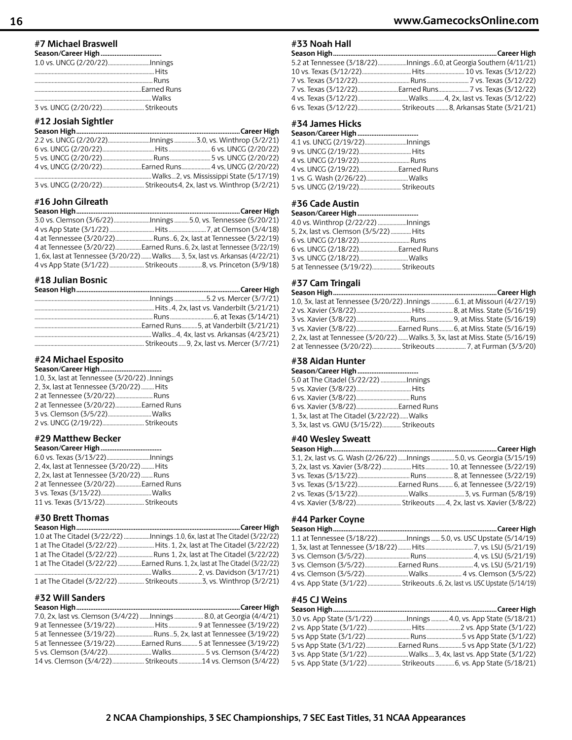### #7 Michael Braswell

| Season/Career High | |
|---|---|
| 1.0 vs. UNCG (2/20/22) | Innings |
| | Hits |
| | Runs |
| | Earned Runs |
| | Walks |
| 3 vs. UNCG (2/20/22) | Strikeouts |

### #12 Josiah Sightler

| Season High | | Career High |
|---|---|---|
| 2.2 vs. UNCG (2/20/22) | Innings | 3.0, vs. Winthrop (3/2/21) |
| 6 vs. UNCG (2/20/22) | Hits | 6 vs. UNCG (2/20/22) |
| 5 vs. UNCG (2/20/22) | Runs | 5 vs. UNCG (2/20/22) |
| 4 vs. UNCG (2/20/22) | Earned Runs | 4 vs. UNCG (2/20/22) |
| | Walks | 2, vs. Mississippi State (5/17/19) |
| 3 vs. UNCG (2/20/22) | Strikeouts | 4, 2x, last vs. Winthrop (3/2/21) |

### #16 John Gilreath

| Season High | | Career High |
|---|---|---|
| 3.0 vs. Clemson (3/6/22) | Innings | 5.0, vs. Tennessee (5/20/21) |
| 4 vs App State (3/1/22) | Hits | 7, at Clemson (3/4/18) |
| 4 at Tennessee (3/20/22) | Runs | 6, 2x, last at Tennessee (3/22/19) |
| 4 at Tennessee (3/20/22) | Earned Runs | 6, 2x, last at Tennessee (3/22/19) |
| 1, 6x, last at Tennessee (3/20/22) | Walks | 3, 5x, last vs. Arkansas (4/22/21) |
| 4 vs App State (3/1/22) | Strikeouts | 8, vs. Princeton (3/9/18) |

### #18 Julian Bosnic

| Season High | | Career High |
|---|---|---|
| | Innings | 5.2 vs. Mercer (3/7/21) |
| | Hits | 4, 2x, last vs. Vanderbilt (3/21/21) |
| | Runs | 6, at Texas (3/14/21) |
| | Earned Runs | 5, at Vanderbilt (3/21/21) |
| | Walks | 4, 4x, last vs. Arkansas (4/23/21) |
| | Strikeouts | 9, 2x, last vs. Mercer (3/7/21) |

### #24 Michael Esposito

| Season/Career High | |
|---|---|
| 1.0, 3x, last at Tennessee (3/20/22) | Innings |
| 2, 3x, last at Tennessee (3/20/22) | Hits |
| 2 at Tennessee (3/20/22) | Runs |
| 2 at Tennessee (3/20/22) | Earned Runs |
| 3 vs. Clemson (3/5/22) | Walks |
| 2 vs. UNCG (2/19/22) | Strikeouts |

### #29 Matthew Becker

| Season/Career High | |
|---|---|
| 6.0 vs. Texas (3/13/22) | Innings |
| 2, 4x, last at Tennessee (3/20/22) | Hits |
| 2, 2x, last at Tennessee (3/20/22) | Runs |
| 2 at Tennessee (3/20/22) | Earned Runs |
| 3 vs. Texas (3/13/22) | Walks |
| 11 vs. Texas (3/13/22) | Strikeouts |

### #30 Brett Thomas

| Season High | | Career High |
|---|---|---|
| 1.0 at The Citadel (3/22/22) | Innings | 1.0, 6x, last at The Citadel (3/22/22) |
| 1 at The Citadel (3/22/22) | Hits | 1, 2x, last at The Citadel (3/22/22) |
| 1 at The Citadel (3/22/22) | Runs | 1, 2x, last at The Citadel (3/22/22) |
| 1 at The Citadel (3/22/22) | Earned Runs | 1, 2x, last at The Citadel (3/22/22) |
| | Walks | 2, vs. Davidson (3/17/21) |
| 1 at The Citadel (3/22/22) | Strikeouts | 3, vs. Winthrop (3/2/21) |

### #32 Will Sanders

| Season High | | Career High |
|---|---|---|
| 7.0, 2x, last vs. Clemson (3/4/22) | Innings | 8.0, at Georgia (4/4/21) |
| 9 at Tennessee (3/19/22) | Hits | 9 at Tennessee (3/19/22) |
| 5 at Tennessee (3/19/22) | Runs | 5, 2x, last at Tennessee (3/19/22) |
| 5 at Tennessee (3/19/22) | Earned Runs | 5 at Tennessee (3/19/22) |
| 5 vs. Clemson (3/4/22) | Walks | 5 vs. Clemson (3/4/22) |
| 14 vs. Clemson (3/4/22) | Strikeouts | 14 vs. Clemson (3/4/22) |

### #33 Noah Hall

| Season High | | Career High |
|---|---|---|
| 5.2 at Tennessee (3/18/22) | Innings | 6.0, at Georgia Southern (4/11/21) |
| 10 vs. Texas (3/12/22) | Hits | 10 vs. Texas (3/12/22) |
| 7 vs. Texas (3/12/22) | Runs | 7 vs. Texas (3/12/22) |
| 7 vs. Texas (3/12/22) | Earned Runs | 7 vs. Texas (3/12/22) |
| 4 vs. Texas (3/12/22) | Walks | 4, 2x, last vs. Texas (3/12/22) |
| 6 vs. Texas (3/12/22) | Strikeouts | 8, Arkansas State (3/21/21) |

### #34 James Hicks

| Season/Career High | |
|---|---|
| 4.1 vs. UNCG (2/19/22) | Innings |
| 9 vs. UNCG (2/19/22) | Hits |
| 4 vs. UNCG (2/19/22) | Runs |
| 4 vs. UNCG (2/19/22) | Earned Runs |
| 1 vs. G. Wash (2/26/22) | Walks |
| 5 vs. UNCG (2/19/22) | Strikeouts |

### #36 Cade Austin

| Season/Career High | |
|---|---|
| 4.0 vs. Winthrop (2/22/22) | Innings |
| 5, 2x, last vs. Clemson (3/5/22) | Hits |
| 6 vs. UNCG (2/18/22) | Runs |
| 6 vs. UNCG (2/18/22) | Earned Runs |
| 3 vs. UNCG (2/18/22) | Walks |
| 5 at Tennessee (3/19/22) | Strikeouts |

### #37 Cam Tringali

| Season High | | Career High |
|---|---|---|
| 1.0, 3x, last at Tennessee (3/20/22) | Innings | 6.1, at Missouri (4/27/19) |
| 2 vs. Xavier (3/8/22) | Hits | 8, at Miss. State (5/16/19) |
| 3 vs. Xavier (3/8/22) | Runs | 9, at Miss. State (5/16/19) |
| 3 vs. Xavier (3/8/22) | Earned Runs | 6, at Miss. State (5/16/19) |
| 2, 2x, last at Tennessee (3/20/22) | Walks | 3, 3x, last at Miss. State (5/16/19) |
| 2 at Tennessee (3/20/22) | Strikeouts | 7, at Furman (3/3/20) |

### #38 Aidan Hunter

| Season/Career High | |
|---|---|
| 5.0 at The Citadel (3/22/22) | Innings |
| 5 vs. Xavier (3/8/22) | Hits |
| 6 vs. Xavier (3/8/22) | Runs |
| 6 vs. Xavier (3/8/22) | Earned Runs |
| 1, 3x, last at The Citadel (3/22/22) | Walks |
| 3, 3x, last vs. GWU (3/15/22) | Strikeouts |

### #40 Wesley Sweatt

| Season High | | Career High |
|---|---|---|
| 3.1, 2x, last vs. G. Wash (2/26/22) | Innings | 5.0, vs. Georgia (3/15/19) |
| 3, 2x, last vs. Xavier (3/8/22) | Hits | 10, at Tennessee (3/22/19) |
| 3 vs. Texas (3/13/22) | Runs | 8, at Tennessee (3/22/19) |
| 3 vs. Texas (3/13/22) | Earned Runs | 6, at Tennessee (3/22/19) |
| 2 vs. Texas (3/13/22) | Walks | 3, vs. Furman (5/8/19) |
| 4 vs. Xavier (3/8/22) | Strikeouts | 4, 2x, last vs. Xavier (3/8/22) |

### #44 Parker Coyne

| Season High | | Career High |
|---|---|---|
| 1.1 at Tennessee (3/18/22) | Innings | 5.0, vs. USC Upstate (5/14/19) |
| 1, 3x, last at Tennessee (3/18/22) | Hits | 7, vs. LSU (5/21/19) |
| 3 vs. Clemson (3/5/22) | Runs | 4, vs. LSU (5/21/19) |
| 3 vs. Clemson (3/5/22) | Earned Runs | 4, vs. LSU (5/21/19) |
| 4 vs. Clemson (3/5/22) | Walks | 4 vs. Clemson (3/5/22) |
| 4 vs. App State (3/1/22) | Strikeouts | 6, 2x, last vs. USC Upstate (5/14/19) |

### #45 CJ Weins

| Season High | | Career High |
|---|---|---|
| 3.0 vs. App State (3/1/22) | Innings | 4.0, vs. App State (5/18/21) |
| 2 vs. App State (3/1/22) | Hits | 2 vs. App State (3/1/22) |
| 5 vs App State (3/1/22) | Runs | 5 vs App State (3/1/22) |
| 5 vs App State (3/1/22) | Earned Runs | 5 vs App State (3/1/22) |
| 3 vs. App State (3/1/22) | Walks | 3, 4x, last vs. App State (3/1/22) |
| 5 vs. App State (3/1/22) | Strikeouts | 6, vs. App State (5/18/21) |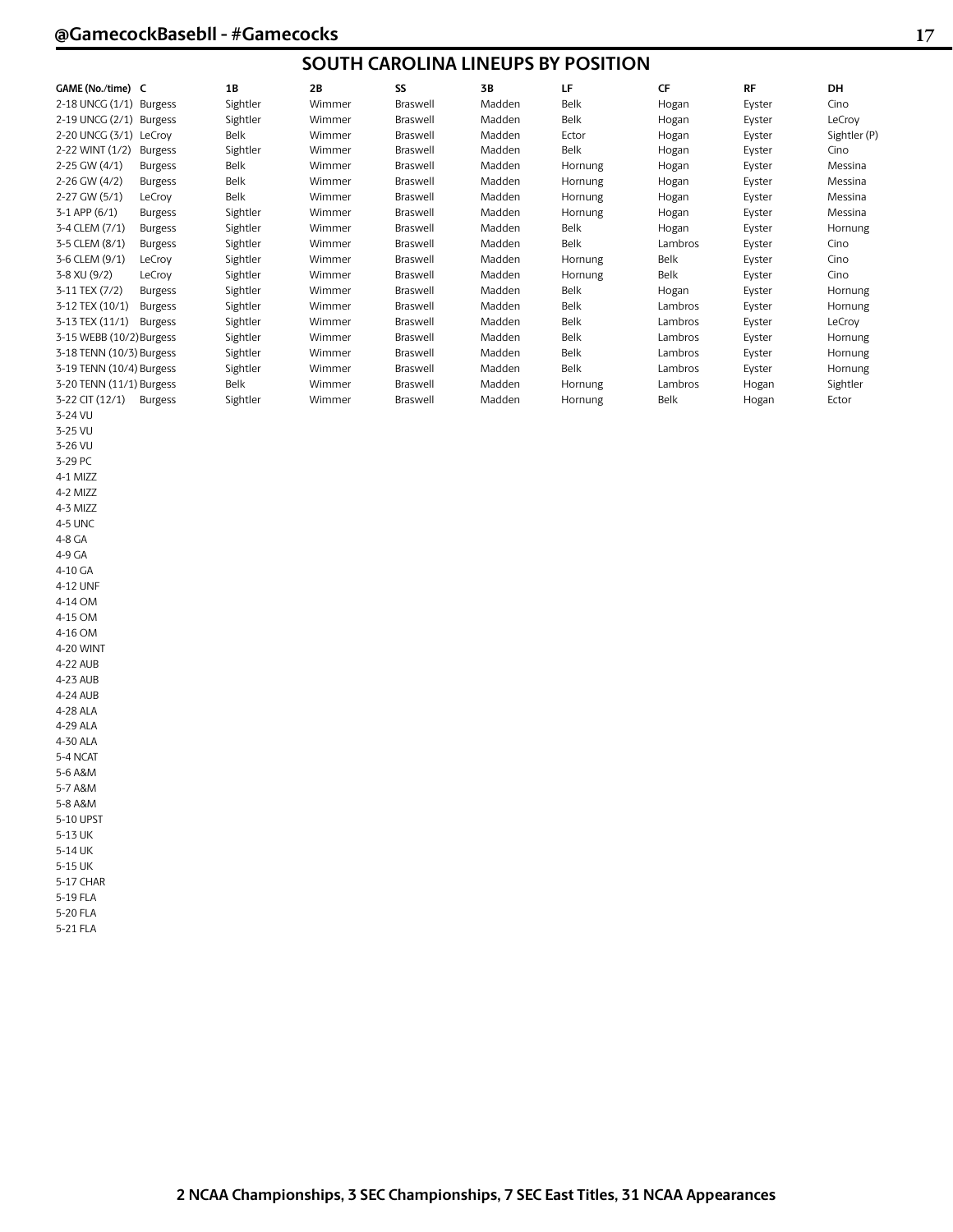## SOUTH CAROLINA LINEUPS BY POSITION

| GAME (No./time) | C | 1B | 2B | SS | 3B | LF | CF | RF | DH |
|---|---|---|---|---|---|---|---|---|---|
| 2-18 UNCG (1/1) | Burgess | Sightler | Wimmer | Braswell | Madden | Belk | Hogan | Eyster | Cino |
| 2-19 UNCG (2/1) | Burgess | Sightler | Wimmer | Braswell | Madden | Belk | Hogan | Eyster | LeCroy |
| 2-20 UNCG (3/1) | LeCroy | Belk | Wimmer | Braswell | Madden | Ector | Hogan | Eyster | Sightler (P) |
| 2-22 WINT (1/2) | Burgess | Sightler | Wimmer | Braswell | Madden | Belk | Hogan | Eyster | Cino |
| 2-25 GW (4/1) | Burgess | Belk | Wimmer | Braswell | Madden | Hornung | Hogan | Eyster | Messina |
| 2-26 GW (4/2) | Burgess | Belk | Wimmer | Braswell | Madden | Hornung | Hogan | Eyster | Messina |
| 2-27 GW (5/1) | LeCroy | Belk | Wimmer | Braswell | Madden | Hornung | Hogan | Eyster | Messina |
| 3-1 APP (6/1) | Burgess | Sightler | Wimmer | Braswell | Madden | Hornung | Hogan | Eyster | Messina |
| 3-4 CLEM (7/1) | Burgess | Sightler | Wimmer | Braswell | Madden | Belk | Hogan | Eyster | Hornung |
| 3-5 CLEM (8/1) | Burgess | Sightler | Wimmer | Braswell | Madden | Belk | Lambros | Eyster | Cino |
| 3-6 CLEM (9/1) | LeCroy | Sightler | Wimmer | Braswell | Madden | Hornung | Belk | Eyster | Cino |
| 3-8 XU (9/2) | LeCroy | Sightler | Wimmer | Braswell | Madden | Hornung | Belk | Eyster | Cino |
| 3-11 TEX (7/2) | Burgess | Sightler | Wimmer | Braswell | Madden | Belk | Hogan | Eyster | Hornung |
| 3-12 TEX (10/1) | Burgess | Sightler | Wimmer | Braswell | Madden | Belk | Lambros | Eyster | Hornung |
| 3-13 TEX (11/1) | Burgess | Sightler | Wimmer | Braswell | Madden | Belk | Lambros | Eyster | LeCroy |
| 3-15 WEBB (10/2) | Burgess | Sightler | Wimmer | Braswell | Madden | Belk | Lambros | Eyster | Hornung |
| 3-18 TENN (10/3) | Burgess | Sightler | Wimmer | Braswell | Madden | Belk | Lambros | Eyster | Hornung |
| 3-19 TENN (10/4) | Burgess | Sightler | Wimmer | Braswell | Madden | Belk | Lambros | Eyster | Hornung |
| 3-20 TENN (11/1) | Burgess | Belk | Wimmer | Braswell | Madden | Hornung | Lambros | Hogan | Sightler |
| 3-22 CIT (12/1) | Burgess | Sightler | Wimmer | Braswell | Madden | Hornung | Belk | Hogan | Ector |
| 3-24 VU | | | | | | | | | |
| 3-25 VU | | | | | | | | | |
| 3-26 VU | | | | | | | | | |
| 3-29 PC | | | | | | | | | |
| 4-1 MIZZ | | | | | | | | | |
| 4-2 MIZZ | | | | | | | | | |
| 4-3 MIZZ | | | | | | | | | |
| 4-5 UNC | | | | | | | | | |
| 4-8 GA | | | | | | | | | |
| 4-9 GA | | | | | | | | | |
| 4-10 GA | | | | | | | | | |
| 4-12 UNF | | | | | | | | | |
| 4-14 OM | | | | | | | | | |
| 4-15 OM | | | | | | | | | |
| 4-16 OM | | | | | | | | | |
| 4-20 WINT | | | | | | | | | |
| 4-22 AUB | | | | | | | | | |
| 4-23 AUB | | | | | | | | | |
| 4-24 AUB | | | | | | | | | |
| 4-28 ALA | | | | | | | | | |
| 4-29 ALA | | | | | | | | | |
| 4-30 ALA | | | | | | | | | |
| 5-4 NCAT | | | | | | | | | |
| 5-6 A&M | | | | | | | | | |
| 5-7 A&M | | | | | | | | | |
| 5-8 A&M | | | | | | | | | |
| 5-10 UPST | | | | | | | | | |
| 5-13 UK | | | | | | | | | |
| 5-14 UK | | | | | | | | | |
| 5-15 UK | | | | | | | | | |
| 5-17 CHAR | | | | | | | | | |
| 5-19 FLA | | | | | | | | | |
| 5-20 FLA | | | | | | | | | |
| 5-21 FLA | | | | | | | | | |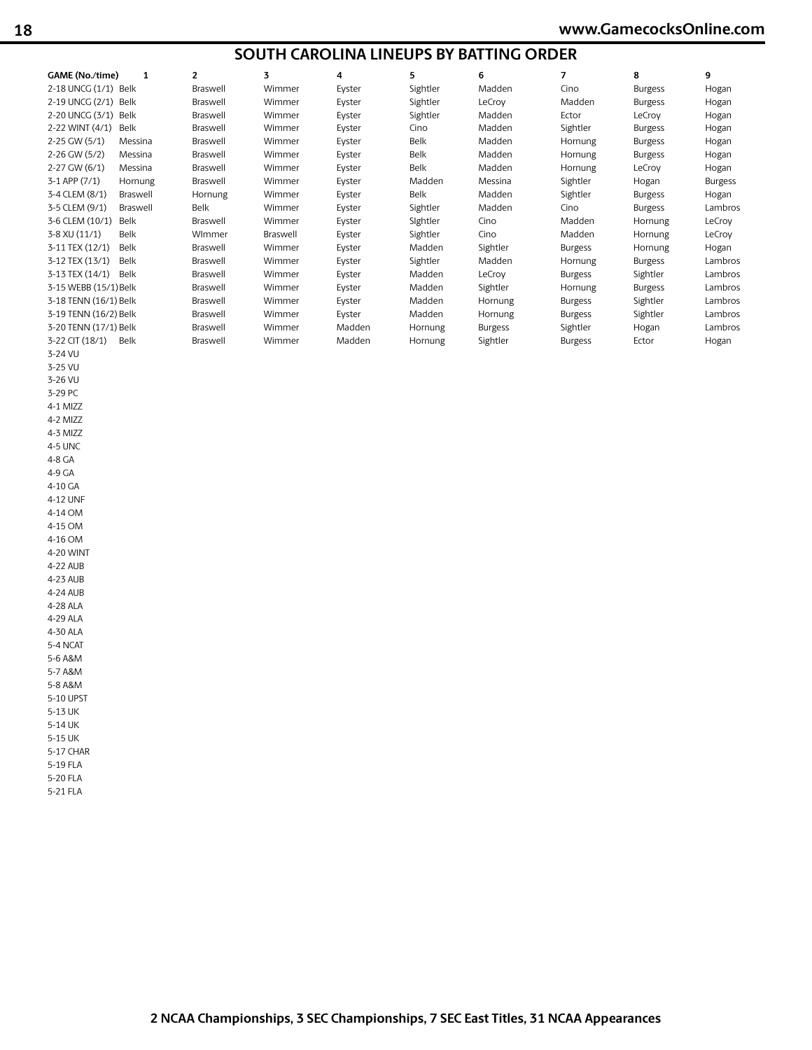## SOUTH CAROLINA LINEUPS BY BATTING ORDER

| GAME (No./time) | 1 | 2 | 3 | 4 | 5 | 6 | 7 | 8 | 9 |
|---|---|---|---|---|---|---|---|---|---|
| 2-18 UNCG (1/1) | Belk | Braswell | Wimmer | Eyster | Sightler | Madden | Cino | Burgess | Hogan |
| 2-19 UNCG (2/1) | Belk | Braswell | Wimmer | Eyster | Sightler | LeCroy | Madden | Burgess | Hogan |
| 2-20 UNCG (3/1) | Belk | Braswell | Wimmer | Eyster | Sightler | Madden | Ector | LeCroy | Hogan |
| 2-22 WINT (4/1) | Belk | Braswell | Wimmer | Eyster | Cino | Madden | Sightler | Burgess | Hogan |
| 2-25 GW (5/1) | Messina | Braswell | Wimmer | Eyster | Belk | Madden | Hornung | Burgess | Hogan |
| 2-26 GW (5/2) | Messina | Braswell | Wimmer | Eyster | Belk | Madden | Hornung | Burgess | Hogan |
| 2-27 GW (6/1) | Messina | Braswell | Wimmer | Eyster | Belk | Madden | Hornung | LeCroy | Hogan |
| 3-1 APP (7/1) | Hornung | Braswell | Wimmer | Eyster | Madden | Messina | Sightler | Hogan | Burgess |
| 3-4 CLEM (8/1) | Braswell | Hornung | Wimmer | Eyster | Belk | Madden | Sightler | Burgess | Hogan |
| 3-5 CLEM (9/1) | Braswell | Belk | Wimmer | Eyster | Sightler | Madden | Cino | Burgess | Lambros |
| 3-6 CLEM (10/1) | Belk | Braswell | Wimmer | Eyster | SIghtler | Cino | Madden | Hornung | LeCroy |
| 3-8 XU (11/1) | Belk | WImmer | Braswell | Eyster | Sightler | Cino | Madden | Hornung | LeCroy |
| 3-11 TEX (12/1) | Belk | Braswell | Wimmer | Eyster | Madden | Sightler | Burgess | Hornung | Hogan |
| 3-12 TEX (13/1) | Belk | Braswell | Wimmer | Eyster | Sightler | Madden | Hornung | Burgess | Lambros |
| 3-13 TEX (14/1) | Belk | Braswell | Wimmer | Eyster | Madden | LeCroy | Burgess | Sightler | Lambros |
| 3-15 WEBB (15/1) | Belk | Braswell | Wimmer | Eyster | Madden | Sightler | Hornung | Burgess | Lambros |
| 3-18 TENN (16/1) | Belk | Braswell | Wimmer | Eyster | Madden | Hornung | Burgess | Sightler | Lambros |
| 3-19 TENN (16/2) | Belk | Braswell | Wimmer | Eyster | Madden | Hornung | Burgess | Sightler | Lambros |
| 3-20 TENN (17/1) | Belk | Braswell | Wimmer | Madden | Hornung | Burgess | Sightler | Hogan | Lambros |
| 3-22 CIT (18/1) | Belk | Braswell | Wimmer | Madden | Hornung | Sightler | Burgess | Ector | Hogan |
| 3-24 VU | | | | | | | | | |
| 3-25 VU | | | | | | | | | |
| 3-26 VU | | | | | | | | | |
| 3-29 PC | | | | | | | | | |
| 4-1 MIZZ | | | | | | | | | |
| 4-2 MIZZ | | | | | | | | | |
| 4-3 MIZZ | | | | | | | | | |
| 4-5 UNC | | | | | | | | | |
| 4-8 GA | | | | | | | | | |
| 4-9 GA | | | | | | | | | |
| 4-10 GA | | | | | | | | | |
| 4-12 UNF | | | | | | | | | |
| 4-14 OM | | | | | | | | | |
| 4-15 OM | | | | | | | | | |
| 4-16 OM | | | | | | | | | |
| 4-20 WINT | | | | | | | | | |
| 4-22 AUB | | | | | | | | | |
| 4-23 AUB | | | | | | | | | |
| 4-24 AUB | | | | | | | | | |
| 4-28 ALA | | | | | | | | | |
| 4-29 ALA | | | | | | | | | |
| 4-30 ALA | | | | | | | | | |
| 5-4 NCAT | | | | | | | | | |
| 5-6 A&M | | | | | | | | | |
| 5-7 A&M | | | | | | | | | |
| 5-8 A&M | | | | | | | | | |
| 5-10 UPST | | | | | | | | | |
| 5-13 UK | | | | | | | | | |
| 5-14 UK | | | | | | | | | |
| 5-15 UK | | | | | | | | | |
| 5-17 CHAR | | | | | | | | | |
| 5-19 FLA | | | | | | | | | |
| 5-20 FLA | | | | | | | | | |
| 5-21 FLA | | | | | | | | | |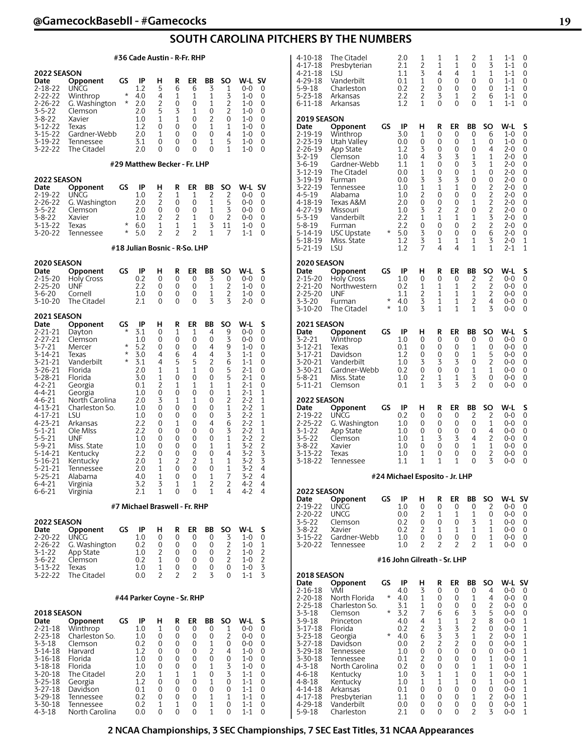# SOUTH CAROLINA PITCHERS BY THE NUMBERS

### #36 Cade Austin - R-Fr. RHP

**2022 SEASON**

| Date | Opponent | GS | IP | H | R | ER | BB | SO | W-L | SV |
|---|---|---|---|---|---|---|---|---|---|---|
| 2-18-22 | UNCG | | 1.2 | 5 | 6 | 6 | 3 | 1 | 0-0 | 0 |
| 2-22-22 | Winthrop | * | 4.0 | 4 | 1 | 1 | 1 | 3 | 1-0 | 0 |
| 2-26-22 | G. Washington | * | 2.0 | 2 | 0 | 0 | 1 | 2 | 1-0 | 0 |
| 3-5-22 | Clemson | | 2.0 | 5 | 3 | 1 | 0 | 2 | 1-0 | 0 |
| 3-8-22 | Xavier | | 1.0 | 1 | 1 | 0 | 2 | 0 | 1-0 | 0 |
| 3-12-22 | Texas | | 1.2 | 0 | 0 | 0 | 1 | 1 | 1-0 | 0 |
| 3-15-22 | Gardner-Webb | | 2.0 | 1 | 0 | 0 | 0 | 4 | 1-0 | 0 |
| 3-19-22 | Tennessee | | 3.1 | 0 | 0 | 0 | 1 | 5 | 1-0 | 0 |
| 3-22-22 | The Citadel | | 2.0 | 0 | 0 | 0 | 0 | 1 | 1-0 | 0 |

### #29 Matthew Becker - Fr. LHP

**2022 SEASON**

| Date | Opponent | GS | IP | H | R | ER | BB | SO | W-L | SV |
|---|---|---|---|---|---|---|---|---|---|---|
| 2-19-22 | UNCG | | 1.0 | 2 | 1 | 1 | 2 | 2 | 0-0 | 0 |
| 2-26-22 | G. Washington | | 2.0 | 2 | 0 | 0 | 1 | 5 | 0-0 | 0 |
| 3-5-22 | Clemson | | 2.0 | 0 | 0 | 0 | 1 | 3 | 0-0 | 0 |
| 3-8-22 | Xavier | | 1.0 | 2 | 2 | 1 | 0 | 2 | 0-0 | 0 |
| 3-13-22 | Texas | * | 6.0 | 1 | 1 | 1 | 3 | 11 | 1-0 | 0 |
| 3-20-22 | Tennessee | * | 5.0 | 2 | 2 | 2 | 1 | 7 | 1-1 | 0 |

### #18 Julian Bosnic - R-So. LHP

**2020 SEASON**

| Date | Opponent | GS | IP | H | R | ER | BB | SO | W-L | S |
|---|---|---|---|---|---|---|---|---|---|---|
| 2-15-20 | Holy Cross | | 0.2 | 0 | 0 | 0 | 3 | 0 | 0-0 | 0 |
| 2-25-20 | UNF | | 2.2 | 0 | 0 | 0 | 1 | 2 | 1-0 | 0 |
| 3-6-20 | Cornell | | 1.0 | 0 | 0 | 0 | 1 | 2 | 1-0 | 0 |
| 3-10-20 | The Citadel | | 2.1 | 0 | 0 | 0 | 3 | 3 | 2-0 | 0 |

**2021 SEASON**

| Date | Opponent | GS | IP | H | R | ER | BB | SO | W-L | S |
|---|---|---|---|---|---|---|---|---|---|---|
| 2-21-21 | Dayton | * | 3.1 | 0 | 1 | 1 | 4 | 9 | 0-0 | 0 |
| 2-27-21 | Clemson | | 1.0 | 0 | 0 | 0 | 0 | 3 | 0-0 | 0 |
| 3-7-21 | Mercer | * | 5.2 | 0 | 0 | 0 | 4 | 9 | 1-0 | 0 |
| 3-14-21 | Texas | * | 3.0 | 4 | 6 | 4 | 4 | 3 | 1-1 | 0 |
| 3-21-21 | Vanderbilt | * | 3.1 | 4 | 5 | 5 | 2 | 6 | 1-1 | 0 |
| 3-26-21 | Florida | | 2.0 | 1 | 1 | 1 | 0 | 5 | 2-1 | 0 |
| 3-28-21 | Florida | | 3.0 | 1 | 0 | 0 | 0 | 5 | 2-1 | 0 |
| 4-2-21 | Georgia | | 0.1 | 2 | 1 | 1 | 1 | 1 | 2-1 | 0 |
| 4-4-21 | Georgia | | 1.0 | 0 | 0 | 0 | 0 | 1 | 2-1 | 1 |
| 4-6-21 | North Carolina | | 2.0 | 3 | 1 | 1 | 0 | 2 | 2-2 | 1 |
| 4-13-21 | Charleston So. | | 1.0 | 0 | 0 | 0 | 0 | 1 | 2-2 | 1 |
| 4-17-21 | LSU | | 1.0 | 0 | 0 | 0 | 0 | 3 | 2-2 | 1 |
| 4-23-21 | Arkansas | | 2.2 | 0 | 1 | 0 | 4 | 6 | 2-2 | 1 |
| 5-1-21 | Ole MIss | | 2.2 | 0 | 0 | 0 | 0 | 3 | 2-2 | 1 |
| 5-5-21 | UNF | | 1.0 | 0 | 0 | 0 | 0 | 1 | 2-2 | 2 |
| 5-9-21 | Miss. State | | 1.0 | 0 | 0 | 0 | 1 | 1 | 3-2 | 2 |
| 5-14-21 | Kentucky | | 2.2 | 0 | 0 | 0 | 0 | 4 | 3-2 | 3 |
| 5-16-21 | Kentucky | | 2.0 | 1 | 2 | 2 | 1 | 1 | 3-2 | 3 |
| 5-21-21 | Tennessee | | 2.0 | 1 | 0 | 0 | 0 | 1 | 3-2 | 4 |
| 5-25-21 | Alabama | | 4.0 | 1 | 0 | 0 | 1 | 7 | 3-2 | 4 |
| 6-4-21 | Virginia | | 3.2 | 3 | 1 | 1 | 2 | 2 | 4-2 | 4 |
| 6-6-21 | Virginia | | 2.1 | 1 | 0 | 0 | 1 | 4 | 4-2 | 4 |

### #7 Michael Braswell - Fr. RHP

**2022 SEASON**

| Date | Opponent | GS | IP | H | R | ER | BB | SO | W-L | S |
|---|---|---|---|---|---|---|---|---|---|---|
| 2-20-22 | UNCG | | 1.0 | 0 | 0 | 0 | 0 | 3 | 1-0 | 0 |
| 2-26-22 | G. Washington | | 0.2 | 0 | 0 | 0 | 0 | 2 | 1-0 | 1 |
| 3-1-22 | App State | | 1.0 | 2 | 0 | 0 | 0 | 2 | 1-0 | 2 |
| 3-6-22 | Clemson | | 0.2 | 1 | 0 | 0 | 0 | 2 | 1-0 | 2 |
| 3-13-22 | Texas | | 1.0 | 1 | 0 | 0 | 0 | 0 | 1-0 | 3 |
| 3-22-22 | The Citadel | | 0.0 | 2 | 2 | 2 | 3 | 0 | 1-1 | 3 |

### #44 Parker Coyne - Sr. RHP

**2018 SEASON**

| Date | Opponent | GS | IP | H | R | ER | BB | SO | W-L | S |
|---|---|---|---|---|---|---|---|---|---|---|
| 2-21-18 | Winthrop | | 1.0 | 1 | 0 | 0 | 0 | 1 | 0-0 | 0 |
| 2-23-18 | Charleston So. | | 1.0 | 0 | 0 | 0 | 0 | 2 | 0-0 | 0 |
| 3-3-18 | Clemson | | 0.2 | 0 | 0 | 0 | 1 | 0 | 0-0 | 0 |
| 3-14-18 | Harvard | | 1.2 | 0 | 0 | 0 | 2 | 4 | 1-0 | 0 |
| 3-16-18 | Florida | | 1.0 | 0 | 0 | 0 | 0 | 0 | 1-0 | 0 |
| 3-18-18 | Florida | | 1.0 | 0 | 0 | 0 | 1 | 3 | 1-0 | 0 |
| 3-20-18 | The Citadel | | 2.0 | 1 | 1 | 1 | 0 | 3 | 1-1 | 0 |
| 3-25-18 | Georgia | | 1.2 | 0 | 0 | 0 | 1 | 0 | 1-1 | 0 |
| 3-27-18 | Davidson | | 0.1 | 0 | 0 | 0 | 0 | 0 | 1-1 | 0 |
| 3-29-18 | Tennessee | | 0.2 | 0 | 0 | 0 | 1 | 1 | 1-1 | 0 |
| 3-30-18 | Tennessee | | 0.2 | 1 | 1 | 0 | 1 | 0 | 1-1 | 0 |
| 4-3-18 | North Carolina | | 0.0 | 0 | 0 | 0 | 1 | 0 | 1-1 | 0 |
| 4-10-18 | The Citadel | | 2.0 | 1 | 1 | 1 | 2 | 1 | 1-1 | 0 |
| 4-17-18 | Presbyterian | | 2.1 | 2 | 1 | 1 | 0 | 3 | 1-1 | 0 |
| 4-21-18 | LSU | | 1.1 | 3 | 4 | 4 | 1 | 1 | 1-1 | 0 |
| 4-29-18 | Vanderbilt | | 0.1 | 1 | 0 | 0 | 0 | 0 | 1-1 | 0 |
| 5-9-18 | Charleston | | 0.2 | 2 | 0 | 0 | 0 | 0 | 1-1 | 0 |
| 5-23-18 | Arkansas | | 2.2 | 2 | 3 | 1 | 2 | 6 | 1-1 | 0 |
| 6-11-18 | Arkansas | | 1.2 | 1 | 0 | 0 | 0 | 1 | 1-1 | 0 |

**2019 SEASON**

| Date | Opponent | GS | IP | H | R | ER | BB | SO | W-L | S |
|---|---|---|---|---|---|---|---|---|---|---|
| 2-19-19 | Winthrop | | 3.0 | 1 | 0 | 0 | 0 | 6 | 1-0 | 0 |
| 2-23-19 | Utah Valley | | 0.0 | 0 | 0 | 0 | 1 | 0 | 1-0 | 0 |
| 2-26-19 | App State | | 1.2 | 3 | 0 | 0 | 0 | 4 | 2-0 | 0 |
| 3-2-19 | Clemson | | 1.0 | 4 | 3 | 3 | 1 | 1 | 2-0 | 0 |
| 3-6-19 | Gardner-Webb | | 1.1 | 1 | 0 | 0 | 3 | 1 | 2-0 | 0 |
| 3-12-19 | The Citadel | | 0.0 | 1 | 0 | 0 | 1 | 0 | 2-0 | 0 |
| 3-19-19 | Furman | | 0.0 | 3 | 3 | 3 | 0 | 0 | 2-0 | 0 |
| 3-22-19 | Tennessee | | 1.0 | 1 | 1 | 1 | 0 | 2 | 2-0 | 0 |
| 4-5-19 | Alabama | | 1.0 | 2 | 0 | 0 | 0 | 2 | 2-0 | 0 |
| 4-18-19 | Texas A&M | | 2.0 | 0 | 0 | 0 | 1 | 2 | 2-0 | 0 |
| 4-27-19 | Missouri | | 1.0 | 3 | 2 | 2 | 0 | 2 | 2-0 | 0 |
| 5-3-19 | Vanderbilt | | 2.2 | 1 | 1 | 1 | 1 | 3 | 2-0 | 0 |
| 5-8-19 | Furman | | 2.2 | 0 | 0 | 0 | 2 | 2 | 2-0 | 0 |
| 5-14-19 | USC Upstate | * | 5.0 | 3 | 0 | 0 | 0 | 6 | 2-0 | 0 |
| 5-18-19 | Miss. State | | 1.2 | 3 | 1 | 1 | 1 | 3 | 2-0 | 1 |
| 5-21-19 | LSU | | 1.2 | 7 | 4 | 4 | 1 | 1 | 2-1 | 1 |

**2020 SEASON**

| Date | Opponent | GS | IP | H | R | ER | BB | SO | W-L | S |
|---|---|---|---|---|---|---|---|---|---|---|
| 2-15-20 | Holy Cross | | 1.0 | 0 | 0 | 0 | 2 | 2 | 0-0 | 0 |
| 2-21-20 | Northwestern | | 0.2 | 1 | 1 | 1 | 2 | 2 | 0-0 | 0 |
| 2-25-20 | UNF | | 1.1 | 2 | 1 | 1 | 1 | 2 | 0-0 | 0 |
| 3-3-20 | Furman | * | 4.0 | 3 | 1 | 1 | 2 | 4 | 0-0 | 0 |
| 3-10-20 | The Citadel | * | 1.0 | 3 | 1 | 1 | 1 | 3 | 0-0 | 0 |

**2021 SEASON**

| Date | Opponent | GS | IP | H | R | ER | BB | SO | W-L | S |
|---|---|---|---|---|---|---|---|---|---|---|
| 3-2-21 | Winthrop | | 1.0 | 0 | 0 | 0 | 0 | 0 | 0-0 | 0 |
| 3-12-21 | Texas | | 0.1 | 0 | 0 | 0 | 1 | 0 | 0-0 | 0 |
| 3-17-21 | Davidson | | 1.2 | 0 | 0 | 0 | 1 | 5 | 0-0 | 0 |
| 3-20-21 | Vanderbilt | | 1.0 | 3 | 3 | 3 | 0 | 2 | 0-0 | 0 |
| 3-30-21 | Gardner-Webb | | 0.2 | 0 | 0 | 0 | 1 | 1 | 0-0 | 0 |
| 5-8-21 | Miss. State | | 1.0 | 2 | 1 | 1 | 3 | 0 | 0-0 | 0 |
| 5-11-21 | Clemson | | 0.1 | 1 | 3 | 3 | 2 | 0 | 0-0 | 0 |

**2022 SEASON**

| Date | Opponent | GS | IP | H | R | ER | BB | SO | W-L | S |
|---|---|---|---|---|---|---|---|---|---|---|
| 2-19-22 | UNCG | | 0.2 | 0 | 0 | 0 | 2 | 2 | 0-0 | 0 |
| 2-25-22 | G. Washington | | 1.0 | 0 | 0 | 0 | 0 | 1 | 0-0 | 0 |
| 3-1-22 | App State | | 1.0 | 0 | 0 | 0 | 0 | 4 | 0-0 | 0 |
| 3-5-22 | Clemson | | 1.0 | 1 | 3 | 3 | 4 | 2 | 0-0 | 0 |
| 3-8-22 | Xavier | | 1.0 | 0 | 0 | 0 | 1 | 1 | 0-0 | 0 |
| 3-13-22 | Texas | | 1.0 | 1 | 0 | 0 | 0 | 2 | 0-0 | 0 |
| 3-18-22 | Tennessee | | 1.1 | 1 | 1 | 1 | 0 | 3 | 0-0 | 0 |

### #24 Michael Esposito - Jr. LHP

**2022 SEASON**

| Date | Opponent | GS | IP | H | R | ER | BB | SO | W-L | SV |
|---|---|---|---|---|---|---|---|---|---|---|
| 2-19-22 | UNCG | | 1.0 | 0 | 0 | 0 | 0 | 2 | 0-0 | 0 |
| 2-20-22 | UNCG | | 0.0 | 2 | 1 | 1 | 1 | 0 | 0-0 | 0 |
| 3-5-22 | Clemson | | 0.2 | 0 | 0 | 0 | 3 | 1 | 0-0 | 0 |
| 3-8-22 | Xavier | | 0.2 | 2 | 1 | 1 | 1 | 1 | 0-0 | 0 |
| 3-15-22 | Gardner-Webb | | 1.0 | 0 | 0 | 0 | 0 | 1 | 0-0 | 0 |
| 3-20-22 | Tennessee | | 1.0 | 2 | 2 | 2 | 2 | 1 | 0-0 | 0 |

### #16 John Gilreath - Sr. LHP

**2018 SEASON**

| Date | Opponent | GS | IP | H | R | ER | BB | SO | W-L | SV |
|---|---|---|---|---|---|---|---|---|---|---|
| 2-16-18 | VMI | | 4.0 | 3 | 0 | 0 | 0 | 4 | 0-0 | 0 |
| 2-20-18 | North Florida | * | 4.0 | 1 | 0 | 0 | 1 | 4 | 0-0 | 0 |
| 2-25-18 | Charleston So. | | 3.1 | 1 | 0 | 0 | 0 | 2 | 0-0 | 0 |
| 3-3-18 | Clemson | * | 3.2 | 7 | 6 | 6 | 3 | 5 | 0-0 | 0 |
| 3-9-18 | Princeton | | 4.0 | 4 | 1 | 1 | 2 | 8 | 0-0 | 1 |
| 3-17-18 | Florida | | 0.2 | 2 | 3 | 3 | 2 | 0 | 0-0 | 1 |
| 3-23-18 | Georgia | * | 4.0 | 6 | 3 | 3 | 1 | 2 | 0-0 | 1 |
| 3-27-18 | Davidson | | 0.0 | 2 | 2 | 2 | 0 | 0 | 0-0 | 1 |
| 3-29-18 | Tennessee | | 1.0 | 0 | 0 | 0 | 0 | 0 | 0-0 | 1 |
| 3-30-18 | Tennessee | | 0.1 | 2 | 0 | 0 | 0 | 1 | 0-0 | 1 |
| 4-3-18 | North Carolina | | 0.2 | 0 | 0 | 0 | 1 | 1 | 0-0 | 1 |
| 4-6-18 | Kentucky | | 1.0 | 3 | 1 | 1 | 0 | 1 | 0-0 | 1 |
| 4-8-18 | Kentucky | | 1.0 | 1 | 1 | 1 | 0 | 1 | 0-0 | 1 |
| 4-14-18 | Arkansas | | 0.1 | 0 | 0 | 0 | 0 | 0 | 0-0 | 1 |
| 4-17-18 | Presbyterian | | 1.1 | 0 | 0 | 0 | 1 | 2 | 0-0 | 1 |
| 4-29-18 | Vanderbilt | | 0.0 | 0 | 0 | 0 | 0 | 0 | 0-0 | 1 |
| 5-9-18 | Charleston | | 2.1 | 0 | 0 | 0 | 2 | 3 | 0-0 | 1 |

**2 NCAA Championships, 3 SEC Championships, 7 SEC East Titles, 31 NCAA Appearances**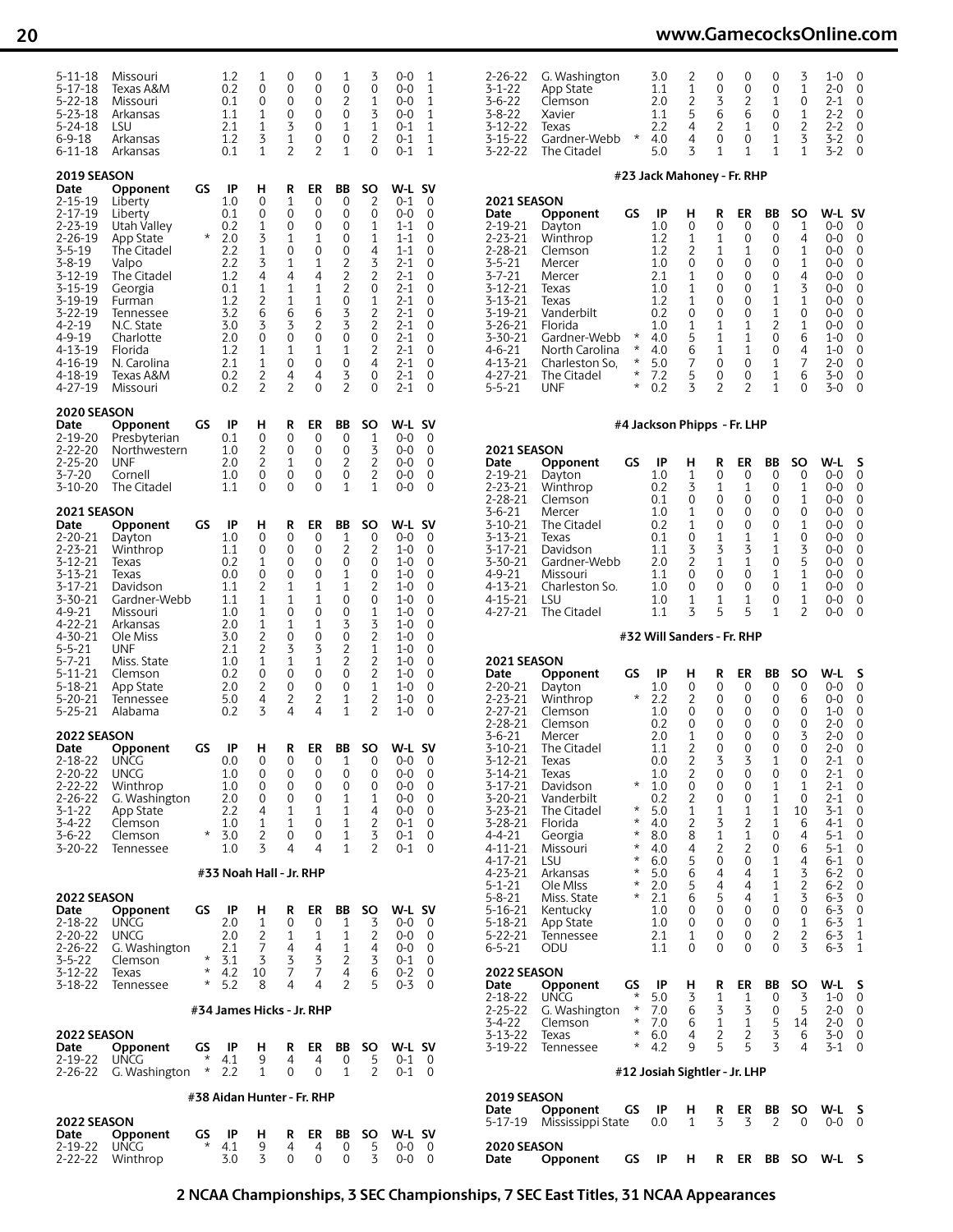| Date | Opponent | GS | IP | H | R | ER | BB | SO | W-L | SV |
|---|---|---|---|---|---|---|---|---|---|---|
| 5-11-18 | Missouri | | 1.2 | 1 | 0 | 0 | 1 | 3 | 0-0 | 1 |
| 5-17-18 | Texas A&M | | 0.2 | 0 | 0 | 0 | 0 | 0 | 0-0 | 1 |
| 5-22-18 | Missouri | | 0.1 | 0 | 0 | 0 | 2 | 1 | 0-0 | 1 |
| 5-23-18 | Arkansas | | 1.1 | 1 | 0 | 0 | 0 | 3 | 0-0 | 1 |
| 5-24-18 | LSU | | 2.1 | 1 | 3 | 0 | 1 | 1 | 0-1 | 1 |
| 6-9-18 | Arkansas | | 1.2 | 3 | 1 | 0 | 0 | 2 | 0-1 | 1 |
| 6-11-18 | Arkansas | | 0.1 | 1 | 2 | 2 | 1 | 0 | 0-1 | 1 |

**2019 SEASON**

| Date | Opponent | GS | IP | H | R | ER | BB | SO | W-L | SV |
|---|---|---|---|---|---|---|---|---|---|---|
| 2-15-19 | Liberty | | 1.0 | 0 | 1 | 0 | 0 | 2 | 0-1 | 0 |
| 2-17-19 | Liberty | | 0.1 | 0 | 0 | 0 | 0 | 0 | 0-0 | 0 |
| 2-23-19 | Utah Valley | | 0.2 | 1 | 0 | 0 | 0 | 1 | 1-1 | 0 |
| 2-26-19 | App State | * | 2.0 | 3 | 1 | 1 | 0 | 1 | 1-1 | 0 |
| 3-5-19 | The Citadel | | 2.2 | 1 | 0 | 0 | 0 | 4 | 1-1 | 0 |
| 3-8-19 | Valpo | | 2.2 | 3 | 1 | 1 | 2 | 3 | 2-1 | 0 |
| 3-12-19 | The Citadel | | 1.2 | 4 | 4 | 4 | 2 | 2 | 2-1 | 0 |
| 3-15-19 | Georgia | | 0.1 | 1 | 1 | 1 | 2 | 0 | 2-1 | 0 |
| 3-19-19 | Furman | | 1.2 | 2 | 1 | 1 | 0 | 1 | 2-1 | 0 |
| 3-22-19 | Tennessee | | 3.2 | 6 | 6 | 6 | 3 | 2 | 2-1 | 0 |
| 4-2-19 | N.C. State | | 3.0 | 3 | 3 | 2 | 3 | 2 | 2-1 | 0 |
| 4-9-19 | Charlotte | | 2.0 | 0 | 0 | 0 | 0 | 0 | 2-1 | 0 |
| 4-13-19 | Florida | | 1.2 | 1 | 1 | 1 | 1 | 2 | 2-1 | 0 |
| 4-16-19 | N. Carolina | | 2.1 | 1 | 0 | 0 | 0 | 4 | 2-1 | 0 |
| 4-18-19 | Texas A&M | | 0.2 | 2 | 4 | 4 | 3 | 0 | 2-1 | 0 |
| 4-27-19 | Missouri | | 0.2 | 2 | 2 | 0 | 2 | 0 | 2-1 | 0 |

**2020 SEASON**

| Date | Opponent | GS | IP | H | R | ER | BB | SO | W-L | SV |
|---|---|---|---|---|---|---|---|---|---|---|
| 2-19-20 | Presbyterian | | 0.1 | 0 | 0 | 0 | 0 | 1 | 0-0 | 0 |
| 2-22-20 | Northwestern | | 1.0 | 2 | 0 | 0 | 0 | 3 | 0-0 | 0 |
| 2-25-20 | UNF | | 2.0 | 2 | 1 | 0 | 2 | 2 | 0-0 | 0 |
| 3-7-20 | Cornell | | 1.0 | 0 | 0 | 0 | 0 | 2 | 0-0 | 0 |
| 3-10-20 | The Citadel | | 1.1 | 0 | 0 | 0 | 1 | 1 | 0-0 | 0 |

**2021 SEASON**

| Date | Opponent | GS | IP | H | R | ER | BB | SO | W-L | SV |
|---|---|---|---|---|---|---|---|---|---|---|
| 2-20-21 | Dayton | | 1.0 | 0 | 0 | 0 | 1 | 0 | 0-0 | 0 |
| 2-23-21 | Winthrop | | 1.1 | 0 | 0 | 0 | 2 | 2 | 1-0 | 0 |
| 3-12-21 | Texas | | 0.2 | 1 | 0 | 0 | 0 | 0 | 1-0 | 0 |
| 3-13-21 | Texas | | 0.0 | 0 | 0 | 0 | 1 | 0 | 1-0 | 0 |
| 3-17-21 | Davidson | | 1.1 | 2 | 1 | 1 | 1 | 2 | 1-0 | 0 |
| 3-30-21 | Gardner-Webb | | 1.1 | 1 | 1 | 1 | 0 | 0 | 1-0 | 0 |
| 4-9-21 | Missouri | | 1.0 | 1 | 0 | 0 | 0 | 1 | 1-0 | 0 |
| 4-22-21 | Arkansas | | 2.0 | 1 | 1 | 1 | 3 | 3 | 1-0 | 0 |
| 4-30-21 | Ole Miss | | 3.0 | 2 | 0 | 0 | 0 | 2 | 1-0 | 0 |
| 5-5-21 | UNF | | 2.1 | 2 | 3 | 3 | 2 | 1 | 1-0 | 0 |
| 5-7-21 | Miss. State | | 1.0 | 1 | 1 | 1 | 2 | 2 | 1-0 | 0 |
| 5-11-21 | Clemson | | 0.2 | 0 | 0 | 0 | 0 | 2 | 1-0 | 0 |
| 5-18-21 | App State | | 2.0 | 2 | 0 | 0 | 0 | 1 | 1-0 | 0 |
| 5-20-21 | Tennessee | | 5.0 | 4 | 2 | 2 | 1 | 2 | 1-0 | 0 |
| 5-25-21 | Alabama | | 0.2 | 3 | 4 | 4 | 1 | 2 | 1-0 | 0 |

**2022 SEASON**

| Date | Opponent | GS | IP | H | R | ER | BB | SO | W-L | SV |
|---|---|---|---|---|---|---|---|---|---|---|
| 2-18-22 | UNCG | | 0.0 | 0 | 0 | 0 | 1 | 0 | 0-0 | 0 |
| 2-20-22 | UNCG | | 1.0 | 0 | 0 | 0 | 0 | 0 | 0-0 | 0 |
| 2-22-22 | Winthrop | | 1.0 | 0 | 0 | 0 | 0 | 0 | 0-0 | 0 |
| 2-26-22 | G. Washington | | 2.0 | 0 | 0 | 0 | 1 | 1 | 0-0 | 0 |
| 3-1-22 | App State | | 2.2 | 4 | 1 | 1 | 1 | 4 | 0-0 | 0 |
| 3-4-22 | Clemson | | 1.0 | 1 | 1 | 0 | 1 | 2 | 0-1 | 0 |
| 3-6-22 | Clemson | * | 3.0 | 2 | 0 | 0 | 1 | 3 | 0-1 | 0 |
| 3-20-22 | Tennessee | | 1.0 | 3 | 4 | 4 | 1 | 2 | 0-1 | 0 |

### #33 Noah Hall - Jr. RHP

**2022 SEASON**

| Date | Opponent | GS | IP | H | R | ER | BB | SO | W-L | SV |
|---|---|---|---|---|---|---|---|---|---|---|
| 2-18-22 | UNCG | | 2.0 | 1 | 0 | 0 | 1 | 3 | 0-0 | 0 |
| 2-20-22 | UNCG | | 2.0 | 2 | 1 | 1 | 1 | 2 | 0-0 | 0 |
| 2-26-22 | G. Washington | | 2.1 | 7 | 4 | 4 | 1 | 4 | 0-0 | 0 |
| 3-5-22 | Clemson | * | 3.1 | 3 | 3 | 3 | 2 | 3 | 0-1 | 0 |
| 3-12-22 | Texas | * | 4.2 | 10 | 7 | 7 | 4 | 6 | 0-2 | 0 |
| 3-18-22 | Tennessee | * | 5.2 | 8 | 4 | 4 | 2 | 5 | 0-3 | 0 |

### #34 James Hicks - Jr. RHP

**2022 SEASON**

| Date | Opponent | GS | IP | H | R | ER | BB | SO | W-L | SV |
|---|---|---|---|---|---|---|---|---|---|---|
| 2-19-22 | UNCG | * | 4.1 | 9 | 4 | 4 | 0 | 5 | 0-1 | 0 |
| 2-26-22 | G. Washington | * | 2.2 | 1 | 0 | 0 | 1 | 2 | 0-1 | 0 |

### #38 Aidan Hunter - Fr. RHP

**2022 SEASON**

| Date | Opponent | GS | IP | H | R | ER | BB | SO | W-L | SV |
|---|---|---|---|---|---|---|---|---|---|---|
| 2-19-22 | UNCG | * | 4.1 | 9 | 4 | 4 | 0 | 5 | 0-0 | 0 |
| 2-22-22 | Winthrop | | 3.0 | 3 | 0 | 0 | 0 | 3 | 0-0 | 0 |
| 2-26-22 | G. Washington | | 3.0 | 2 | 0 | 0 | 0 | 3 | 1-0 | 0 |
| 3-1-22 | App State | | 1.1 | 1 | 0 | 0 | 0 | 1 | 2-0 | 0 |
| 3-6-22 | Clemson | | 2.0 | 2 | 3 | 2 | 1 | 0 | 2-1 | 0 |
| 3-8-22 | Xavier | | 1.1 | 5 | 6 | 6 | 0 | 1 | 2-2 | 0 |
| 3-12-22 | Texas | | 2.2 | 4 | 2 | 1 | 0 | 2 | 2-2 | 0 |
| 3-15-22 | Gardner-Webb | * | 4.0 | 4 | 0 | 0 | 1 | 3 | 3-2 | 0 |
| 3-22-22 | The Citadel | | 5.0 | 3 | 1 | 1 | 1 | 1 | 3-2 | 0 |

### #23 Jack Mahoney - Fr. RHP

**2021 SEASON**

| Date | Opponent | GS | IP | H | R | ER | BB | SO | W-L | SV |
|---|---|---|---|---|---|---|---|---|---|---|
| 2-19-21 | Dayton | | 1.0 | 0 | 0 | 0 | 0 | 1 | 0-0 | 0 |
| 2-23-21 | Winthrop | | 1.2 | 1 | 1 | 0 | 0 | 4 | 0-0 | 0 |
| 2-28-21 | Clemson | | 1.2 | 2 | 1 | 1 | 0 | 1 | 0-0 | 0 |
| 3-5-21 | Mercer | | 1.0 | 0 | 0 | 0 | 0 | 1 | 0-0 | 0 |
| 3-7-21 | Mercer | | 2.1 | 1 | 0 | 0 | 0 | 4 | 0-0 | 0 |
| 3-12-21 | Texas | | 1.0 | 1 | 0 | 0 | 1 | 3 | 0-0 | 0 |
| 3-13-21 | Texas | | 1.2 | 1 | 0 | 0 | 1 | 1 | 0-0 | 0 |
| 3-19-21 | Vanderbilt | | 0.2 | 0 | 0 | 0 | 1 | 0 | 0-0 | 0 |
| 3-26-21 | Florida | | 1.0 | 1 | 1 | 1 | 2 | 1 | 0-0 | 0 |
| 3-30-21 | Gardner-Webb | * | 4.0 | 5 | 1 | 1 | 0 | 6 | 1-0 | 0 |
| 4-6-21 | North Carolina | * | 4.0 | 6 | 1 | 1 | 0 | 4 | 1-0 | 0 |
| 4-13-21 | Charleston So. | * | 5.0 | 7 | 0 | 0 | 1 | 7 | 2-0 | 0 |
| 4-27-21 | The Citadel | * | 7.2 | 5 | 0 | 0 | 1 | 6 | 3-0 | 0 |
| 5-5-21 | UNF | * | 0.2 | 3 | 2 | 2 | 1 | 0 | 3-0 | 0 |

### #4 Jackson Phipps - Fr. LHP

**2021 SEASON**

| Date | Opponent | GS | IP | H | R | ER | BB | SO | W-L | S |
|---|---|---|---|---|---|---|---|---|---|---|
| 2-19-21 | Dayton | | 1.0 | 1 | 0 | 0 | 0 | 0 | 0-0 | 0 |
| 2-23-21 | Winthrop | | 0.2 | 3 | 1 | 1 | 0 | 1 | 0-0 | 0 |
| 2-28-21 | Clemson | | 0.1 | 0 | 0 | 0 | 0 | 1 | 0-0 | 0 |
| 3-6-21 | Mercer | | 1.0 | 1 | 0 | 0 | 0 | 0 | 0-0 | 0 |
| 3-10-21 | The Citadel | | 0.2 | 1 | 0 | 0 | 0 | 1 | 0-0 | 0 |
| 3-13-21 | Texas | | 0.1 | 0 | 1 | 1 | 1 | 0 | 0-0 | 0 |
| 3-17-21 | Davidson | | 1.1 | 3 | 3 | 3 | 1 | 3 | 0-0 | 0 |
| 3-30-21 | Gardner-Webb | | 2.0 | 2 | 1 | 1 | 0 | 5 | 0-0 | 0 |
| 4-9-21 | Missouri | | 1.1 | 0 | 0 | 0 | 1 | 1 | 0-0 | 0 |
| 4-13-21 | Charleston So. | | 1.0 | 0 | 0 | 0 | 0 | 1 | 0-0 | 0 |
| 4-15-21 | LSU | | 1.0 | 1 | 1 | 1 | 0 | 1 | 0-0 | 0 |
| 4-27-21 | The Citadel | | 1.1 | 3 | 5 | 5 | 1 | 2 | 0-0 | 0 |

### #32 Will Sanders - Fr. RHP

**2021 SEASON**

| Date | Opponent | GS | IP | H | R | ER | BB | SO | W-L | S |
|---|---|---|---|---|---|---|---|---|---|---|
| 2-20-21 | Dayton | | 1.0 | 0 | 0 | 0 | 0 | 0 | 0-0 | 0 |
| 2-23-21 | Winthrop | * | 2.2 | 2 | 0 | 0 | 0 | 6 | 0-0 | 0 |
| 2-27-21 | Clemson | | 1.0 | 0 | 0 | 0 | 0 | 0 | 1-0 | 0 |
| 2-28-21 | Clemson | | 0.2 | 0 | 0 | 0 | 0 | 0 | 2-0 | 0 |
| 3-6-21 | Mercer | | 2.0 | 1 | 0 | 0 | 0 | 3 | 2-0 | 0 |
| 3-10-21 | The Citadel | | 1.1 | 2 | 0 | 0 | 0 | 0 | 2-0 | 0 |
| 3-12-21 | Texas | | 0.0 | 2 | 3 | 3 | 1 | 0 | 2-1 | 0 |
| 3-14-21 | Texas | | 1.0 | 2 | 0 | 0 | 0 | 0 | 2-1 | 0 |
| 3-17-21 | Davidson | * | 1.0 | 0 | 0 | 0 | 1 | 1 | 2-1 | 0 |
| 3-20-21 | Vanderbilt | | 0.2 | 2 | 0 | 0 | 1 | 0 | 2-1 | 0 |
| 3-23-21 | The Citadel | * | 5.0 | 1 | 1 | 1 | 1 | 10 | 3-1 | 0 |
| 3-28-21 | Florida | * | 4.0 | 2 | 3 | 2 | 1 | 6 | 4-1 | 0 |
| 4-4-21 | Georgia | * | 8.0 | 8 | 1 | 1 | 0 | 4 | 5-1 | 0 |
| 4-11-21 | Missouri | * | 4.0 | 4 | 2 | 2 | 0 | 6 | 5-1 | 0 |
| 4-17-21 | LSU | * | 6.0 | 5 | 0 | 0 | 1 | 4 | 6-1 | 0 |
| 4-23-21 | Arkansas | * | 5.0 | 6 | 4 | 4 | 1 | 3 | 6-2 | 0 |
| 5-1-21 | Ole Miss | * | 2.0 | 5 | 4 | 4 | 1 | 2 | 6-2 | 0 |
| 5-8-21 | Miss. State | * | 2.1 | 6 | 5 | 4 | 1 | 3 | 6-3 | 0 |
| 5-16-21 | Kentucky | | 1.0 | 0 | 0 | 0 | 0 | 0 | 6-3 | 0 |
| 5-18-21 | App State | | 1.0 | 0 | 0 | 0 | 0 | 1 | 6-3 | 1 |
| 5-22-21 | Tennessee | | 2.1 | 1 | 0 | 0 | 2 | 2 | 6-3 | 1 |
| 6-5-21 | ODU | | 1.1 | 0 | 0 | 0 | 0 | 3 | 6-3 | 1 |

**2022 SEASON**

| Date | Opponent | GS | IP | H | R | ER | BB | SO | W-L | S |
|---|---|---|---|---|---|---|---|---|---|---|
| 2-18-22 | UNCG | * | 5.0 | 3 | 1 | 1 | 0 | 3 | 1-0 | 0 |
| 2-25-22 | G. Washington | * | 7.0 | 6 | 3 | 3 | 0 | 5 | 2-0 | 0 |
| 3-4-22 | Clemson | * | 7.0 | 6 | 1 | 1 | 5 | 14 | 2-0 | 0 |
| 3-13-22 | Texas | * | 6.0 | 4 | 2 | 2 | 3 | 6 | 3-0 | 0 |
| 3-19-22 | Tennessee | * | 4.2 | 9 | 5 | 5 | 3 | 4 | 3-1 | 0 |

### #12 Josiah Sightler - Jr. LHP

**2019 SEASON**

| Date | Opponent | GS | IP | H | R | ER | BB | SO | W-L | S |
|---|---|---|---|---|---|---|---|---|---|---|
| 5-17-19 | Mississippi State | | 0.0 | 1 | 3 | 3 | 2 | 0 | 0-0 | 0 |

**2020 SEASON**

| Date | Opponent | GS | IP | H | R | ER | BB | SO | W-L | S |
|---|---|---|---|---|---|---|---|---|---|---|

2 NCAA Championships, 3 SEC Championships, 7 SEC East Titles, 31 NCAA Appearances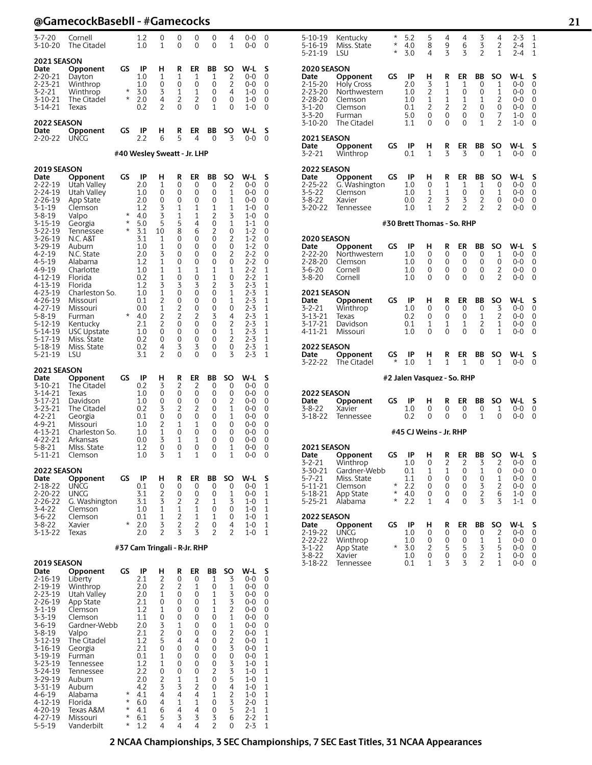| Date | Opponent | GS | IP | H | R | ER | BB | SO | W-L | S |
|---|---|---|---|---|---|---|---|---|---|---|
| 3-7-20 | Cornell | | 1.2 | 0 | 0 | 0 | 0 | 4 | 0-0 | 0 |
| 3-10-20 | The Citadel | | 1.0 | 1 | 0 | 0 | 0 | 1 | 0-0 | 0 |

**2021 SEASON**

| Date | Opponent | GS | IP | H | R | ER | BB | SO | W-L | S |
|---|---|---|---|---|---|---|---|---|---|---|
| 2-20-21 | Dayton | | 1.0 | 1 | 1 | 1 | 1 | 2 | 0-0 | 0 |
| 2-23-21 | Winthrop | | 1.0 | 0 | 0 | 0 | 0 | 2 | 0-0 | 0 |
| 3-2-21 | Winthrop | * | 3.0 | 3 | 1 | 1 | 0 | 4 | 1-0 | 0 |
| 3-10-21 | The Citadel | * | 2.0 | 4 | 2 | 2 | 0 | 0 | 1-0 | 0 |
| 3-14-21 | Texas | | 0.2 | 2 | 0 | 0 | 1 | 0 | 1-0 | 0 |

**2022 SEASON**

| Date | Opponent | GS | IP | H | R | ER | BB | SO | W-L | S |
|---|---|---|---|---|---|---|---|---|---|---|
| 2-20-22 | UNCG | | 2.2 | 6 | 5 | 4 | 0 | 3 | 0-0 | 0 |

## #40 Wesley Sweatt - Jr. LHP

**2019 SEASON**

| Date | Opponent | GS | IP | H | R | ER | BB | SO | W-L | S |
|---|---|---|---|---|---|---|---|---|---|---|
| 2-22-19 | Utah Valley | | 2.0 | 1 | 0 | 0 | 0 | 2 | 0-0 | 0 |
| 2-24-19 | Utah Valley | | 1.0 | 0 | 0 | 0 | 0 | 1 | 0-0 | 0 |
| 2-26-19 | App State | | 2.0 | 0 | 0 | 0 | 0 | 1 | 0-0 | 0 |
| 3-1-19 | Clemson | | 1.2 | 3 | 1 | 1 | 1 | 1 | 1-0 | 0 |
| 3-8-19 | Valpo | * | 4.0 | 3 | 1 | 1 | 2 | 3 | 1-0 | 0 |
| 3-15-19 | Georgia | * | 5.0 | 5 | 5 | 4 | 0 | 1 | 1-1 | 0 |
| 3-22-19 | Tennessee | * | 3.1 | 10 | 8 | 6 | 2 | 0 | 1-2 | 0 |
| 3-26-19 | N.C. A&T | | 3.1 | 1 | 0 | 0 | 0 | 2 | 1-2 | 0 |
| 3-29-19 | Auburn | | 1.0 | 1 | 0 | 0 | 0 | 0 | 1-2 | 0 |
| 4-2-19 | N.C. State | | 2.0 | 3 | 0 | 0 | 0 | 2 | 2-2 | 0 |
| 4-5-19 | Alabama | | 1.2 | 1 | 0 | 0 | 0 | 0 | 2-2 | 0 |
| 4-9-19 | Charlotte | | 1.0 | 1 | 1 | 1 | 1 | 1 | 2-2 | 1 |
| 4-12-19 | Florida | | 0.2 | 1 | 0 | 0 | 1 | 0 | 2-2 | 1 |
| 4-13-19 | Florida | | 1.2 | 3 | 3 | 3 | 2 | 3 | 2-3 | 1 |
| 4-23-19 | Charleston So. | | 1.0 | 1 | 0 | 0 | 0 | 1 | 2-3 | 1 |
| 4-26-19 | Missouri | | 0.1 | 2 | 0 | 0 | 0 | 1 | 2-3 | 1 |
| 4-27-19 | Missouri | | 0.0 | 1 | 2 | 0 | 0 | 0 | 2-3 | 1 |
| 5-8-19 | Furman | * | 4.0 | 2 | 2 | 2 | 3 | 4 | 2-3 | 1 |
| 5-12-19 | Kentucky | | 2.1 | 2 | 0 | 0 | 0 | 2 | 2-3 | 1 |
| 5-14-19 | USC Upstate | | 1.0 | 0 | 0 | 0 | 0 | 1 | 2-3 | 1 |
| 5-17-19 | Miss. State | | 0.2 | 0 | 0 | 0 | 0 | 2 | 2-3 | 1 |
| 5-18-19 | Miss. State | | 0.2 | 4 | 3 | 3 | 0 | 0 | 2-3 | 1 |
| 5-21-19 | LSU | | 3.1 | 2 | 0 | 0 | 0 | 3 | 2-3 | 1 |

**2021 SEASON**

| Date | Opponent | GS | IP | H | R | ER | BB | SO | W-L | S |
|---|---|---|---|---|---|---|---|---|---|---|
| 3-10-21 | The Citadel | | 0.2 | 3 | 2 | 2 | 0 | 0 | 0-0 | 0 |
| 3-14-21 | Texas | | 1.0 | 0 | 0 | 0 | 0 | 0 | 0-0 | 0 |
| 3-17-21 | Davidson | | 1.0 | 0 | 0 | 0 | 0 | 2 | 0-0 | 0 |
| 3-23-21 | The Citadel | | 0.2 | 3 | 2 | 2 | 0 | 1 | 0-0 | 0 |
| 4-2-21 | Georgia | | 0.1 | 0 | 0 | 0 | 0 | 1 | 0-0 | 0 |
| 4-9-21 | Missouri | | 1.0 | 2 | 1 | 1 | 0 | 0 | 0-0 | 0 |
| 4-13-21 | Charleston So. | | 1.0 | 1 | 0 | 0 | 0 | 0 | 0-0 | 0 |
| 4-22-21 | Arkansas | | 0.0 | 3 | 1 | 1 | 0 | 0 | 0-0 | 0 |
| 5-8-21 | MIss. State | | 1.2 | 0 | 0 | 0 | 0 | 1 | 0-0 | 0 |
| 5-11-21 | Clemson | | 1.0 | 3 | 1 | 1 | 0 | 1 | 0-0 | 0 |

**2022 SEASON**

| Date | Opponent | GS | IP | H | R | ER | BB | SO | W-L | S |
|---|---|---|---|---|---|---|---|---|---|---|
| 2-18-22 | UNCG | | 0.1 | 0 | 0 | 0 | 0 | 0 | 0-0 | 1 |
| 2-20-22 | UNCG | | 3.1 | 2 | 0 | 0 | 0 | 1 | 0-0 | 1 |
| 2-26-22 | G. Washington | | 3.1 | 3 | 2 | 2 | 1 | 3 | 1-0 | 1 |
| 3-4-22 | Clemson | | 1.0 | 1 | 1 | 1 | 0 | 0 | 1-0 | 1 |
| 3-6-22 | Clemson | | 0.1 | 1 | 2 | 1 | 1 | 0 | 1-0 | 1 |
| 3-8-22 | Xavier | * | 2.0 | 3 | 2 | 2 | 0 | 4 | 1-0 | 1 |
| 3-13-22 | Texas | | 2.0 | 2 | 3 | 3 | 2 | 2 | 1-0 | 1 |

## #37 Cam Tringali - R-Jr. RHP

**2019 SEASON**

| Date | Opponent | GS | IP | H | R | ER | BB | SO | W-L | S |
|---|---|---|---|---|---|---|---|---|---|---|
| 2-16-19 | Liberty | | 2.1 | 2 | 0 | 0 | 1 | 3 | 0-0 | 0 |
| 2-19-19 | Winthrop | | 2.0 | 2 | 2 | 1 | 0 | 1 | 0-0 | 0 |
| 2-23-19 | Utah Valley | | 2.0 | 1 | 0 | 0 | 1 | 3 | 0-0 | 0 |
| 2-26-19 | App State | | 2.1 | 0 | 0 | 0 | 1 | 3 | 0-0 | 0 |
| 3-1-19 | Clemson | | 1.2 | 1 | 0 | 0 | 1 | 2 | 0-0 | 0 |
| 3-3-19 | Clemson | | 1.1 | 0 | 0 | 0 | 0 | 1 | 0-0 | 0 |
| 3-6-19 | Gardner-Webb | | 2.0 | 3 | 1 | 0 | 0 | 1 | 0-0 | 0 |
| 3-8-19 | Valpo | | 2.1 | 2 | 0 | 0 | 0 | 2 | 0-0 | 1 |
| 3-12-19 | The Citadel | | 1.2 | 5 | 4 | 4 | 0 | 2 | 0-0 | 1 |
| 3-16-19 | Georgia | | 2.1 | 0 | 0 | 0 | 0 | 3 | 0-0 | 1 |
| 3-19-19 | Furman | | 0.1 | 1 | 0 | 0 | 0 | 0 | 0-0 | 1 |
| 3-23-19 | Tennessee | | 1.2 | 1 | 0 | 0 | 0 | 3 | 1-0 | 1 |
| 3-24-19 | Tennessee | | 2.2 | 0 | 0 | 0 | 2 | 3 | 1-0 | 1 |
| 3-29-19 | Auburn | | 2.0 | 2 | 1 | 1 | 0 | 5 | 1-0 | 1 |
| 3-31-19 | Auburn | | 4.2 | 3 | 3 | 2 | 0 | 4 | 1-0 | 1 |
| 4-6-19 | Alabama | * | 4.1 | 4 | 4 | 4 | 1 | 2 | 1-0 | 1 |
| 4-12-19 | Florida | * | 6.0 | 4 | 1 | 1 | 0 | 3 | 2-0 | 1 |
| 4-20-19 | Texas A&M | * | 4.1 | 6 | 4 | 4 | 0 | 5 | 2-1 | 1 |
| 4-27-19 | Missouri | * | 6.1 | 5 | 3 | 3 | 3 | 6 | 2-2 | 1 |
| 5-5-19 | Vanderbilt | * | 1.2 | 4 | 4 | 4 | 2 | 0 | 2-3 | 1 |
| 5-10-19 | Kentucky | * | 5.2 | 5 | 4 | 4 | 3 | 4 | 2-3 | 1 |
| 5-16-19 | Miss. State | * | 4.0 | 8 | 9 | 6 | 3 | 2 | 2-4 | 1 |
| 5-21-19 | LSU | * | 3.0 | 4 | 3 | 3 | 2 | 1 | 2-4 | 1 |

**2020 SEASON**

| Date | Opponent | GS | IP | H | R | ER | BB | SO | W-L | S |
|---|---|---|---|---|---|---|---|---|---|---|
| 2-15-20 | Holy Cross | | 2.0 | 3 | 1 | 1 | 0 | 1 | 0-0 | 0 |
| 2-23-20 | Northwestern | | 1.0 | 2 | 1 | 0 | 0 | 1 | 0-0 | 0 |
| 2-28-20 | Clemson | | 1.0 | 1 | 1 | 1 | 1 | 2 | 0-0 | 0 |
| 3-1-20 | Clemson | | 0.1 | 2 | 2 | 2 | 0 | 0 | 0-0 | 0 |
| 3-3-20 | Furman | | 5.0 | 0 | 0 | 0 | 0 | 7 | 1-0 | 0 |
| 3-10-20 | The Citadel | | 1.1 | 0 | 0 | 0 | 1 | 2 | 1-0 | 0 |

**2021 SEASON**

| Date | Opponent | GS | IP | H | R | ER | BB | SO | W-L | S |
|---|---|---|---|---|---|---|---|---|---|---|
| 3-2-21 | Winthrop | | 0.1 | 1 | 3 | 3 | 0 | 1 | 0-0 | 0 |

**2022 SEASON**

| Date | Opponent | GS | IP | H | R | ER | BB | SO | W-L | S |
|---|---|---|---|---|---|---|---|---|---|---|
| 2-25-22 | G. Washington | | 1.0 | 0 | 1 | 1 | 1 | 0 | 0-0 | 0 |
| 3-5-22 | Clemson | | 1.0 | 1 | 1 | 0 | 0 | 1 | 0-0 | 0 |
| 3-8-22 | Xavier | | 0.0 | 2 | 3 | 3 | 2 | 0 | 0-0 | 0 |
| 3-20-22 | Tennessee | | 1.0 | 1 | 2 | 2 | 2 | 2 | 0-0 | 0 |

## #30 Brett Thomas - So. RHP

**2020 SEASON**

| Date | Opponent | GS | IP | H | R | ER | BB | SO | W-L | S |
|---|---|---|---|---|---|---|---|---|---|---|
| 2-22-20 | Northwestern | | 1.0 | 0 | 0 | 0 | 0 | 1 | 0-0 | 0 |
| 2-28-20 | Clemson | | 1.0 | 0 | 0 | 0 | 0 | 0 | 0-0 | 0 |
| 3-6-20 | Cornell | | 1.0 | 0 | 0 | 0 | 0 | 2 | 0-0 | 0 |
| 3-8-20 | Cornell | | 1.0 | 0 | 0 | 0 | 0 | 2 | 0-0 | 0 |

**2021 SEASON**

| Date | Opponent | GS | IP | H | R | ER | BB | SO | W-L | S |
|---|---|---|---|---|---|---|---|---|---|---|
| 3-2-21 | Winthrop | | 1.0 | 0 | 0 | 0 | 0 | 3 | 0-0 | 0 |
| 3-13-21 | Texas | | 0.2 | 0 | 0 | 0 | 1 | 2 | 0-0 | 0 |
| 3-17-21 | Davidson | | 0.1 | 1 | 1 | 1 | 2 | 1 | 0-0 | 0 |
| 4-11-21 | Missouri | | 1.0 | 0 | 0 | 0 | 0 | 1 | 0-0 | 0 |

**2022 SEASON**

| Date | Opponent | GS | IP | H | R | ER | BB | SO | W-L | S |
|---|---|---|---|---|---|---|---|---|---|---|
| 3-22-22 | The Citadel | * | 1.0 | 1 | 1 | 1 | 0 | 1 | 0-0 | 0 |

## #2 Jalen Vasquez - So. RHP

**2022 SEASON**

| Date | Opponent | GS | IP | H | R | ER | BB | SO | W-L | S |
|---|---|---|---|---|---|---|---|---|---|---|
| 3-8-22 | Xavier | | 1.0 | 0 | 0 | 0 | 0 | 1 | 0-0 | 0 |
| 3-18-22 | Tennessee | | 0.2 | 0 | 0 | 0 | 1 | 0 | 0-0 | 0 |

## #45 CJ Weins - Jr. RHP

**2021 SEASON**

| Date | Opponent | GS | IP | H | R | ER | BB | SO | W-L | S |
|---|---|---|---|---|---|---|---|---|---|---|
| 3-2-21 | Winthrop | | 1.0 | 0 | 2 | 2 | 3 | 2 | 0-0 | 0 |
| 3-30-21 | Gardner-Webb | | 0.1 | 1 | 1 | 0 | 1 | 0 | 0-0 | 0 |
| 5-7-21 | Miss. State | | 1.1 | 0 | 0 | 0 | 0 | 1 | 0-0 | 0 |
| 5-11-21 | Clemson | * | 2.2 | 0 | 0 | 0 | 3 | 2 | 0-0 | 0 |
| 5-18-21 | App State | * | 4.0 | 0 | 0 | 0 | 2 | 6 | 1-0 | 0 |
| 5-25-21 | Alabama | * | 2.2 | 1 | 4 | 0 | 3 | 3 | 1-1 | 0 |

**2022 SEASON**

| Date | Opponent | GS | IP | H | R | ER | BB | SO | W-L | S |
|---|---|---|---|---|---|---|---|---|---|---|
| 2-19-22 | UNCG | | 1.0 | 0 | 0 | 0 | 0 | 2 | 0-0 | 0 |
| 2-22-22 | Winthrop | | 1.0 | 0 | 0 | 0 | 1 | 1 | 0-0 | 0 |
| 3-1-22 | App State | * | 3.0 | 2 | 5 | 5 | 3 | 5 | 0-0 | 0 |
| 3-8-22 | Xavier | | 1.0 | 0 | 0 | 0 | 2 | 1 | 0-0 | 0 |
| 3-18-22 | Tennessee | | 0.1 | 1 | 3 | 3 | 2 | 1 | 0-0 | 0 |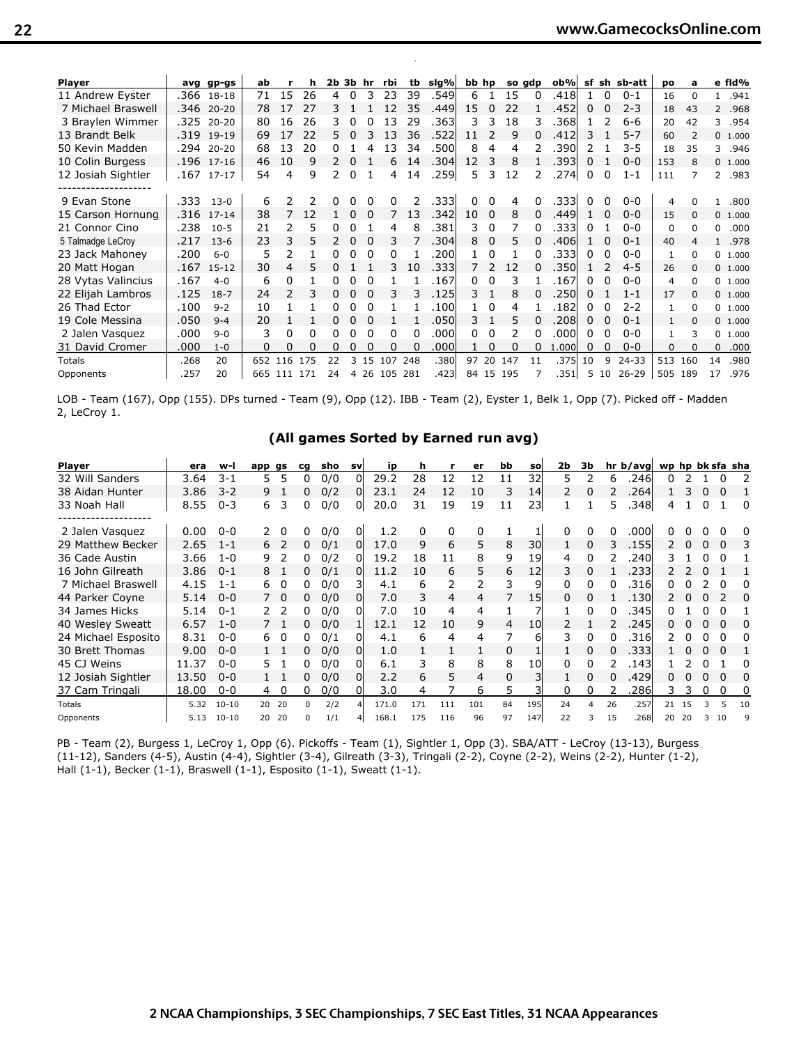| Player | avg | gp-gs | ab | r | h | 2b | 3b | hr | rbi | tb | slg% | bb | hp | so | gdp | ob% | sf | sh | sb-att | po | a | e | fld% |
|---|---|---|---|---|---|---|---|---|---|---|---|---|---|---|---|---|---|---|---|---|---|---|---|
| 11 Andrew Eyster | .366 | 18-18 | 71 | 15 | 26 | 4 | 0 | 3 | 23 | 39 | .549 | 6 | 1 | 15 | 0 | .418 | 1 | 0 | 0-1 | 16 | 0 | 1 | .941 |
| 7 Michael Braswell | .346 | 20-20 | 78 | 17 | 27 | 3 | 1 | 1 | 12 | 35 | .449 | 15 | 0 | 22 | 1 | .452 | 0 | 0 | 2-3 | 18 | 43 | 2 | .968 |
| 3 Braylen Wimmer | .325 | 20-20 | 80 | 16 | 26 | 3 | 0 | 0 | 13 | 29 | .363 | 3 | 3 | 18 | 3 | .368 | 1 | 2 | 6-6 | 20 | 42 | 3 | .954 |
| 13 Brandt Belk | .319 | 19-19 | 69 | 17 | 22 | 5 | 0 | 3 | 13 | 36 | .522 | 11 | 2 | 9 | 0 | .412 | 3 | 1 | 5-7 | 60 | 2 | 0 | 1.000 |
| 50 Kevin Madden | .294 | 20-20 | 68 | 13 | 20 | 0 | 1 | 4 | 13 | 34 | .500 | 8 | 4 | 4 | 2 | .390 | 2 | 1 | 3-5 | 18 | 35 | 3 | .946 |
| 10 Colin Burgess | .196 | 17-16 | 46 | 10 | 9 | 2 | 0 | 1 | 6 | 14 | .304 | 12 | 3 | 8 | 1 | .393 | 0 | 1 | 0-0 | 153 | 8 | 0 | 1.000 |
| 12 Josiah Sightler | .167 | 17-17 | 54 | 4 | 9 | 2 | 0 | 1 | 4 | 14 | .259 | 5 | 3 | 12 | 2 | .274 | 0 | 0 | 1-1 | 111 | 7 | 2 | .983 |
| -------------------- | | | | | | | | | | | | | | | | | | | | | | | |
| 9 Evan Stone | .333 | 13-0 | 6 | 2 | 2 | 0 | 0 | 0 | 0 | 2 | .333 | 0 | 0 | 4 | 0 | .333 | 0 | 0 | 0-0 | 4 | 0 | 1 | .800 |
| 15 Carson Hornung | .316 | 17-14 | 38 | 7 | 12 | 1 | 0 | 0 | 7 | 13 | .342 | 10 | 0 | 8 | 0 | .449 | 1 | 0 | 0-0 | 15 | 0 | 0 | 1.000 |
| 21 Connor Cino | .238 | 10-5 | 21 | 2 | 5 | 0 | 0 | 1 | 4 | 8 | .381 | 3 | 0 | 7 | 0 | .333 | 0 | 1 | 0-0 | 0 | 0 | 0 | .000 |
| 5 Talmadge LeCroy | .217 | 13-6 | 23 | 3 | 5 | 2 | 0 | 0 | 3 | 7 | .304 | 8 | 0 | 5 | 0 | .406 | 1 | 0 | 0-1 | 40 | 4 | 1 | .978 |
| 23 Jack Mahoney | .200 | 6-0 | 5 | 2 | 1 | 0 | 0 | 0 | 0 | 1 | .200 | 1 | 0 | 1 | 0 | .333 | 0 | 0 | 0-0 | 1 | 0 | 0 | 1.000 |
| 20 Matt Hogan | .167 | 15-12 | 30 | 4 | 5 | 0 | 1 | 1 | 3 | 10 | .333 | 7 | 2 | 12 | 0 | .350 | 1 | 2 | 4-5 | 26 | 0 | 0 | 1.000 |
| 28 Vytas Valincius | .167 | 4-0 | 6 | 0 | 1 | 0 | 0 | 0 | 1 | 1 | .167 | 0 | 0 | 3 | 1 | .167 | 0 | 0 | 0-0 | 4 | 0 | 0 | 1.000 |
| 22 Elijah Lambros | .125 | 18-7 | 24 | 2 | 3 | 0 | 0 | 0 | 3 | 3 | .125 | 3 | 1 | 8 | 0 | .250 | 0 | 1 | 1-1 | 17 | 0 | 0 | 1.000 |
| 26 Thad Ector | .100 | 9-2 | 10 | 1 | 1 | 0 | 0 | 0 | 1 | 1 | .100 | 1 | 0 | 4 | 1 | .182 | 0 | 0 | 2-2 | 1 | 0 | 0 | 1.000 |
| 19 Cole Messina | .050 | 9-4 | 20 | 1 | 1 | 0 | 0 | 0 | 1 | 1 | .050 | 3 | 1 | 5 | 0 | .208 | 0 | 0 | 0-1 | 1 | 0 | 0 | 1.000 |
| 2 Jalen Vasquez | .000 | 9-0 | 3 | 0 | 0 | 0 | 0 | 0 | 0 | 0 | .000 | 0 | 0 | 2 | 0 | .000 | 0 | 0 | 0-0 | 1 | 3 | 0 | 1.000 |
| 31 David Cromer | .000 | 1-0 | 0 | 0 | 0 | 0 | 0 | 0 | 0 | 0 | .000 | 1 | 0 | 0 | 0 | 1.000 | 0 | 0 | 0-0 | 0 | 0 | 0 | .000 |
| Totals | .268 | 20 | 652 | 116 | 175 | 22 | 3 | 15 | 107 | 248 | .380 | 97 | 20 | 147 | 11 | .375 | 10 | 9 | 24-33 | 513 | 160 | 14 | .980 |
| Opponents | .257 | 20 | 665 | 111 | 171 | 24 | 4 | 26 | 105 | 281 | .423 | 84 | 15 | 195 | 7 | .351 | 5 | 10 | 26-29 | 505 | 189 | 17 | .976 |

LOB - Team (167), Opp (155). DPs turned - Team (9), Opp (12). IBB - Team (2), Eyster 1, Belk 1, Opp (7). Picked off - Madden 2, LeCroy 1.

## (All games Sorted by Earned run avg)

| Player | era | w-l | app | gs | cg | sho | sv | ip | h | r | er | bb | so | 2b | 3b | hr | b/avg | wp | hp | bk | sfa | sha |
|---|---|---|---|---|---|---|---|---|---|---|---|---|---|---|---|---|---|---|---|---|---|---|
| 32 Will Sanders | 3.64 | 3-1 | 5 | 5 | 0 | 0/0 | 0 | 29.2 | 28 | 12 | 12 | 11 | 32 | 5 | 2 | 6 | .246 | 0 | 2 | 1 | 0 | 2 |
| 38 Aidan Hunter | 3.86 | 3-2 | 9 | 1 | 0 | 0/2 | 0 | 23.1 | 24 | 12 | 10 | 3 | 14 | 2 | 0 | 2 | .264 | 1 | 3 | 0 | 0 | 1 |
| 33 Noah Hall | 8.55 | 0-3 | 6 | 3 | 0 | 0/0 | 0 | 20.0 | 31 | 19 | 19 | 11 | 23 | 1 | 1 | 5 | .348 | 4 | 1 | 0 | 1 | 0 |
| -------------------- | | | | | | | | | | | | | | | | | | | | | | |
| 2 Jalen Vasquez | 0.00 | 0-0 | 2 | 0 | 0 | 0/0 | 0 | 1.2 | 0 | 0 | 0 | 1 | 1 | 0 | 0 | 0 | .000 | 0 | 0 | 0 | 0 | 0 |
| 29 Matthew Becker | 2.65 | 1-1 | 6 | 2 | 0 | 0/1 | 0 | 17.0 | 9 | 6 | 5 | 8 | 30 | 1 | 0 | 3 | .155 | 2 | 0 | 0 | 0 | 3 |
| 36 Cade Austin | 3.66 | 1-0 | 9 | 2 | 0 | 0/2 | 0 | 19.2 | 18 | 11 | 8 | 9 | 19 | 4 | 0 | 2 | .240 | 3 | 1 | 0 | 0 | 1 |
| 16 John Gilreath | 3.86 | 0-1 | 8 | 1 | 0 | 0/1 | 0 | 11.2 | 10 | 6 | 5 | 6 | 12 | 3 | 0 | 1 | .233 | 2 | 2 | 0 | 1 | 1 |
| 7 Michael Braswell | 4.15 | 1-1 | 6 | 0 | 0 | 0/0 | 3 | 4.1 | 6 | 2 | 2 | 3 | 9 | 0 | 0 | 0 | .316 | 0 | 0 | 2 | 0 | 0 |
| 44 Parker Coyne | 5.14 | 0-0 | 7 | 0 | 0 | 0/0 | 0 | 7.0 | 3 | 4 | 4 | 7 | 15 | 0 | 0 | 1 | .130 | 2 | 0 | 0 | 2 | 0 |
| 34 James Hicks | 5.14 | 0-1 | 2 | 2 | 0 | 0/0 | 0 | 7.0 | 10 | 4 | 4 | 1 | 7 | 1 | 0 | 0 | .345 | 0 | 1 | 0 | 0 | 1 |
| 40 Wesley Sweatt | 6.57 | 1-0 | 7 | 1 | 0 | 0/0 | 1 | 12.1 | 12 | 10 | 9 | 4 | 10 | 2 | 1 | 2 | .245 | 0 | 0 | 0 | 0 | 0 |
| 24 Michael Esposito | 8.31 | 0-0 | 6 | 0 | 0 | 0/1 | 0 | 4.1 | 6 | 4 | 4 | 7 | 6 | 3 | 0 | 0 | .316 | 2 | 0 | 0 | 0 | 0 |
| 30 Brett Thomas | 9.00 | 0-0 | 1 | 1 | 0 | 0/0 | 0 | 1.0 | 1 | 1 | 1 | 0 | 1 | 1 | 0 | 0 | .333 | 1 | 0 | 0 | 0 | 1 |
| 45 CJ Weins | 11.37 | 0-0 | 5 | 1 | 0 | 0/0 | 0 | 6.1 | 3 | 8 | 8 | 8 | 10 | 0 | 0 | 2 | .143 | 1 | 2 | 0 | 1 | 0 |
| 12 Josiah Sightler | 13.50 | 0-0 | 1 | 1 | 0 | 0/0 | 0 | 2.2 | 6 | 5 | 4 | 0 | 3 | 1 | 0 | 0 | .429 | 0 | 0 | 0 | 0 | 0 |
| 37 Cam Tringali | 18.00 | 0-0 | 4 | 0 | 0 | 0/0 | 0 | 3.0 | 4 | 7 | 6 | 5 | 3 | 0 | 0 | 2 | .286 | 3 | 3 | 0 | 0 | 0 |
| Totals | 5.32 | 10-10 | 20 | 20 | 0 | 2/2 | 4 | 171.0 | 171 | 111 | 101 | 84 | 195 | 24 | 4 | 26 | .257 | 21 | 15 | 3 | 5 | 10 |
| Opponents | 5.13 | 10-10 | 20 | 20 | 0 | 1/1 | 4 | 168.1 | 175 | 116 | 96 | 97 | 147 | 22 | 3 | 15 | .268 | 20 | 20 | 3 | 10 | 9 |

PB - Team (2), Burgess 1, LeCroy 1, Opp (6). Pickoffs - Team (1), Sightler 1, Opp (3). SBA/ATT - LeCroy (13-13), Burgess (11-12), Sanders (4-5), Austin (4-4), Sightler (3-4), Gilreath (3-3), Tringali (2-2), Coyne (2-2), Weins (2-2), Hunter (1-2), Hall (1-1), Becker (1-1), Braswell (1-1), Esposito (1-1), Sweatt (1-1).

2 NCAA Championships, 3 SEC Championships, 7 SEC East Titles, 31 NCAA Appearances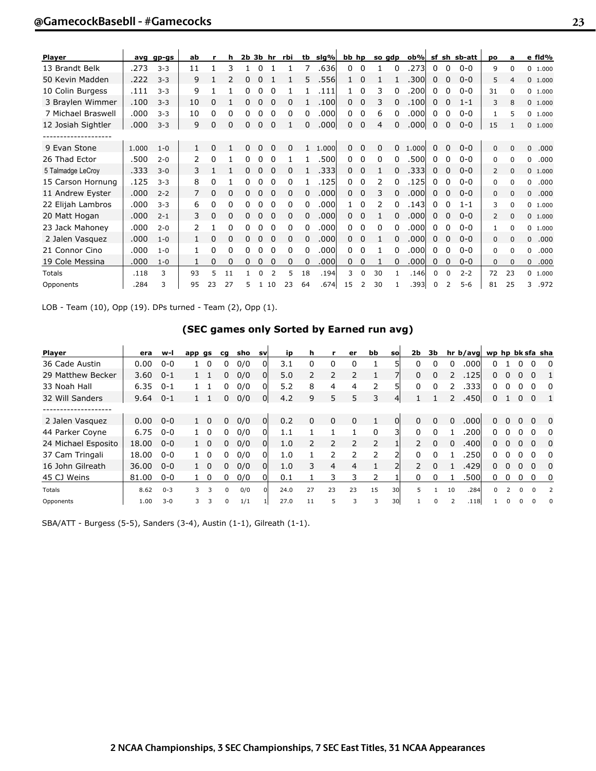| Player | avg | gp-gs | ab | r | h | 2b | 3b | hr | rbi | tb | slg% | bb | hp | so | gdp | ob% | sf | sh | sb-att | po | a | e | fld% |
|---|---|---|---|---|---|---|---|---|---|---|---|---|---|---|---|---|---|---|---|---|---|---|---|
| 13 Brandt Belk | .273 | 3-3 | 11 | 1 | 3 | 1 | 0 | 1 | 1 | 7 | .636 | 0 | 0 | 1 | 0 | .273 | 0 | 0 | 0-0 | 9 | 0 | 0 | 1.000 |
| 50 Kevin Madden | .222 | 3-3 | 9 | 1 | 2 | 0 | 0 | 1 | 1 | 5 | .556 | 1 | 0 | 1 | 1 | .300 | 0 | 0 | 0-0 | 5 | 4 | 0 | 1.000 |
| 10 Colin Burgess | .111 | 3-3 | 9 | 1 | 1 | 0 | 0 | 0 | 1 | 1 | .111 | 1 | 0 | 3 | 0 | .200 | 0 | 0 | 0-0 | 31 | 0 | 0 | 1.000 |
| 3 Braylen Wimmer | .100 | 3-3 | 10 | 0 | 1 | 0 | 0 | 0 | 0 | 1 | .100 | 0 | 0 | 3 | 0 | .100 | 0 | 0 | 1-1 | 3 | 8 | 0 | 1.000 |
| 7 Michael Braswell | .000 | 3-3 | 10 | 0 | 0 | 0 | 0 | 0 | 0 | 0 | .000 | 0 | 0 | 6 | 0 | .000 | 0 | 0 | 0-0 | 1 | 5 | 0 | 1.000 |
| 12 Josiah Sightler | .000 | 3-3 | 9 | 0 | 0 | 0 | 0 | 0 | 1 | 0 | .000 | 0 | 0 | 4 | 0 | .000 | 0 | 0 | 0-0 | 15 | 1 | 0 | 1.000 |
| -------------------- | | | | | | | | | | | | | | | | | | | | | | | |
| 9 Evan Stone | 1.000 | 1-0 | 1 | 0 | 1 | 0 | 0 | 0 | 0 | 1 | 1.000 | 0 | 0 | 0 | 0 | 1.000 | 0 | 0 | 0-0 | 0 | 0 | 0 | .000 |
| 26 Thad Ector | .500 | 2-0 | 2 | 0 | 1 | 0 | 0 | 0 | 1 | 1 | .500 | 0 | 0 | 0 | 0 | .500 | 0 | 0 | 0-0 | 0 | 0 | 0 | .000 |
| 5 Talmadge LeCroy | .333 | 3-0 | 3 | 1 | 1 | 0 | 0 | 0 | 0 | 1 | .333 | 0 | 0 | 1 | 0 | .333 | 0 | 0 | 0-0 | 2 | 0 | 0 | 1.000 |
| 15 Carson Hornung | .125 | 3-3 | 8 | 0 | 1 | 0 | 0 | 0 | 0 | 1 | .125 | 0 | 0 | 2 | 0 | .125 | 0 | 0 | 0-0 | 0 | 0 | 0 | .000 |
| 11 Andrew Eyster | .000 | 2-2 | 7 | 0 | 0 | 0 | 0 | 0 | 0 | 0 | .000 | 0 | 0 | 3 | 0 | .000 | 0 | 0 | 0-0 | 0 | 0 | 0 | .000 |
| 22 Elijah Lambros | .000 | 3-3 | 6 | 0 | 0 | 0 | 0 | 0 | 0 | 0 | .000 | 1 | 0 | 2 | 0 | .143 | 0 | 0 | 1-1 | 3 | 0 | 0 | 1.000 |
| 20 Matt Hogan | .000 | 2-1 | 3 | 0 | 0 | 0 | 0 | 0 | 0 | 0 | .000 | 0 | 0 | 1 | 0 | .000 | 0 | 0 | 0-0 | 2 | 0 | 0 | 1.000 |
| 23 Jack Mahoney | .000 | 2-0 | 2 | 1 | 0 | 0 | 0 | 0 | 0 | 0 | .000 | 0 | 0 | 0 | 0 | .000 | 0 | 0 | 0-0 | 1 | 0 | 0 | 1.000 |
| 2 Jalen Vasquez | .000 | 1-0 | 1 | 0 | 0 | 0 | 0 | 0 | 0 | 0 | .000 | 0 | 0 | 1 | 0 | .000 | 0 | 0 | 0-0 | 0 | 0 | 0 | .000 |
| 21 Connor Cino | .000 | 1-0 | 1 | 0 | 0 | 0 | 0 | 0 | 0 | 0 | .000 | 0 | 0 | 1 | 0 | .000 | 0 | 0 | 0-0 | 0 | 0 | 0 | .000 |
| 19 Cole Messina | .000 | 1-0 | 1 | 0 | 0 | 0 | 0 | 0 | 0 | 0 | .000 | 0 | 0 | 1 | 0 | .000 | 0 | 0 | 0-0 | 0 | 0 | 0 | .000 |
| Totals | .118 | 3 | 93 | 5 | 11 | 1 | 0 | 2 | 5 | 18 | .194 | 3 | 0 | 30 | 1 | .146 | 0 | 0 | 2-2 | 72 | 23 | 0 | 1.000 |
| Opponents | .284 | 3 | 95 | 23 | 27 | 5 | 1 | 10 | 23 | 64 | .674 | 15 | 2 | 30 | 1 | .393 | 0 | 2 | 5-6 | 81 | 25 | 3 | .972 |

LOB - Team (10), Opp (19). DPs turned - Team (2), Opp (1).

## (SEC games only Sorted by Earned run avg)

| Player | era | w-l | app | gs | cg | sho | sv | ip | h | r | er | bb | so | 2b | 3b | hr | b/avg | wp | hp | bk | sfa | sha |
|---|---|---|---|---|---|---|---|---|---|---|---|---|---|---|---|---|---|---|---|---|---|---|
| 36 Cade Austin | 0.00 | 0-0 | 1 | 0 | 0 | 0/0 | 0 | 3.1 | 0 | 0 | 0 | 1 | 5 | 0 | 0 | 0 | .000 | 0 | 1 | 0 | 0 | 0 |
| 29 Matthew Becker | 3.60 | 0-1 | 1 | 1 | 0 | 0/0 | 0 | 5.0 | 2 | 2 | 2 | 1 | 7 | 0 | 0 | 2 | .125 | 0 | 0 | 0 | 0 | 1 |
| 33 Noah Hall | 6.35 | 0-1 | 1 | 1 | 0 | 0/0 | 0 | 5.2 | 8 | 4 | 4 | 2 | 5 | 0 | 0 | 2 | .333 | 0 | 0 | 0 | 0 | 0 |
| 32 Will Sanders | 9.64 | 0-1 | 1 | 1 | 0 | 0/0 | 0 | 4.2 | 9 | 5 | 5 | 3 | 4 | 1 | 1 | 2 | .450 | 0 | 1 | 0 | 0 | 1 |
| -------------------- | | | | | | | | | | | | | | | | | | | | | | |
| 2 Jalen Vasquez | 0.00 | 0-0 | 1 | 0 | 0 | 0/0 | 0 | 0.2 | 0 | 0 | 0 | 1 | 0 | 0 | 0 | 0 | .000 | 0 | 0 | 0 | 0 | 0 |
| 44 Parker Coyne | 6.75 | 0-0 | 1 | 0 | 0 | 0/0 | 0 | 1.1 | 1 | 1 | 1 | 0 | 3 | 0 | 0 | 1 | .200 | 0 | 0 | 0 | 0 | 0 |
| 24 Michael Esposito | 18.00 | 0-0 | 1 | 0 | 0 | 0/0 | 0 | 1.0 | 2 | 2 | 2 | 2 | 1 | 2 | 0 | 0 | .400 | 0 | 0 | 0 | 0 | 0 |
| 37 Cam Tringali | 18.00 | 0-0 | 1 | 0 | 0 | 0/0 | 0 | 1.0 | 1 | 2 | 2 | 2 | 2 | 0 | 0 | 1 | .250 | 0 | 0 | 0 | 0 | 0 |
| 16 John Gilreath | 36.00 | 0-0 | 1 | 0 | 0 | 0/0 | 0 | 1.0 | 3 | 4 | 4 | 1 | 2 | 2 | 0 | 1 | .429 | 0 | 0 | 0 | 0 | 0 |
| 45 CJ Weins | 81.00 | 0-0 | 1 | 0 | 0 | 0/0 | 0 | 0.1 | 1 | 3 | 3 | 2 | 1 | 0 | 0 | 1 | .500 | 0 | 0 | 0 | 0 | 0 |
| Totals | 8.62 | 0-3 | 3 | 3 | 0 | 0/0 | 0 | 24.0 | 27 | 23 | 23 | 15 | 30 | 5 | 1 | 10 | .284 | 0 | 2 | 0 | 0 | 2 |
| Opponents | 1.00 | 3-0 | 3 | 3 | 0 | 1/1 | 1 | 27.0 | 11 | 5 | 3 | 3 | 30 | 1 | 0 | 2 | .118 | 1 | 0 | 0 | 0 | 0 |

SBA/ATT - Burgess (5-5), Sanders (3-4), Austin (1-1), Gilreath (1-1).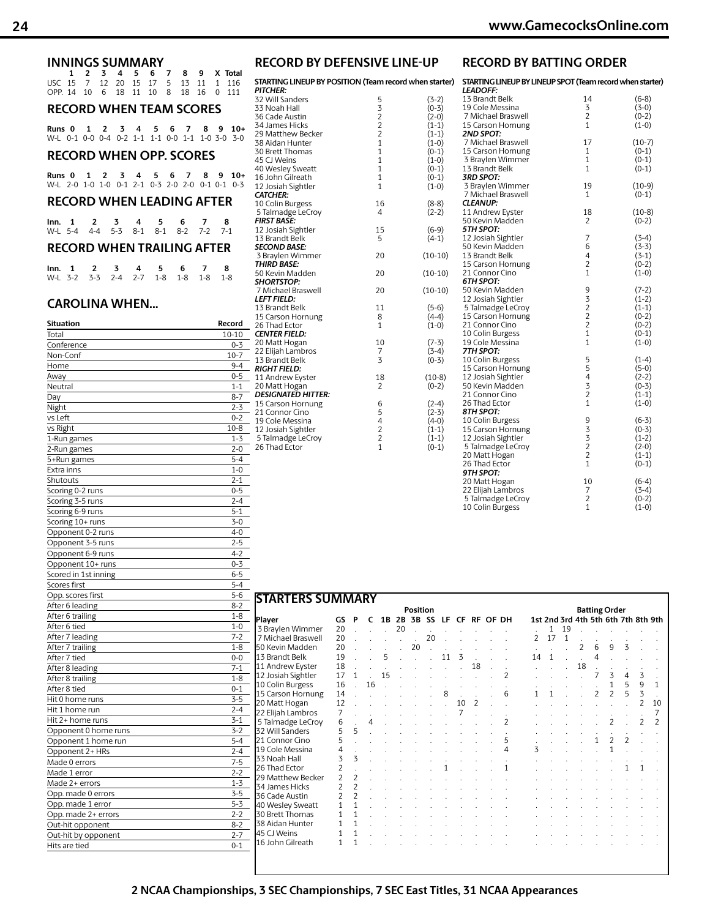## INNINGS SUMMARY

| | 1 | 2 | 3 | 4 | 5 | 6 | 7 | 8 | 9 | X | Total |
|---|---|---|---|---|---|---|---|---|---|---|---|
| USC | 15 | 7 | 12 | 20 | 15 | 17 | 5 | 13 | 11 | 1 | 116 |
| OPP. | 14 | 10 | 6 | 18 | 11 | 10 | 8 | 18 | 16 | 0 | 111 |

## RECORD WHEN TEAM SCORES

| Runs | 0 | 1 | 2 | 3 | 4 | 5 | 6 | 7 | 8 | 9 | 10+ |
|---|---|---|---|---|---|---|---|---|---|---|---|
| W-L | 0-1 | 0-0 | 0-4 | 0-2 | 1-1 | 1-1 | 0-0 | 1-1 | 1-0 | 3-0 | 3-0 |

## RECORD WHEN OPP. SCORES

| Runs | 0 | 1 | 2 | 3 | 4 | 5 | 6 | 7 | 8 | 9 | 10+ |
|---|---|---|---|---|---|---|---|---|---|---|---|
| W-L | 2-0 | 1-0 | 1-0 | 0-1 | 2-1 | 0-3 | 2-0 | 2-0 | 0-1 | 0-1 | 0-3 |

## RECORD WHEN LEADING AFTER

| Inn. | 1 | 2 | 3 | 4 | 5 | 6 | 7 | 8 |
|---|---|---|---|---|---|---|---|---|
| W-L | 5-4 | 4-4 | 5-3 | 8-1 | 8-1 | 8-2 | 7-2 | 7-1 |

## RECORD WHEN TRAILING AFTER

| Inn. | 1 | 2 | 3 | 4 | 5 | 6 | 7 | 8 |
|---|---|---|---|---|---|---|---|---|
| W-L | 3-2 | 3-3 | 2-4 | 2-7 | 1-8 | 1-8 | 1-8 | 1-8 |

## CAROLINA WHEN...

| Situation | Record |
|---|---|
| Total | 10-10 |
| Conference | 0-3 |
| Non-Conf | 10-7 |
| Home | 9-4 |
| Away | 0-5 |
| Neutral | 1-1 |
| Day | 8-7 |
| Night | 2-3 |
| vs Left | 0-2 |
| vs Right | 10-8 |
| 1-Run games | 1-3 |
| 2-Run games | 2-0 |
| 5+Run games | 5-4 |
| Extra inns | 1-0 |
| Shutouts | 2-1 |
| Scoring 0-2 runs | 0-5 |
| Scoring 3-5 runs | 2-4 |
| Scoring 6-9 runs | 5-1 |
| Scoring 10+ runs | 3-0 |
| Opponent 0-2 runs | 4-0 |
| Opponent 3-5 runs | 2-5 |
| Opponent 6-9 runs | 4-2 |
| Opponent 10+ runs | 0-3 |
| Scored in 1st inning | 6-5 |
| Scores first | 5-4 |
| Opp. scores first | 5-6 |
| After 6 leading | 8-2 |
| After 6 trailing | 1-8 |
| After 6 tied | 1-0 |
| After 7 leading | 7-2 |
| After 7 trailing | 1-8 |
| After 7 tied | 0-0 |
| After 8 leading | 7-1 |
| After 8 trailing | 1-8 |
| After 8 tied | 0-1 |
| Hit 0 home runs | 3-5 |
| Hit 1 home run | 2-4 |
| Hit 2+ home runs | 3-1 |
| Opponent 0 home runs | 3-2 |
| Opponent 1 home run | 5-4 |
| Opponent 2+ HRs | 2-4 |
| Made 0 errors | 7-5 |
| Made 1 error | 2-2 |
| Made 2+ errors | 1-3 |
| Opp. made 0 errors | 3-5 |
| Opp. made 1 error | 5-3 |
| Opp. made 2+ errors | 2-2 |
| Out-hit opponent | 8-2 |
| Out-hit by opponent | 2-7 |
| Hits are tied | 0-1 |

## RECORD BY DEFENSIVE LINE-UP

**STARTING LINEUP BY POSITION (Team record when starter)**

| Player | GS | Record |
|---|---|---|
| ***PITCHER:*** | | |
| 32 Will Sanders | 5 | (3-2) |
| 33 Noah Hall | 3 | (0-3) |
| 36 Cade Austin | 2 | (2-0) |
| 34 James Hicks | 2 | (1-1) |
| 29 Matthew Becker | 2 | (1-1) |
| 38 Aidan Hunter | 1 | (1-0) |
| 30 Brett Thomas | 1 | (0-1) |
| 45 CJ Weins | 1 | (1-0) |
| 40 Wesley Sweatt | 1 | (0-1) |
| 16 John Gilreath | 1 | (0-1) |
| 12 Josiah Sightler | 1 | (1-0) |
| ***CATCHER:*** | | |
| 10 Colin Burgess | 16 | (8-8) |
| 5 Talmadge LeCroy | 4 | (2-2) |
| ***FIRST BASE:*** | | |
| 12 Josiah Sightler | 15 | (6-9) |
| 13 Brandt Belk | 5 | (4-1) |
| ***SECOND BASE:*** | | |
| 3 Braylen Wimmer | 20 | (10-10) |
| ***THIRD BASE:*** | | |
| 50 Kevin Madden | 20 | (10-10) |
| ***SHORTSTOP:*** | | |
| 7 Michael Braswell | 20 | (10-10) |
| ***LEFT FIELD:*** | | |
| 13 Brandt Belk | 11 | (5-6) |
| 15 Carson Hornung | 8 | (4-4) |
| 26 Thad Ector | 1 | (1-0) |
| ***CENTER FIELD:*** | | |
| 20 Matt Hogan | 10 | (7-3) |
| 22 Elijah Lambros | 7 | (3-4) |
| 13 Brandt Belk | 3 | (0-3) |
| ***RIGHT FIELD:*** | | |
| 11 Andrew Eyster | 18 | (10-8) |
| 20 Matt Hogan | 2 | (0-2) |
| ***DESIGNATED HITTER:*** | | |
| 15 Carson Hornung | 6 | (2-4) |
| 21 Connor Cino | 5 | (2-3) |
| 19 Cole Messina | 4 | (4-0) |
| 12 Josiah Sightler | 2 | (1-1) |
| 5 Talmadge LeCroy | 2 | (1-1) |
| 26 Thad Ector | 1 | (0-1) |

## RECORD BY BATTING ORDER

**STARTING LINEUP BY LINEUP SPOT (Team record when starter)**

| Player | GS | Record |
|---|---|---|
| ***LEADOFF:*** | | |
| 13 Brandt Belk | 14 | (6-8) |
| 19 Cole Messina | 3 | (3-0) |
| 7 Michael Braswell | 2 | (0-2) |
| 15 Carson Hornung | 1 | (1-0) |
| ***2ND SPOT:*** | | |
| 7 Michael Braswell | 17 | (10-7) |
| 15 Carson Hornung | 1 | (0-1) |
| 3 Braylen Wimmer | 1 | (0-1) |
| 13 Brandt Belk | 1 | (0-1) |
| ***3RD SPOT:*** | | |
| 3 Braylen Wimmer | 19 | (10-9) |
| 7 Michael Braswell | 1 | (0-1) |
| ***CLEANUP:*** | | |
| 11 Andrew Eyster | 18 | (10-8) |
| 50 Kevin Madden | 2 | (0-2) |
| ***5TH SPOT:*** | | |
| 12 Josiah Sightler | 7 | (3-4) |
| 50 Kevin Madden | 6 | (3-3) |
| 13 Brandt Belk | 4 | (3-1) |
| 15 Carson Hornung | 2 | (0-2) |
| 21 Connor Cino | 1 | (1-0) |
| ***6TH SPOT:*** | | |
| 50 Kevin Madden | 9 | (7-2) |
| 12 Josiah Sightler | 3 | (1-2) |
| 5 Talmadge LeCroy | 2 | (1-1) |
| 15 Carson Hornung | 2 | (0-2) |
| 21 Connor Cino | 2 | (0-2) |
| 10 Colin Burgess | 1 | (0-1) |
| 19 Cole Messina | 1 | (1-0) |
| ***7TH SPOT:*** | | |
| 10 Colin Burgess | 5 | (1-4) |
| 15 Carson Hornung | 5 | (5-0) |
| 12 Josiah Sightler | 4 | (2-2) |
| 50 Kevin Madden | 3 | (0-3) |
| 21 Connor Cino | 2 | (1-1) |
| 26 Thad Ector | 1 | (1-0) |
| ***8TH SPOT:*** | | |
| 10 Colin Burgess | 9 | (6-3) |
| 15 Carson Hornung | 3 | (0-3) |
| 12 Josiah Sightler | 3 | (1-2) |
| 5 Talmadge LeCroy | 2 | (2-0) |
| 20 Matt Hogan | 2 | (1-1) |
| 26 Thad Ector | 1 | (0-1) |
| ***9TH SPOT:*** | | |
| 20 Matt Hogan | 10 | (6-4) |
| 22 Elijah Lambros | 7 | (3-4) |
| 5 Talmadge LeCroy | 2 | (0-2) |
| 10 Colin Burgess | 1 | (1-0) |

## STARTERS SUMMARY

| | | Position | | | | | | | | | | | Batting Order | | | | | | | | |
|---|---|---|---|---|---|---|---|---|---|---|---|---|---|---|---|---|---|---|---|---|---|
| Player | GS | P | C | 1B | 2B | 3B | SS | LF | CF | RF | OF | DH | 1st | 2nd | 3rd | 4th | 5th | 6th | 7th | 8th | 9th |
| 3 Braylen Wimmer | 20 | . | . | . | 20 | . | . | . | . | . | . | . | . | 1 | 19 | . | . | . | . | . | . |
| 7 Michael Braswell | 20 | . | . | . | . | . | 20 | . | . | . | . | . | 2 | 17 | 1 | . | . | . | . | . | . |
| 50 Kevin Madden | 20 | . | . | . | . | 20 | . | . | . | . | . | . | . | . | . | 2 | 6 | 9 | 3 | . | . |
| 13 Brandt Belk | 19 | . | . | 5 | . | . | . | 11 | 3 | . | . | . | 14 | 1 | . | . | 4 | . | . | . | . |
| 11 Andrew Eyster | 18 | . | . | . | . | . | . | . | . | 18 | . | . | . | . | . | 18 | . | . | . | . | . |
| 12 Josiah Sightler | 17 | 1 | . | 15 | . | . | . | . | . | . | . | 2 | . | . | . | . | 7 | 3 | 4 | 3 | . |
| 10 Colin Burgess | 16 | . | 16 | . | . | . | . | . | . | . | . | . | . | . | . | . | . | 1 | 5 | 9 | 1 |
| 15 Carson Hornung | 14 | . | . | . | . | . | . | 8 | . | . | . | 6 | 1 | 1 | . | . | 2 | 2 | 5 | 3 | . |
| 20 Matt Hogan | 12 | . | . | . | . | . | . | . | 10 | 2 | . | . | . | . | . | . | . | . | . | 2 | 10 |
| 22 Elijah Lambros | 7 | . | . | . | . | . | . | . | 7 | . | . | . | . | . | . | . | . | . | . | . | 7 |
| 5 Talmadge LeCroy | 6 | . | 4 | . | . | . | . | . | . | . | . | 2 | . | . | . | . | . | 2 | . | 2 | 2 |
| 32 Will Sanders | 5 | 5 | . | . | . | . | . | . | . | . | . | . | . | . | . | . | . | . | . | . | . |
| 21 Connor Cino | 5 | . | . | . | . | . | . | . | . | . | . | 5 | . | . | . | . | 1 | 2 | 2 | . | . |
| 19 Cole Messina | 4 | . | . | . | . | . | . | . | . | . | . | 4 | 3 | . | . | . | . | 1 | . | . | . |
| 33 Noah Hall | 3 | 3 | . | . | . | . | . | . | . | . | . | . | . | . | . | . | . | . | . | . | . |
| 26 Thad Ector | 2 | . | . | . | . | . | . | 1 | . | . | . | 1 | . | . | . | . | . | . | 1 | 1 | . |
| 29 Matthew Becker | 2 | 2 | . | . | . | . | . | . | . | . | . | . | . | . | . | . | . | . | . | . | . |
| 34 James Hicks | 2 | 2 | . | . | . | . | . | . | . | . | . | . | . | . | . | . | . | . | . | . | . |
| 36 Cade Austin | 2 | 2 | . | . | . | . | . | . | . | . | . | . | . | . | . | . | . | . | . | . | . |
| 40 Wesley Sweatt | 1 | 1 | . | . | . | . | . | . | . | . | . | . | . | . | . | . | . | . | . | . | . |
| 30 Brett Thomas | 1 | 1 | . | . | . | . | . | . | . | . | . | . | . | . | . | . | . | . | . | . | . |
| 38 Aidan Hunter | 1 | 1 | . | . | . | . | . | . | . | . | . | . | . | . | . | . | . | . | . | . | . |
| 45 CJ Weins | 1 | 1 | . | . | . | . | . | . | . | . | . | . | . | . | . | . | . | . | . | . | . |
| 16 John Gilreath | 1 | 1 | . | . | . | . | . | . | . | . | . | . | . | . | . | . | . | . | . | . | . |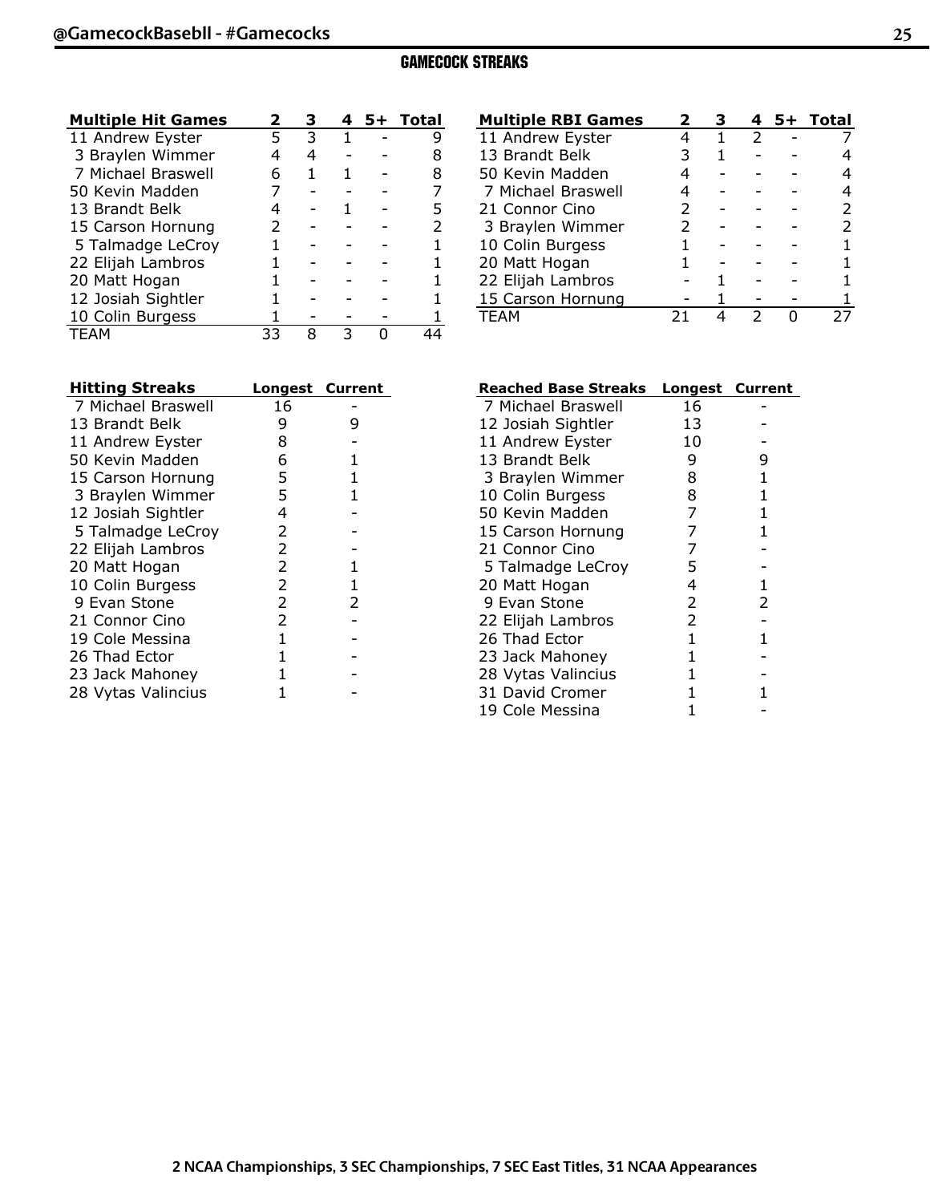## GAMECOCK STREAKS

| Multiple Hit Games | 2 | 3 | 4 | 5+ | Total |
|---|---|---|---|---|---|
| 11 Andrew Eyster | 5 | 3 | 1 | - | 9 |
| 3 Braylen Wimmer | 4 | 4 | - | - | 8 |
| 7 Michael Braswell | 6 | 1 | 1 | - | 8 |
| 50 Kevin Madden | 7 | - | - | - | 7 |
| 13 Brandt Belk | 4 | - | 1 | - | 5 |
| 15 Carson Hornung | 2 | - | - | - | 2 |
| 5 Talmadge LeCroy | 1 | - | - | - | 1 |
| 22 Elijah Lambros | 1 | - | - | - | 1 |
| 20 Matt Hogan | 1 | - | - | - | 1 |
| 12 Josiah Sightler | 1 | - | - | - | 1 |
| 10 Colin Burgess | 1 | - | - | - | 1 |
| TEAM | 33 | 8 | 3 | 0 | 44 |

| Multiple RBI Games | 2 | 3 | 4 | 5+ | Total |
|---|---|---|---|---|---|
| 11 Andrew Eyster | 4 | 1 | 2 | - | 7 |
| 13 Brandt Belk | 3 | 1 | - | - | 4 |
| 50 Kevin Madden | 4 | - | - | - | 4 |
| 7 Michael Braswell | 4 | - | - | - | 4 |
| 21 Connor Cino | 2 | - | - | - | 2 |
| 3 Braylen Wimmer | 2 | - | - | - | 2 |
| 10 Colin Burgess | 1 | - | - | - | 1 |
| 20 Matt Hogan | 1 | - | - | - | 1 |
| 22 Elijah Lambros | - | 1 | - | - | 1 |
| 15 Carson Hornung | - | 1 | - | - | 1 |
| TEAM | 21 | 4 | 2 | 0 | 27 |

| Hitting Streaks | Longest | Current |
|---|---|---|
| 7 Michael Braswell | 16 | - |
| 13 Brandt Belk | 9 | 9 |
| 11 Andrew Eyster | 8 | - |
| 50 Kevin Madden | 6 | 1 |
| 15 Carson Hornung | 5 | 1 |
| 3 Braylen Wimmer | 5 | 1 |
| 12 Josiah Sightler | 4 | - |
| 5 Talmadge LeCroy | 2 | - |
| 22 Elijah Lambros | 2 | - |
| 20 Matt Hogan | 2 | 1 |
| 10 Colin Burgess | 2 | 1 |
| 9 Evan Stone | 2 | 2 |
| 21 Connor Cino | 2 | - |
| 19 Cole Messina | 1 | - |
| 26 Thad Ector | 1 | - |
| 23 Jack Mahoney | 1 | - |
| 28 Vytas Valincius | 1 | - |

| Reached Base Streaks | Longest | Current |
|---|---|---|
| 7 Michael Braswell | 16 | - |
| 12 Josiah Sightler | 13 | - |
| 11 Andrew Eyster | 10 | - |
| 13 Brandt Belk | 9 | 9 |
| 3 Braylen Wimmer | 8 | 1 |
| 10 Colin Burgess | 8 | 1 |
| 50 Kevin Madden | 7 | 1 |
| 15 Carson Hornung | 7 | 1 |
| 21 Connor Cino | 7 | - |
| 5 Talmadge LeCroy | 5 | - |
| 20 Matt Hogan | 4 | 1 |
| 9 Evan Stone | 2 | 2 |
| 22 Elijah Lambros | 2 | - |
| 26 Thad Ector | 1 | 1 |
| 23 Jack Mahoney | 1 | - |
| 28 Vytas Valincius | 1 | - |
| 31 David Cromer | 1 | 1 |
| 19 Cole Messina | 1 | - |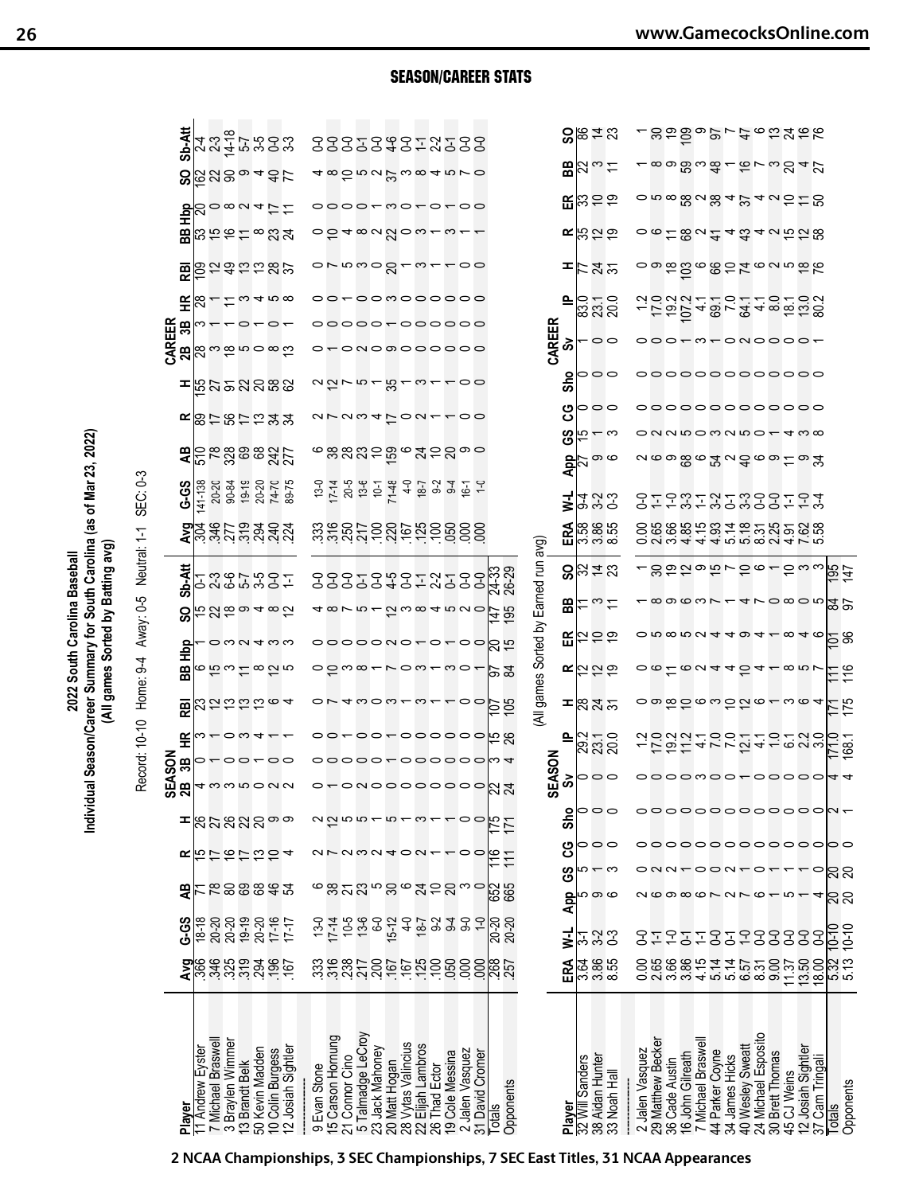## SEASON/CAREER STATS

**2022 South Carolina Baseball**
**Individual Season/Career Summary for South Carolina (as of Mar 23, 2022)**
**(All games Sorted by Batting avg)**

Record: 10-10 Home: 9-4 Away: 0-5 Neutral: 1-1 SEC: 0-3

| | SEASON | | | | | | | | | | | | | | CAREER | | | | | | | | | | | | | |
|---|---|---|---|---|---|---|---|---|---|---|---|---|---|---|---|---|---|---|---|---|---|---|---|---|---|---|---|---|
| Player | Avg | G-GS | AB | R | H | 2B | 3B | HR | RBI | BB | Hbp | SO | Sb-Att | | Avg | G-GS | AB | R | H | 2B | 3B | HR | RBI | BB | Hbp | SO | Sb-Att |
| 11 Andrew Eyster | .366 | 18-18 | 71 | 15 | 26 | 4 | 0 | 3 | 23 | 6 | 1 | 15 | 0-1 | | .304 | 141-138 | 510 | 89 | 155 | 28 | 3 | 28 | 109 | 53 | 20 | 162 | 2-4 |
| 7 Michael Braswell | .346 | 20-20 | 78 | 17 | 27 | 3 | 1 | 1 | 12 | 15 | 0 | 22 | 2-3 | | .346 | 20-20 | 78 | 17 | 27 | 3 | 1 | 1 | 12 | 15 | 0 | 22 | 2-3 |
| 3 Braylen Wimmer | .325 | 20-20 | 80 | 16 | 26 | 3 | 0 | 0 | 13 | 3 | 3 | 18 | 6-6 | | .277 | 90-84 | 328 | 56 | 91 | 18 | 1 | 11 | 49 | 16 | 8 | 90 | 14-18 |
| 13 Brandt Belk | .319 | 19-19 | 69 | 17 | 22 | 5 | 0 | 3 | 13 | 11 | 2 | 9 | 5-7 | | .319 | 19-19 | 69 | 17 | 22 | 5 | 0 | 3 | 13 | 12 | 2 | 9 | 5-7 |
| 50 Kevin Madden | .294 | 20-20 | 68 | 13 | 20 | 0 | 1 | 4 | 13 | 8 | 4 | 4 | 3-5 | | .294 | 20-20 | 68 | 13 | 20 | 0 | 1 | 4 | 13 | 8 | 4 | 4 | 3-5 |
| 10 Colin Burgess | .196 | 17-16 | 46 | 10 | 9 | 2 | 0 | 1 | 6 | 12 | 3 | 8 | 0-0 | | .240 | 74-70 | 242 | 34 | 58 | 8 | 0 | 5 | 28 | 23 | 17 | 40 | 0-0 |
| 12 Josiah Sightler | .167 | 17-17 | 54 | 4 | 9 | 2 | 0 | 1 | 4 | 5 | 3 | 12 | 1-1 | | .224 | 89-75 | 277 | 34 | 62 | 13 | 1 | 8 | 37 | 24 | 11 | 77 | 3-3 |
| 9 Evan Stone | .333 | 13-0 | 6 | 2 | 2 | 0 | 0 | 0 | 0 | 0 | 0 | 4 | 0-0 | | .333 | 13-0 | 6 | 2 | 2 | 0 | 0 | 0 | 0 | 0 | 0 | 4 | 0-0 |
| 15 Carson Hornung | .316 | 17-14 | 38 | 7 | 12 | 1 | 0 | 0 | 7 | 10 | 0 | 8 | 0-0 | | .316 | 17-14 | 38 | 7 | 12 | 1 | 0 | 0 | 7 | 10 | 0 | 8 | 0-0 |
| 21 Connor Cino | .238 | 10-5 | 21 | 2 | 5 | 0 | 0 | 1 | 4 | 3 | 0 | 7 | 0-0 | | .250 | 20-5 | 28 | 2 | 7 | 0 | 0 | 1 | 5 | 4 | 0 | 10 | 0-0 |
| 5 Talmadge LeCroy | .217 | 13-6 | 23 | 3 | 5 | 2 | 0 | 0 | 3 | 8 | 0 | 5 | 0-1 | | .217 | 13-6 | 23 | 3 | 5 | 2 | 0 | 0 | 3 | 8 | 0 | 5 | 0-1 |
| 23 Jack Mahoney | .200 | 6-0 | 5 | 2 | 1 | 0 | 0 | 0 | 0 | 1 | 0 | 1 | 0-0 | | .100 | 10-1 | 10 | 4 | 1 | 0 | 0 | 0 | 0 | 2 | 1 | 2 | 0-0 |
| 20 Matt Hogan | .167 | 15-12 | 30 | 4 | 5 | 0 | 1 | 1 | 3 | 7 | 2 | 12 | 4-5 | | .220 | 71-48 | 159 | 17 | 35 | 9 | 1 | 3 | 20 | 22 | 3 | 37 | 4-6 |
| 28 Vytas Valincius | .167 | 4-0 | 6 | 0 | 1 | 0 | 0 | 0 | 1 | 0 | 0 | 3 | 0-0 | | .167 | 4-0 | 6 | 0 | 1 | 0 | 0 | 0 | 1 | 0 | 0 | 3 | 0-0 |
| 22 Elijah Lambros | .125 | 18-7 | 24 | 2 | 3 | 0 | 0 | 0 | 3 | 3 | 1 | 8 | 1-1 | | .125 | 18-7 | 24 | 2 | 3 | 0 | 0 | 0 | 3 | 3 | 1 | 8 | 1-1 |
| 26 Thad Ector | .100 | 9-2 | 10 | 1 | 1 | 0 | 0 | 0 | 1 | 1 | 0 | 4 | 2-2 | | .100 | 9-2 | 10 | 1 | 1 | 0 | 0 | 0 | 1 | 1 | 0 | 4 | 2-2 |
| 19 Cole Messina | .050 | 9-4 | 20 | 1 | 1 | 0 | 0 | 0 | 1 | 3 | 1 | 5 | 0-1 | | .050 | 9-4 | 20 | 1 | 1 | 0 | 0 | 0 | 1 | 3 | 1 | 5 | 0-1 |
| 2 Jalen Vasquez | .000 | 9-0 | 3 | 0 | 0 | 0 | 0 | 0 | 0 | 0 | 0 | 2 | 0-0 | | .000 | 16-1 | 9 | 0 | 0 | 0 | 0 | 0 | 0 | 1 | 0 | 7 | 0-0 |
| 31 David Cromer | .000 | 1-0 | 0 | 0 | 0 | 0 | 0 | 0 | 0 | 1 | 0 | 0 | 0-0 | | .000 | 1-0 | 0 | 0 | 0 | 0 | 0 | 0 | 0 | 1 | 0 | 0 | 0-0 |
| Totals | .268 | 20-20 | 652 | 116 | 175 | 22 | 3 | 15 | 107 | 97 | 20 | 147 | 24-33 | | | | | | | | | | | | | | |
| Opponents | .257 | 20-20 | 665 | 111 | 171 | 24 | 4 | 26 | 105 | 84 | 15 | 195 | 26-29 | | | | | | | | | | | | | | |

(All games Sorted by Earned run avg)

| | SEASON | | | | | | | | | | | | | | CAREER | | | | | | | | | | | | | |
|---|---|---|---|---|---|---|---|---|---|---|---|---|---|---|---|---|---|---|---|---|---|---|---|---|---|---|---|---|
| Player | ERA | W-L | App | GS | CG | Sho | Sv | IP | H | R | ER | BB | SO | | ERA | W-L | App | GS | CG | Sho | Sv | IP | H | R | ER | BB | SO |
| 32 Will Sanders | 3.64 | 3-1 | 5 | 5 | 0 | 0 | 0 | 29.2 | 28 | 12 | 12 | 11 | 32 | | 3.58 | 9-4 | 27 | 15 | 0 | 0 | 1 | 83.0 | 77 | 35 | 33 | 22 | 86 |
| 38 Aidan Hunter | 3.86 | 3-2 | 9 | 9 | 1 | 0 | 0 | 23.1 | 24 | 12 | 10 | 3 | 14 | | 3.86 | 3-2 | 9 | 9 | 1 | 0 | 0 | 23.1 | 24 | 12 | 10 | 3 | 14 |
| 33 Noah Hall | 8.55 | 0-3 | 6 | 3 | 0 | 0 | 0 | 20.0 | 31 | 19 | 19 | 11 | 23 | | 8.55 | 0-3 | 6 | 3 | 0 | 0 | 0 | 20.0 | 31 | 19 | 19 | 11 | 23 |
| 2 Jalen Vasquez | 0.00 | 0-0 | 2 | 0 | 0 | 0 | 0 | 1.2 | 0 | 0 | 0 | 1 | 1 | | 0.00 | 0-0 | 2 | 0 | 0 | 0 | 0 | 1.2 | 0 | 0 | 0 | 1 | 1 |
| 29 Matthew Becker | 2.65 | 1-1 | 6 | 2 | 0 | 0 | 0 | 17.0 | 9 | 6 | 5 | 8 | 30 | | 2.65 | 1-1 | 6 | 2 | 0 | 0 | 0 | 17.0 | 9 | 6 | 5 | 8 | 30 |
| 36 Cade Austin | 3.66 | 1-0 | 9 | 2 | 0 | 0 | 0 | 19.2 | 18 | 11 | 8 | 9 | 19 | | 3.66 | 1-0 | 9 | 2 | 0 | 0 | 0 | 19.2 | 18 | 11 | 8 | 9 | 19 |
| 16 John Gilreath | 3.86 | 0-1 | 8 | 1 | 0 | 0 | 0 | 11.2 | 10 | 6 | 5 | 6 | 12 | | 4.85 | 3-3 | 68 | 5 | 0 | 0 | 1 | 107.2 | 103 | 68 | 58 | 59 | 109 |
| 7 Michael Braswell | 4.15 | 1-1 | 6 | 0 | 0 | 0 | 3 | 4.1 | 6 | 2 | 2 | 3 | 9 | | 4.15 | 1-1 | 6 | 0 | 0 | 0 | 3 | 4.1 | 6 | 2 | 2 | 3 | 9 |
| 44 Parker Coyne | 5.14 | 0-0 | 7 | 0 | 0 | 0 | 0 | 7.0 | 3 | 4 | 4 | 7 | 15 | | 4.93 | 3-2 | 54 | 3 | 0 | 0 | 1 | 69.1 | 66 | 41 | 38 | 48 | 97 |
| 34 James Hicks | 5.14 | 0-1 | 2 | 2 | 0 | 0 | 0 | 7.0 | 10 | 4 | 4 | 1 | 7 | | 5.14 | 0-1 | 2 | 2 | 0 | 0 | 0 | 7.0 | 10 | 4 | 4 | 1 | 7 |
| 40 Wesley Sweatt | 6.57 | 1-0 | 7 | 1 | 0 | 0 | 1 | 12.1 | 12 | 10 | 9 | 4 | 10 | | 5.18 | 3-3 | 40 | 5 | 0 | 0 | 2 | 64.1 | 74 | 43 | 37 | 16 | 47 |
| 24 Michael Esposito | 8.31 | 0-0 | 6 | 0 | 0 | 0 | 0 | 4.1 | 6 | 4 | 4 | 7 | 6 | | 8.31 | 0-0 | 6 | 0 | 0 | 0 | 0 | 4.1 | 6 | 4 | 4 | 7 | 6 |
| 30 Brett Thomas | 9.00 | 0-0 | 1 | 1 | 0 | 0 | 0 | 1.0 | 1 | 1 | 1 | 0 | 1 | | 2.25 | 0-0 | 6 | 1 | 0 | 0 | 0 | 8.0 | 2 | 2 | 2 | 3 | 13 |
| 45 CJ Weins | 11.37 | 0-0 | 5 | 1 | 0 | 0 | 0 | 6.1 | 3 | 8 | 8 | 8 | 10 | | 4.91 | 1-1 | 11 | 4 | 0 | 0 | 0 | 18.1 | 5 | 15 | 10 | 20 | 24 |
| 12 Josiah Sightler | 13.50 | 0-0 | 1 | 1 | 0 | 0 | 0 | 2.2 | 6 | 5 | 4 | 0 | 3 | | 7.62 | 1-0 | 9 | 3 | 0 | 0 | 0 | 13.0 | 18 | 12 | 11 | 4 | 16 |
| 37 Cam Tringali | 18.00 | 0-0 | 4 | 0 | 0 | 0 | 0 | 3.0 | 4 | 7 | 6 | 5 | 3 | | 5.58 | 3-4 | 34 | 8 | 0 | 0 | 1 | 80.2 | 76 | 58 | 50 | 27 | 76 |
| Totals | 5.32 | 10-10 | 20 | 20 | 0 | 2 | 4 | 171.0 | 171 | 111 | 101 | 84 | 195 | | | | | | | | | | | | | | |
| Opponents | 5.13 | 10-10 | 20 | 20 | 0 | 1 | 4 | 168.1 | 175 | 116 | 96 | 97 | 147 | | | | | | | | | | | | | | |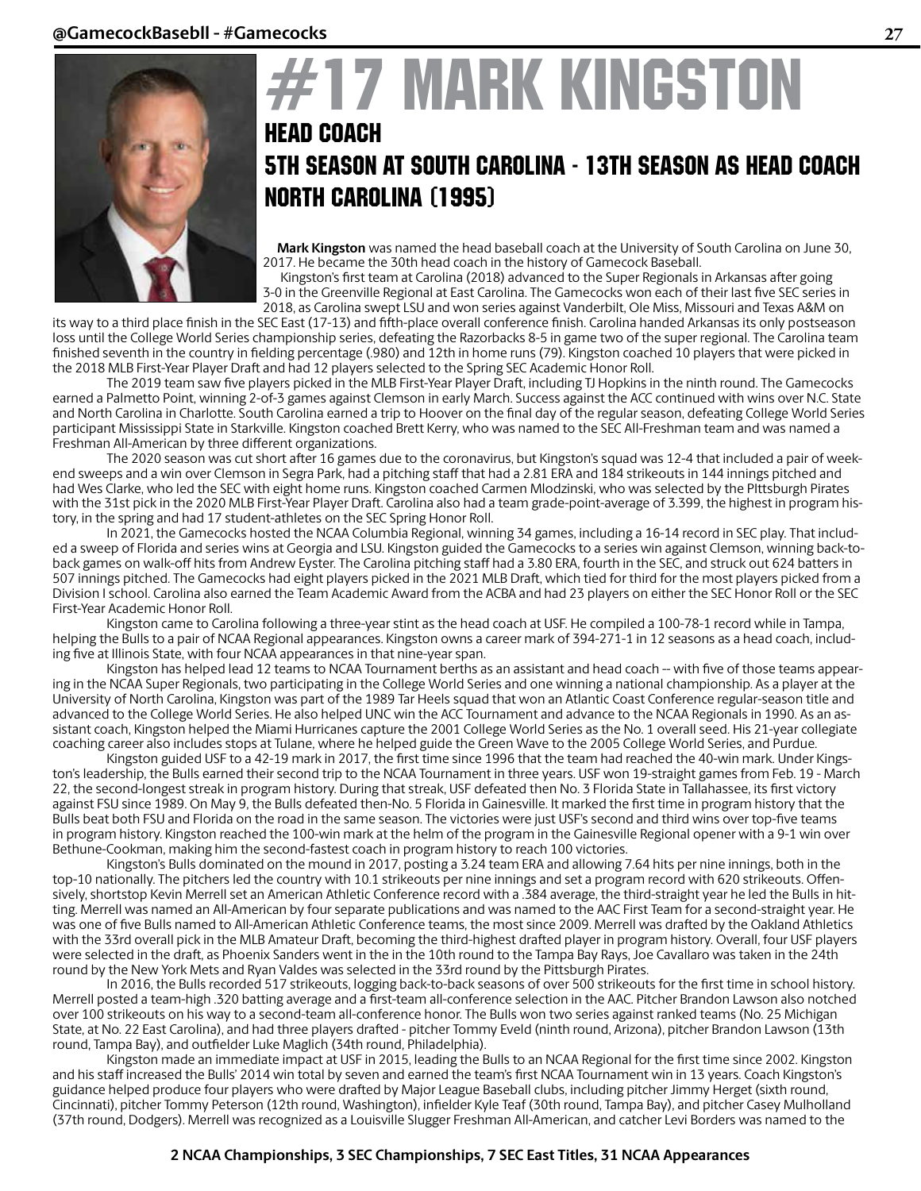# #17 MARK KINGSTON

## HEAD COACH

## 5TH SEASON AT SOUTH CAROLINA - 13TH SEASON AS HEAD COACH

## NORTH CAROLINA (1995)

**Mark Kingston** was named the head baseball coach at the University of South Carolina on June 30, 2017. He became the 30th head coach in the history of Gamecock Baseball.

Kingston's first team at Carolina (2018) advanced to the Super Regionals in Arkansas after going 3-0 in the Greenville Regional at East Carolina. The Gamecocks won each of their last five SEC series in 2018, as Carolina swept LSU and won series against Vanderbilt, Ole Miss, Missouri and Texas A&M on its way to a third place finish in the SEC East (17-13) and fifth-place overall conference finish. Carolina handed Arkansas its only postseason loss until the College World Series championship series, defeating the Razorbacks 8-5 in game two of the super regional. The Carolina team finished seventh in the country in fielding percentage (.980) and 12th in home runs (79). Kingston coached 10 players that were picked in the 2018 MLB First-Year Player Draft and had 12 players selected to the Spring SEC Academic Honor Roll.

The 2019 team saw five players picked in the MLB First-Year Player Draft, including TJ Hopkins in the ninth round. The Gamecocks earned a Palmetto Point, winning 2-of-3 games against Clemson in early March. Success against the ACC continued with wins over N.C. State and North Carolina in Charlotte. South Carolina earned a trip to Hoover on the final day of the regular season, defeating College World Series participant Mississippi State in Starkville. Kingston coached Brett Kerry, who was named to the SEC All-Freshman team and was named a Freshman All-American by three different organizations.

The 2020 season was cut short after 16 games due to the coronavirus, but Kingston's squad was 12-4 that included a pair of weekend sweeps and a win over Clemson in Segra Park, had a pitching staff that had a 2.81 ERA and 184 strikeouts in 144 innings pitched and had Wes Clarke, who led the SEC with eight home runs. Kingston coached Carmen Mlodzinski, who was selected by the PIttsburgh Pirates with the 31st pick in the 2020 MLB First-Year Player Draft. Carolina also had a team grade-point-average of 3.399, the highest in program history, in the spring and had 17 student-athletes on the SEC Spring Honor Roll.

In 2021, the Gamecocks hosted the NCAA Columbia Regional, winning 34 games, including a 16-14 record in SEC play. That included a sweep of Florida and series wins at Georgia and LSU. Kingston guided the Gamecocks to a series win against Clemson, winning back-to-back games on walk-off hits from Andrew Eyster. The Carolina pitching staff had a 3.80 ERA, fourth in the SEC, and struck out 624 batters in 507 innings pitched. The Gamecocks had eight players picked in the 2021 MLB Draft, which tied for third for the most players picked from a Division I school. Carolina also earned the Team Academic Award from the ACBA and had 23 players on either the SEC Honor Roll or the SEC First-Year Academic Honor Roll.

Kingston came to Carolina following a three-year stint as the head coach at USF. He compiled a 100-78-1 record while in Tampa, helping the Bulls to a pair of NCAA Regional appearances. Kingston owns a career mark of 394-271-1 in 12 seasons as a head coach, including five at Illinois State, with four NCAA appearances in that nine-year span.

Kingston has helped lead 12 teams to NCAA Tournament berths as an assistant and head coach -- with five of those teams appearing in the NCAA Super Regionals, two participating in the College World Series and one winning a national championship. As a player at the University of North Carolina, Kingston was part of the 1989 Tar Heels squad that won an Atlantic Coast Conference regular-season title and advanced to the College World Series. He also helped UNC win the ACC Tournament and advance to the NCAA Regionals in 1990. As an assistant coach, Kingston helped the Miami Hurricanes capture the 2001 College World Series as the No. 1 overall seed. His 21-year collegiate coaching career also includes stops at Tulane, where he helped guide the Green Wave to the 2005 College World Series, and Purdue.

Kingston guided USF to a 42-19 mark in 2017, the first time since 1996 that the team had reached the 40-win mark. Under Kingston's leadership, the Bulls earned their second trip to the NCAA Tournament in three years. USF won 19-straight games from Feb. 19 - March 22, the second-longest streak in program history. During that streak, USF defeated then No. 3 Florida State in Tallahassee, its first victory against FSU since 1989. On May 9, the Bulls defeated then-No. 5 Florida in Gainesville. It marked the first time in program history that the Bulls beat both FSU and Florida on the road in the same season. The victories were just USF's second and third wins over top-five teams in program history. Kingston reached the 100-win mark at the helm of the program in the Gainesville Regional opener with a 9-1 win over Bethune-Cookman, making him the second-fastest coach in program history to reach 100 victories.

Kingston's Bulls dominated on the mound in 2017, posting a 3.24 team ERA and allowing 7.64 hits per nine innings, both in the top-10 nationally. The pitchers led the country with 10.1 strikeouts per nine innings and set a program record with 620 strikeouts. Offensively, shortstop Kevin Merrell set an American Athletic Conference record with a .384 average, the third-straight year he led the Bulls in hitting. Merrell was named an All-American by four separate publications and was named to the AAC First Team for a second-straight year. He was one of five Bulls named to All-American Athletic Conference teams, the most since 2009. Merrell was drafted by the Oakland Athletics with the 33rd overall pick in the MLB Amateur Draft, becoming the third-highest drafted player in program history. Overall, four USF players were selected in the draft, as Phoenix Sanders went in the in the 10th round to the Tampa Bay Rays, Joe Cavallaro was taken in the 24th round by the New York Mets and Ryan Valdes was selected in the 33rd round by the Pittsburgh Pirates.

In 2016, the Bulls recorded 517 strikeouts, logging back-to-back seasons of over 500 strikeouts for the first time in school history. Merrell posted a team-high .320 batting average and a first-team all-conference selection in the AAC. Pitcher Brandon Lawson also notched over 100 strikeouts on his way to a second-team all-conference honor. The Bulls won two series against ranked teams (No. 25 Michigan State, at No. 22 East Carolina), and had three players drafted - pitcher Tommy Eveld (ninth round, Arizona), pitcher Brandon Lawson (13th round, Tampa Bay), and outfielder Luke Maglich (34th round, Philadelphia).

Kingston made an immediate impact at USF in 2015, leading the Bulls to an NCAA Regional for the first time since 2002. Kingston and his staff increased the Bulls' 2014 win total by seven and earned the team's first NCAA Tournament win in 13 years. Coach Kingston's guidance helped produce four players who were drafted by Major League Baseball clubs, including pitcher Jimmy Herget (sixth round, Cincinnati), pitcher Tommy Peterson (12th round, Washington), infielder Kyle Teaf (30th round, Tampa Bay), and pitcher Casey Mulholland (37th round, Dodgers). Merrell was recognized as a Louisville Slugger Freshman All-American, and catcher Levi Borders was named to the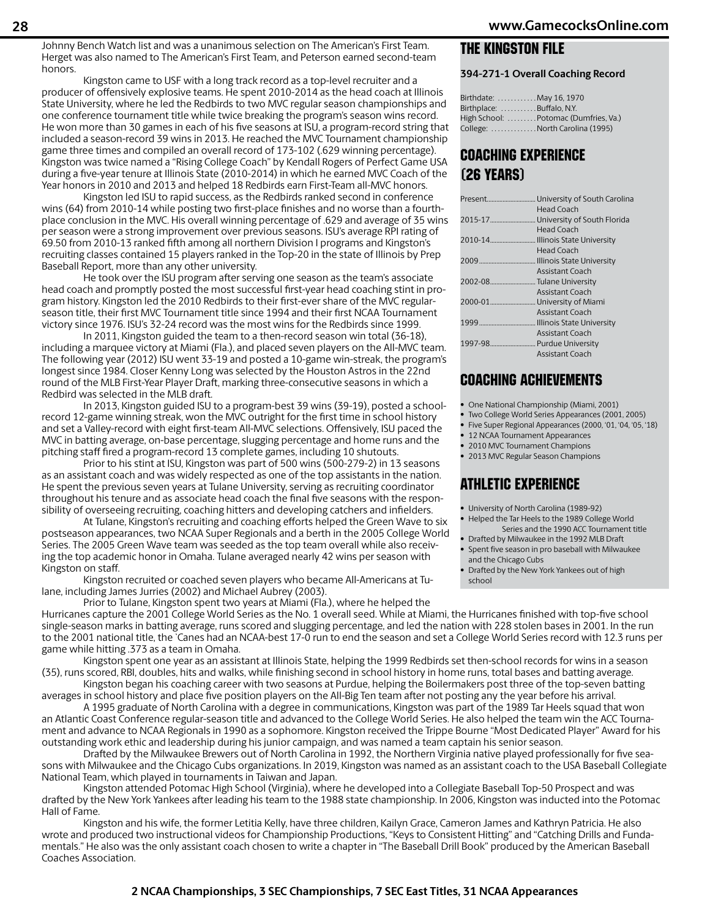Johnny Bench Watch list and was a unanimous selection on The American's First Team. Herget was also named to The American's First Team, and Peterson earned second-team honors.

Kingston came to USF with a long track record as a top-level recruiter and a producer of offensively explosive teams. He spent 2010-2014 as the head coach at Illinois State University, where he led the Redbirds to two MVC regular season championships and one conference tournament title while twice breaking the program's season wins record. He won more than 30 games in each of his five seasons at ISU, a program-record string that included a season-record 39 wins in 2013. He reached the MVC Tournament championship game three times and compiled an overall record of 173-102 (.629 winning percentage). Kingston was twice named a "Rising College Coach" by Kendall Rogers of Perfect Game USA during a five-year tenure at Illinois State (2010-2014) in which he earned MVC Coach of the Year honors in 2010 and 2013 and helped 18 Redbirds earn First-Team all-MVC honors.

Kingston led ISU to rapid success, as the Redbirds ranked second in conference wins (64) from 2010-14 while posting two first-place finishes and no worse than a fourth-place conclusion in the MVC. His overall winning percentage of .629 and average of 35 wins per season were a strong improvement over previous seasons. ISU's average RPI rating of 69.50 from 2010-13 ranked fifth among all northern Division I programs and Kingston's recruiting classes contained 15 players ranked in the Top-20 in the state of Illinois by Prep Baseball Report, more than any other university.

He took over the ISU program after serving one season as the team's associate head coach and promptly posted the most successful first-year head coaching stint in program history. Kingston led the 2010 Redbirds to their first-ever share of the MVC regular-season title, their first MVC Tournament title since 1994 and their first NCAA Tournament victory since 1976. ISU's 32-24 record was the most wins for the Redbirds since 1999.

In 2011, Kingston guided the team to a then-record season win total (36-18), including a marquee victory at Miami (Fla.), and placed seven players on the All-MVC team. The following year (2012) ISU went 33-19 and posted a 10-game win-streak, the program's longest since 1984. Closer Kenny Long was selected by the Houston Astros in the 22nd round of the MLB First-Year Player Draft, marking three-consecutive seasons in which a Redbird was selected in the MLB draft.

In 2013, Kingston guided ISU to a program-best 39 wins (39-19), posted a school-record 12-game winning streak, won the MVC outright for the first time in school history and set a Valley-record with eight first-team All-MVC selections. Offensively, ISU paced the MVC in batting average, on-base percentage, slugging percentage and home runs and the pitching staff fired a program-record 13 complete games, including 10 shutouts.

Prior to his stint at ISU, Kingston was part of 500 wins (500-279-2) in 13 seasons as an assistant coach and was widely respected as one of the top assistants in the nation. He spent the previous seven years at Tulane University, serving as recruiting coordinator throughout his tenure and as associate head coach the final five seasons with the responsibility of overseeing recruiting, coaching hitters and developing catchers and infielders.

At Tulane, Kingston's recruiting and coaching efforts helped the Green Wave to six postseason appearances, two NCAA Super Regionals and a berth in the 2005 College World Series. The 2005 Green Wave team was seeded as the top team overall while also receiving the top academic honor in Omaha. Tulane averaged nearly 42 wins per season with Kingston on staff.

Kingston recruited or coached seven players who became All-Americans at Tulane, including James Jurries (2002) and Michael Aubrey (2003).

Prior to Tulane, Kingston spent two years at Miami (Fla.), where he helped the Hurricanes capture the 2001 College World Series as the No. 1 overall seed. While at Miami, the Hurricanes finished with top-five school single-season marks in batting average, runs scored and slugging percentage, and led the nation with 228 stolen bases in 2001. In the run to the 2001 national title, the `Canes had an NCAA-best 17-0 run to end the season and set a College World Series record with 12.3 runs per game while hitting .373 as a team in Omaha.

Kingston spent one year as an assistant at Illinois State, helping the 1999 Redbirds set then-school records for wins in a season (35), runs scored, RBI, doubles, hits and walks, while finishing second in school history in home runs, total bases and batting average.

Kingston began his coaching career with two seasons at Purdue, helping the Boilermakers post three of the top-seven batting averages in school history and place five position players on the All-Big Ten team after not posting any the year before his arrival.

A 1995 graduate of North Carolina with a degree in communications, Kingston was part of the 1989 Tar Heels squad that won an Atlantic Coast Conference regular-season title and advanced to the College World Series. He also helped the team win the ACC Tournament and advance to NCAA Regionals in 1990 as a sophomore. Kingston received the Trippe Bourne "Most Dedicated Player" Award for his outstanding work ethic and leadership during his junior campaign, and was named a team captain his senior season.

Drafted by the Milwaukee Brewers out of North Carolina in 1992, the Northern Virginia native played professionally for five seasons with Milwaukee and the Chicago Cubs organizations. In 2019, Kingston was named as an assistant coach to the USA Baseball Collegiate National Team, which played in tournaments in Taiwan and Japan.

Kingston attended Potomac High School (Virginia), where he developed into a Collegiate Baseball Top-50 Prospect and was drafted by the New York Yankees after leading his team to the 1988 state championship. In 2006, Kingston was inducted into the Potomac Hall of Fame.

Kingston and his wife, the former Letitia Kelly, have three children, Kailyn Grace, Cameron James and Kathryn Patricia. He also wrote and produced two instructional videos for Championship Productions, "Keys to Consistent Hitting" and "Catching Drills and Fundamentals." He also was the only assistant coach chosen to write a chapter in "The Baseball Drill Book" produced by the American Baseball Coaches Association.

## THE KINGSTON FILE

**394-271-1 Overall Coaching Record**

Birthdate: May 16, 1970
Birthplace: Buffalo, N.Y.
High School: Potomac (Dumfries, Va.)
College: North Carolina (1995)

## COACHING EXPERIENCE (26 YEARS)

| | |
|---|---|
| Present | University of South Carolina, Head Coach |
| 2015-17 | University of South Florida, Head Coach |
| 2010-14 | Illinois State University, Head Coach |
| 2009 | Illinois State University, Assistant Coach |
| 2002-08 | Tulane University, Assistant Coach |
| 2000-01 | University of Miami, Assistant Coach |
| 1999 | Illinois State University, Assistant Coach |
| 1997-98 | Purdue University, Assistant Coach |

## COACHING ACHIEVEMENTS

- One National Championship (Miami, 2001)
- Two College World Series Appearances (2001, 2005)
- Five Super Regional Appearances (2000, '01, '04, '05, '18)
- 12 NCAA Tournament Appearances
- 2010 MVC Tournament Champions
- 2013 MVC Regular Season Champions

## ATHLETIC EXPERIENCE

- University of North Carolina (1989-92)
- Helped the Tar Heels to the 1989 College World Series and the 1990 ACC Tournament title
- Drafted by Milwaukee in the 1992 MLB Draft
- Spent five season in pro baseball with Milwaukee and the Chicago Cubs
- Drafted by the New York Yankees out of high school

**2 NCAA Championships, 3 SEC Championships, 7 SEC East Titles, 31 NCAA Appearances**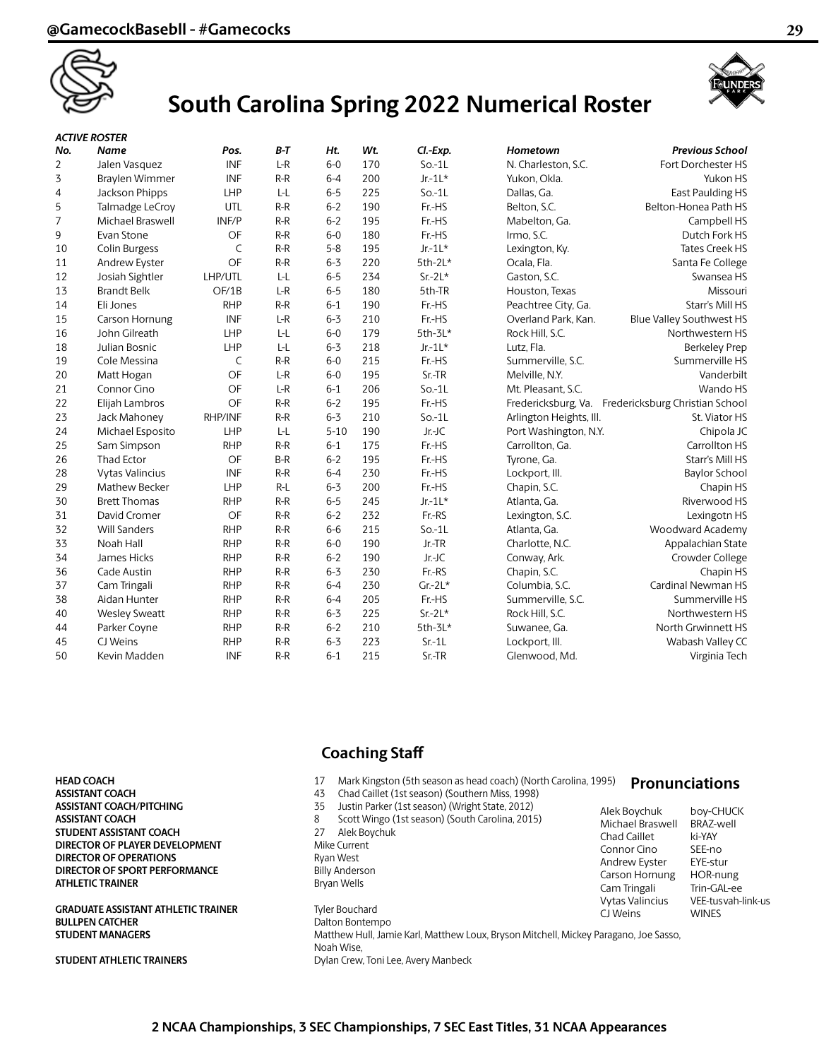# South Carolina Spring 2022 Numerical Roster

***ACTIVE ROSTER***

| No. | Name | Pos. | B-T | Ht. | Wt. | Cl.-Exp. | Hometown | Previous School |
|---|---|---|---|---|---|---|---|---|
| 2 | Jalen Vasquez | INF | L-R | 6-0 | 170 | So.-1L | N. Charleston, S.C. | Fort Dorchester HS |
| 3 | Braylen Wimmer | INF | R-R | 6-4 | 200 | Jr.-1L* | Yukon, Okla. | Yukon HS |
| 4 | Jackson Phipps | LHP | L-L | 6-5 | 225 | So.-1L | Dallas, Ga. | East Paulding HS |
| 5 | Talmadge LeCroy | UTL | R-R | 6-2 | 190 | Fr.-HS | Belton, S.C. | Belton-Honea Path HS |
| 7 | Michael Braswell | INF/P | R-R | 6-2 | 195 | Fr.-HS | Mabelton, Ga. | Campbell HS |
| 9 | Evan Stone | OF | R-R | 6-0 | 180 | Fr.-HS | Irmo, S.C. | Dutch Fork HS |
| 10 | Colin Burgess | C | R-R | 5-8 | 195 | Jr.-1L* | Lexington, Ky. | Tates Creek HS |
| 11 | Andrew Eyster | OF | R-R | 6-3 | 220 | 5th-2L* | Ocala, Fla. | Santa Fe College |
| 12 | Josiah Sightler | LHP/UTL | L-L | 6-5 | 234 | Sr.-2L* | Gaston, S.C. | Swansea HS |
| 13 | Brandt Belk | OF/1B | L-R | 6-5 | 180 | 5th-TR | Houston, Texas | Missouri |
| 14 | Eli Jones | RHP | R-R | 6-1 | 190 | Fr.-HS | Peachtree City, Ga. | Starr's Mill HS |
| 15 | Carson Hornung | INF | L-R | 6-3 | 210 | Fr.-HS | Overland Park, Kan. | Blue Valley Southwest HS |
| 16 | John Gilreath | LHP | L-L | 6-0 | 179 | 5th-3L* | Rock Hill, S.C. | Northwestern HS |
| 18 | Julian Bosnic | LHP | L-L | 6-3 | 218 | Jr.-1L* | Lutz, Fla. | Berkeley Prep |
| 19 | Cole Messina | C | R-R | 6-0 | 215 | Fr.-HS | Summerville, S.C. | Summerville HS |
| 20 | Matt Hogan | OF | L-R | 6-0 | 195 | Sr.-TR | Melville, N.Y. | Vanderbilt |
| 21 | Connor Cino | OF | L-R | 6-1 | 206 | So.-1L | Mt. Pleasant, S.C. | Wando HS |
| 22 | Elijah Lambros | OF | R-R | 6-2 | 195 | Fr.-HS | Fredericksburg, Va. | Fredericksburg Christian School |
| 23 | Jack Mahoney | RHP/INF | R-R | 6-3 | 210 | So.-1L | Arlington Heights, Ill. | St. Viator HS |
| 24 | Michael Esposito | LHP | L-L | 5-10 | 190 | Jr.-JC | Port Washington, N.Y. | Chipola JC |
| 25 | Sam Simpson | RHP | R-R | 6-1 | 175 | Fr.-HS | Carrollton, Ga. | Carrollton HS |
| 26 | Thad Ector | OF | B-R | 6-2 | 195 | Fr.-HS | Tyrone, Ga. | Starr's Mill HS |
| 28 | Vytas Valincius | INF | R-R | 6-4 | 230 | Fr.-HS | Lockport, Ill. | Baylor School |
| 29 | Mathew Becker | LHP | R-L | 6-3 | 200 | Fr.-HS | Chapin, S.C. | Chapin HS |
| 30 | Brett Thomas | RHP | R-R | 6-5 | 245 | Jr.-1L* | Atlanta, Ga. | Riverwood HS |
| 31 | David Cromer | OF | R-R | 6-2 | 232 | Fr.-RS | Lexington, S.C. | Lexingotn HS |
| 32 | Will Sanders | RHP | R-R | 6-6 | 215 | So.-1L | Atlanta, Ga. | Woodward Academy |
| 33 | Noah Hall | RHP | R-R | 6-0 | 190 | Jr.-TR | Charlotte, N.C. | Appalachian State |
| 34 | James Hicks | RHP | R-R | 6-2 | 190 | Jr.-JC | Conway, Ark. | Crowder College |
| 36 | Cade Austin | RHP | R-R | 6-3 | 230 | Fr.-RS | Chapin, S.C. | Chapin HS |
| 37 | Cam Tringali | RHP | R-R | 6-4 | 230 | Gr.-2L* | Columbia, S.C. | Cardinal Newman HS |
| 38 | Aidan Hunter | RHP | R-R | 6-4 | 205 | Fr.-HS | Summerville, S.C. | Summerville HS |
| 40 | Wesley Sweatt | RHP | R-R | 6-3 | 225 | Sr.-2L* | Rock Hill, S.C. | Northwestern HS |
| 44 | Parker Coyne | RHP | R-R | 6-2 | 210 | 5th-3L* | Suwanee, Ga. | North Grwinnett HS |
| 45 | CJ Weins | RHP | R-R | 6-3 | 223 | Sr.-1L | Lockport, Ill. | Wabash Valley CC |
| 50 | Kevin Madden | INF | R-R | 6-1 | 215 | Sr.-TR | Glenwood, Md. | Virginia Tech |

## Coaching Staff

**HEAD COACH** — 17 Mark Kingston (5th season as head coach) (North Carolina, 1995)
**ASSISTANT COACH** — 43 Chad Caillet (1st season) (Southern Miss, 1998)
**ASSISTANT COACH/PITCHING** — 35 Justin Parker (1st season) (Wright State, 2012)
**ASSISTANT COACH** — 8 Scott Wingo (1st season) (South Carolina, 2015)
**STUDENT ASSISTANT COACH** — 27 Alek Boychuk
**DIRECTOR OF PLAYER DEVELOPMENT** — Mike Current
**DIRECTOR OF OPERATIONS** — Ryan West
**DIRECTOR OF SPORT PERFORMANCE** — Billy Anderson
**ATHLETIC TRAINER** — Bryan Wells

**GRADUATE ASSISTANT ATHLETIC TRAINER** — Tyler Bouchard
**BULLPEN CATCHER** — Dalton Bontempo
**STUDENT MANAGERS** — Matthew Hull, Jamie Karl, Matthew Loux, Bryson Mitchell, Mickey Paragano, Joe Sasso, Noah Wise,
**STUDENT ATHLETIC TRAINERS** — Dylan Crew, Toni Lee, Avery Manbeck

## Pronunciations

| Name | Pronunciation |
|---|---|
| Alek Boychuk | boy-CHUCK |
| Michael Braswell | BRAZ-well |
| Chad Caillet | ki-YAY |
| Connor Cino | SEE-no |
| Andrew Eyster | EYE-stur |
| Carson Hornung | HOR-nung |
| Cam Tringali | Trin-GAL-ee |
| Vytas Valincius | VEE-tusvah-link-us |
| CJ Weins | WINES |

**2 NCAA Championships, 3 SEC Championships, 7 SEC East Titles, 31 NCAA Appearances**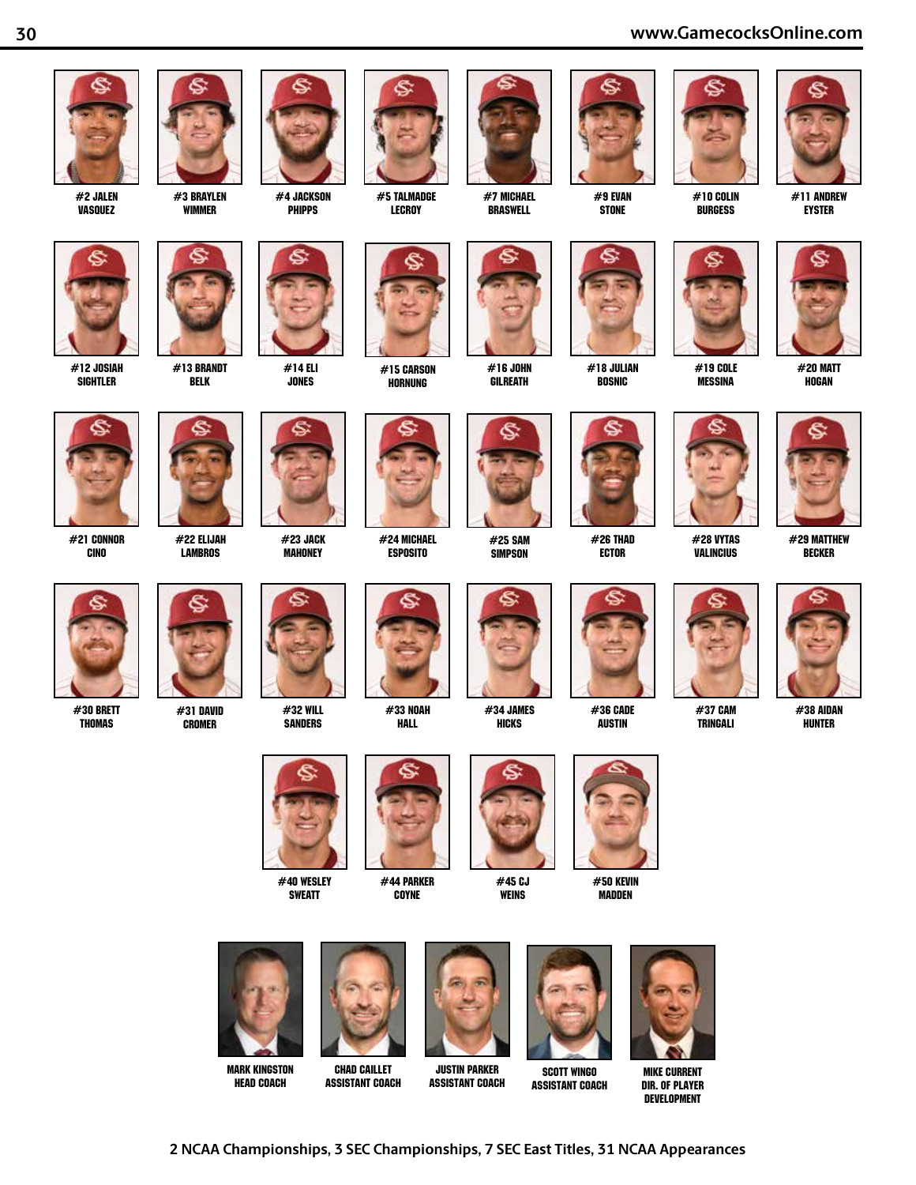#2 JALEN VASQUEZ

#3 BRAYLEN WIMMER

#4 JACKSON PHIPPS

#5 TALMADGE LECROY

#7 MICHAEL BRASWELL

#9 EVAN STONE

#10 COLIN BURGESS

#11 ANDREW EYSTER

#12 JOSIAH SIGHTLER

#13 BRANDT BELK

#14 ELI JONES

#15 CARSON HORNUNG

#16 JOHN GILREATH

#18 JULIAN BOSNIC

#19 COLE MESSINA

#20 MATT HOGAN

#21 CONNOR CINO

#22 ELIJAH LAMBROS

#23 JACK MAHONEY

#24 MICHAEL ESPOSITO

#25 SAM SIMPSON

#26 THAD ECTOR

#28 VYTAS VALINCIUS

#29 MATTHEW BECKER

#30 BRETT THOMAS

#31 DAVID CROMER

#32 WILL SANDERS

#33 NOAH HALL

#34 JAMES HICKS

#36 CADE AUSTIN

#37 CAM TRINGALI

#38 AIDAN HUNTER

#40 WESLEY SWEATT

#44 PARKER COYNE

#45 CJ WEINS

#50 KEVIN MADDEN

MARK KINGSTON
HEAD COACH

CHAD CAILLET
ASSISTANT COACH

JUSTIN PARKER
ASSISTANT COACH

SCOTT WINGO
ASSISTANT COACH

MIKE CURRENT
DIR. OF PLAYER DEVELOPMENT

**2 NCAA Championships, 3 SEC Championships, 7 SEC East Titles, 31 NCAA Appearances**